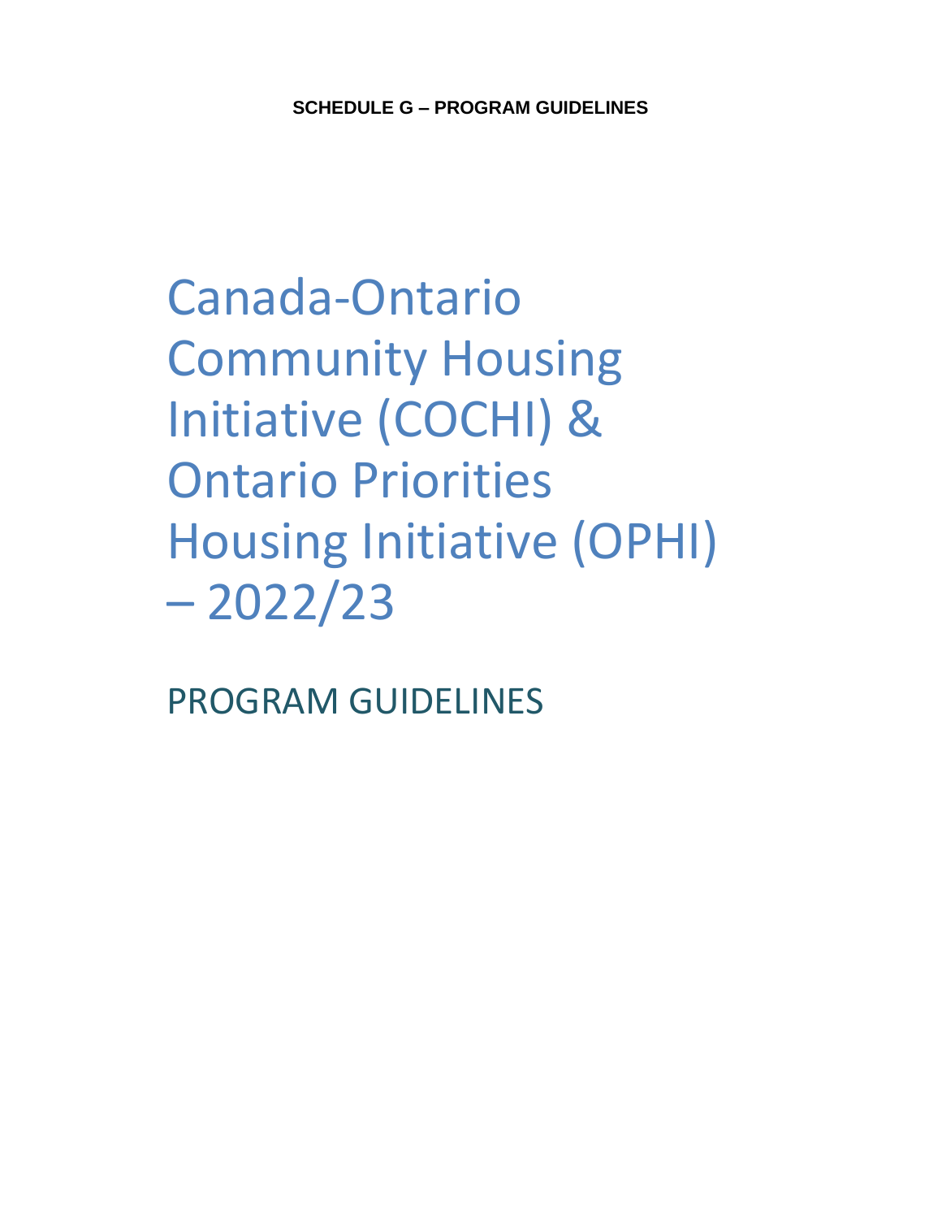**SCHEDULE G – PROGRAM GUIDELINES**

# Canada-Ontario Community Housing Initiative (COCHI) & Ontario Priorities Housing Initiative (OPHI) – 2022/23

## PROGRAM GUIDELINES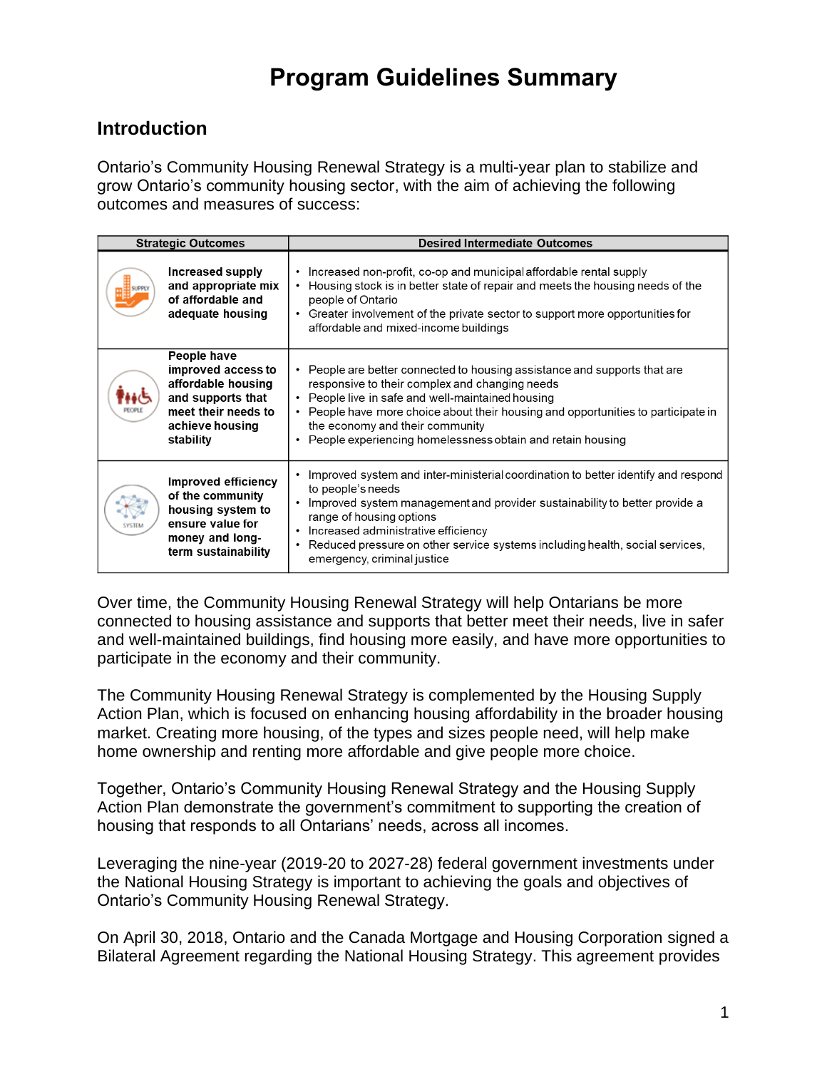# Program Guidelines Summary

## Introduction

Ontario's Community Housing Renewal Strategy is a multi-year plan to stabilize and grow Ontario's community housing sector, with the aim of achieving the following outcomes and measures of success:

| Strategic Outcomes | Desired Intermediate Outcomes |
|---|---|
| **Increased supply and appropriate mix of affordable and adequate housing** | • Increased non-profit, co-op and municipal affordable rental supply<br>• Housing stock is in better state of repair and meets the housing needs of the people of Ontario<br>• Greater involvement of the private sector to support more opportunities for affordable and mixed-income buildings |
| **People have improved access to affordable housing and supports that meet their needs to achieve housing stability** | • People are better connected to housing assistance and supports that are responsive to their complex and changing needs<br>• People live in safe and well-maintained housing<br>• People have more choice about their housing and opportunities to participate in the economy and their community<br>• People experiencing homelessness obtain and retain housing |
| **Improved efficiency of the community housing system to ensure value for money and long-term sustainability** | • Improved system and inter-ministerial coordination to better identify and respond to people's needs<br>• Improved system management and provider sustainability to better provide a range of housing options<br>• Increased administrative efficiency<br>• Reduced pressure on other service systems including health, social services, emergency, criminal justice |

Over time, the Community Housing Renewal Strategy will help Ontarians be more connected to housing assistance and supports that better meet their needs, live in safer and well-maintained buildings, find housing more easily, and have more opportunities to participate in the economy and their community.

The Community Housing Renewal Strategy is complemented by the Housing Supply Action Plan, which is focused on enhancing housing affordability in the broader housing market. Creating more housing, of the types and sizes people need, will help make home ownership and renting more affordable and give people more choice.

Together, Ontario's Community Housing Renewal Strategy and the Housing Supply Action Plan demonstrate the government's commitment to supporting the creation of housing that responds to all Ontarians' needs, across all incomes.

Leveraging the nine-year (2019-20 to 2027-28) federal government investments under the National Housing Strategy is important to achieving the goals and objectives of Ontario's Community Housing Renewal Strategy.

On April 30, 2018, Ontario and the Canada Mortgage and Housing Corporation signed a Bilateral Agreement regarding the National Housing Strategy. This agreement provides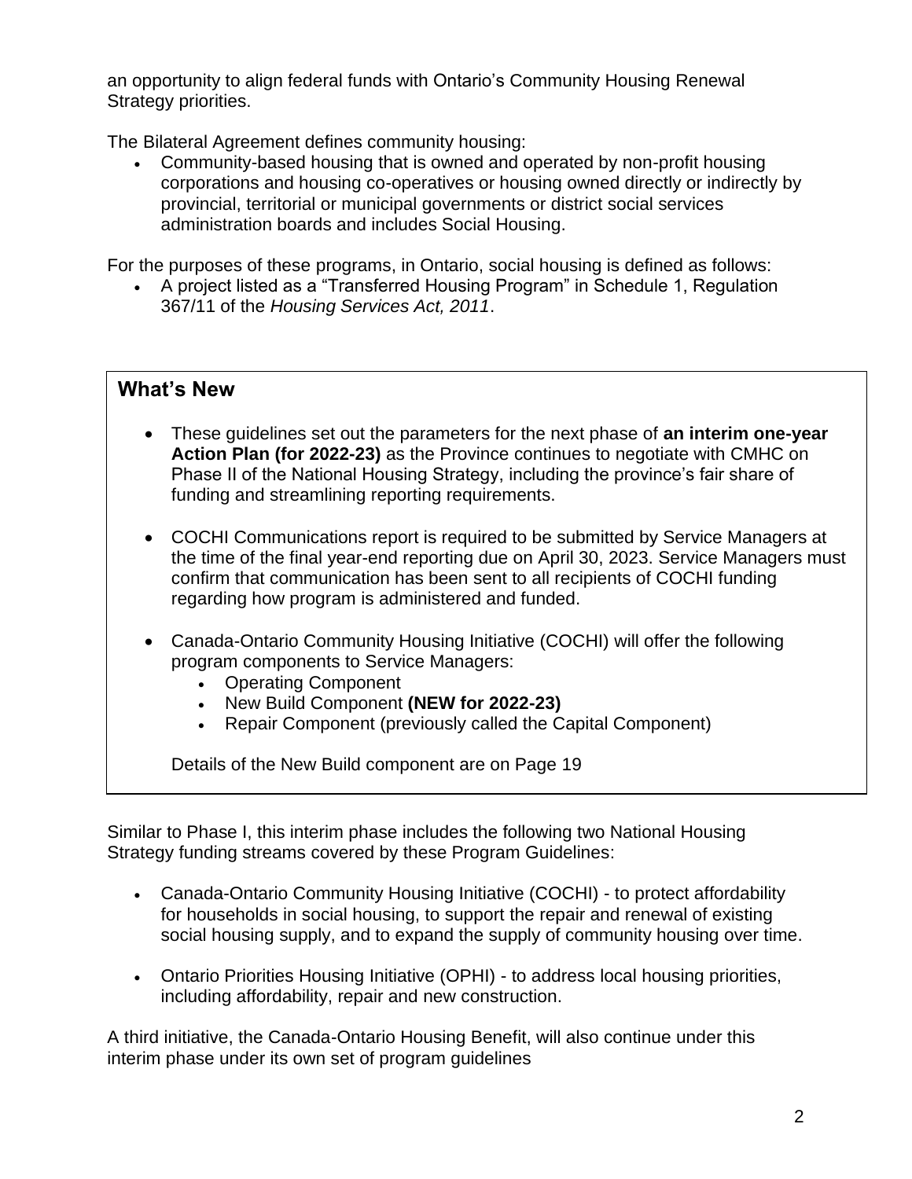an opportunity to align federal funds with Ontario's Community Housing Renewal Strategy priorities.

The Bilateral Agreement defines community housing:

- Community-based housing that is owned and operated by non-profit housing corporations and housing co-operatives or housing owned directly or indirectly by provincial, territorial or municipal governments or district social services administration boards and includes Social Housing.

For the purposes of these programs, in Ontario, social housing is defined as follows:

- A project listed as a "Transferred Housing Program" in Schedule 1, Regulation 367/11 of the *Housing Services Act, 2011*.

## What's New

- These guidelines set out the parameters for the next phase of **an interim one-year Action Plan (for 2022-23)** as the Province continues to negotiate with CMHC on Phase II of the National Housing Strategy, including the province's fair share of funding and streamlining reporting requirements.
- COCHI Communications report is required to be submitted by Service Managers at the time of the final year-end reporting due on April 30, 2023. Service Managers must confirm that communication has been sent to all recipients of COCHI funding regarding how program is administered and funded.
- Canada-Ontario Community Housing Initiative (COCHI) will offer the following program components to Service Managers:
  - Operating Component
  - New Build Component **(NEW for 2022-23)**
  - Repair Component (previously called the Capital Component)

  Details of the New Build component are on Page 19

Similar to Phase I, this interim phase includes the following two National Housing Strategy funding streams covered by these Program Guidelines:

- Canada-Ontario Community Housing Initiative (COCHI) - to protect affordability for households in social housing, to support the repair and renewal of existing social housing supply, and to expand the supply of community housing over time.
- Ontario Priorities Housing Initiative (OPHI) - to address local housing priorities, including affordability, repair and new construction.

A third initiative, the Canada-Ontario Housing Benefit, will also continue under this interim phase under its own set of program guidelines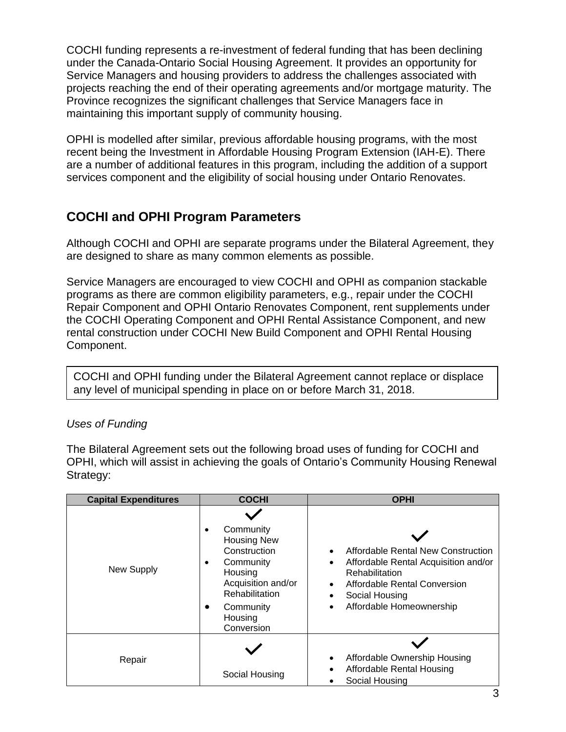COCHI funding represents a re-investment of federal funding that has been declining under the Canada-Ontario Social Housing Agreement. It provides an opportunity for Service Managers and housing providers to address the challenges associated with projects reaching the end of their operating agreements and/or mortgage maturity. The Province recognizes the significant challenges that Service Managers face in maintaining this important supply of community housing.

OPHI is modelled after similar, previous affordable housing programs, with the most recent being the Investment in Affordable Housing Program Extension (IAH-E). There are a number of additional features in this program, including the addition of a support services component and the eligibility of social housing under Ontario Renovates.

## COCHI and OPHI Program Parameters

Although COCHI and OPHI are separate programs under the Bilateral Agreement, they are designed to share as many common elements as possible.

Service Managers are encouraged to view COCHI and OPHI as companion stackable programs as there are common eligibility parameters, e.g., repair under the COCHI Repair Component and OPHI Ontario Renovates Component, rent supplements under the COCHI Operating Component and OPHI Rental Assistance Component, and new rental construction under COCHI New Build Component and OPHI Rental Housing Component.

> COCHI and OPHI funding under the Bilateral Agreement cannot replace or displace any level of municipal spending in place on or before March 31, 2018.

*Uses of Funding*

The Bilateral Agreement sets out the following broad uses of funding for COCHI and OPHI, which will assist in achieving the goals of Ontario's Community Housing Renewal Strategy:

| Capital Expenditures | COCHI | OPHI |
|---|---|---|
| New Supply | ✓<br>• Community Housing New Construction<br>• Community Housing Acquisition and/or Rehabilitation<br>• Community Housing Conversion | ✓<br>• Affordable Rental New Construction<br>• Affordable Rental Acquisition and/or Rehabilitation<br>• Affordable Rental Conversion<br>• Social Housing<br>• Affordable Homeownership |
| Repair | ✓<br>Social Housing | ✓<br>• Affordable Ownership Housing<br>• Affordable Rental Housing<br>• Social Housing |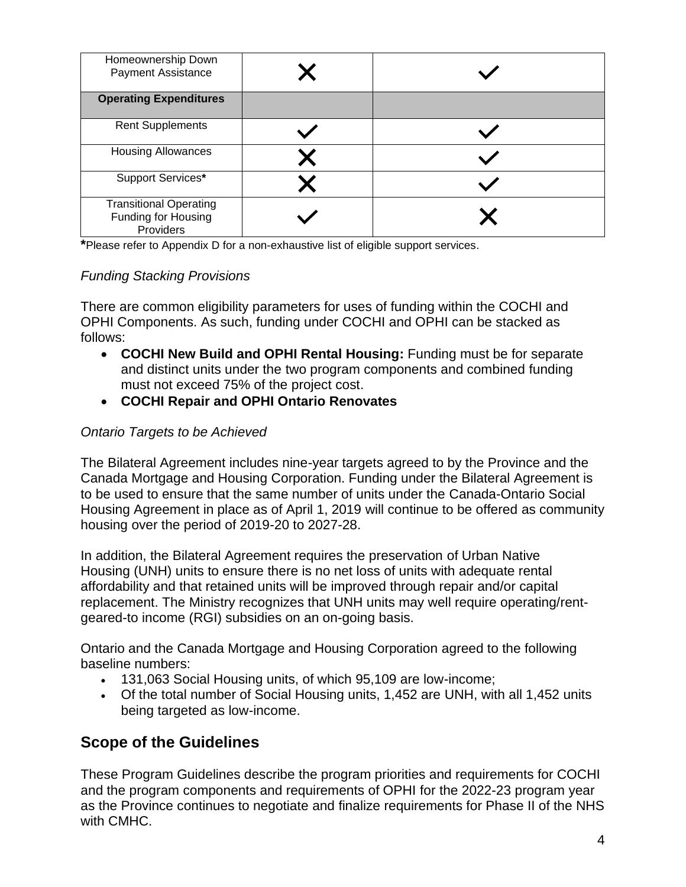| | | |
|---|---|---|
| Homeownership Down Payment Assistance | ✗ | ✓ |
| **Operating Expenditures** | | |
| Rent Supplements | ✓ | ✓ |
| Housing Allowances | ✗ | ✓ |
| Support Services* | ✗ | ✓ |
| Transitional Operating Funding for Housing Providers | ✓ | ✗ |

***Please refer to Appendix D for a non-exhaustive list of eligible support services.**

*Funding Stacking Provisions*

There are common eligibility parameters for uses of funding within the COCHI and OPHI Components. As such, funding under COCHI and OPHI can be stacked as follows:

- **COCHI New Build and OPHI Rental Housing:** Funding must be for separate and distinct units under the two program components and combined funding must not exceed 75% of the project cost.
- **COCHI Repair and OPHI Ontario Renovates**

*Ontario Targets to be Achieved*

The Bilateral Agreement includes nine-year targets agreed to by the Province and the Canada Mortgage and Housing Corporation. Funding under the Bilateral Agreement is to be used to ensure that the same number of units under the Canada-Ontario Social Housing Agreement in place as of April 1, 2019 will continue to be offered as community housing over the period of 2019-20 to 2027-28.

In addition, the Bilateral Agreement requires the preservation of Urban Native Housing (UNH) units to ensure there is no net loss of units with adequate rental affordability and that retained units will be improved through repair and/or capital replacement. The Ministry recognizes that UNH units may well require operating/rent-geared-to income (RGI) subsidies on an on-going basis.

Ontario and the Canada Mortgage and Housing Corporation agreed to the following baseline numbers:

- 131,063 Social Housing units, of which 95,109 are low-income;
- Of the total number of Social Housing units, 1,452 are UNH, with all 1,452 units being targeted as low-income.

## Scope of the Guidelines

These Program Guidelines describe the program priorities and requirements for COCHI and the program components and requirements of OPHI for the 2022-23 program year as the Province continues to negotiate and finalize requirements for Phase II of the NHS with CMHC.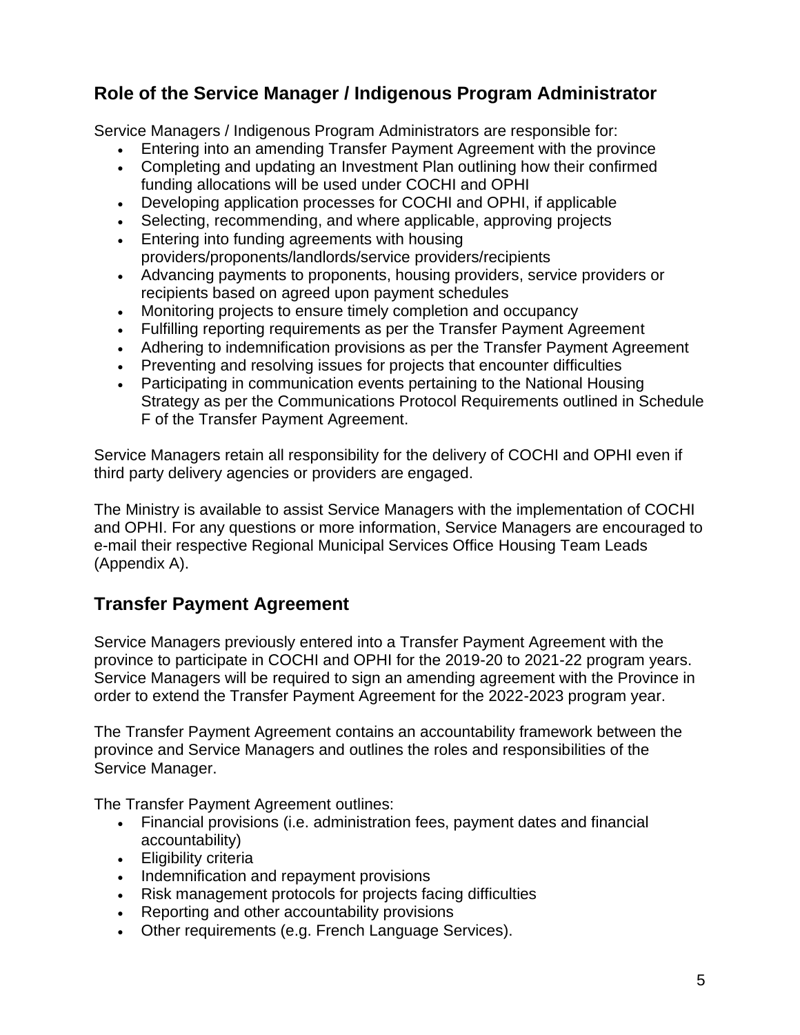## Role of the Service Manager / Indigenous Program Administrator

Service Managers / Indigenous Program Administrators are responsible for:

- Entering into an amending Transfer Payment Agreement with the province
- Completing and updating an Investment Plan outlining how their confirmed funding allocations will be used under COCHI and OPHI
- Developing application processes for COCHI and OPHI, if applicable
- Selecting, recommending, and where applicable, approving projects
- Entering into funding agreements with housing providers/proponents/landlords/service providers/recipients
- Advancing payments to proponents, housing providers, service providers or recipients based on agreed upon payment schedules
- Monitoring projects to ensure timely completion and occupancy
- Fulfilling reporting requirements as per the Transfer Payment Agreement
- Adhering to indemnification provisions as per the Transfer Payment Agreement
- Preventing and resolving issues for projects that encounter difficulties
- Participating in communication events pertaining to the National Housing Strategy as per the Communications Protocol Requirements outlined in Schedule F of the Transfer Payment Agreement.

Service Managers retain all responsibility for the delivery of COCHI and OPHI even if third party delivery agencies or providers are engaged.

The Ministry is available to assist Service Managers with the implementation of COCHI and OPHI. For any questions or more information, Service Managers are encouraged to e-mail their respective Regional Municipal Services Office Housing Team Leads (Appendix A).

## Transfer Payment Agreement

Service Managers previously entered into a Transfer Payment Agreement with the province to participate in COCHI and OPHI for the 2019-20 to 2021-22 program years. Service Managers will be required to sign an amending agreement with the Province in order to extend the Transfer Payment Agreement for the 2022-2023 program year.

The Transfer Payment Agreement contains an accountability framework between the province and Service Managers and outlines the roles and responsibilities of the Service Manager.

The Transfer Payment Agreement outlines:

- Financial provisions (i.e. administration fees, payment dates and financial accountability)
- Eligibility criteria
- Indemnification and repayment provisions
- Risk management protocols for projects facing difficulties
- Reporting and other accountability provisions
- Other requirements (e.g. French Language Services).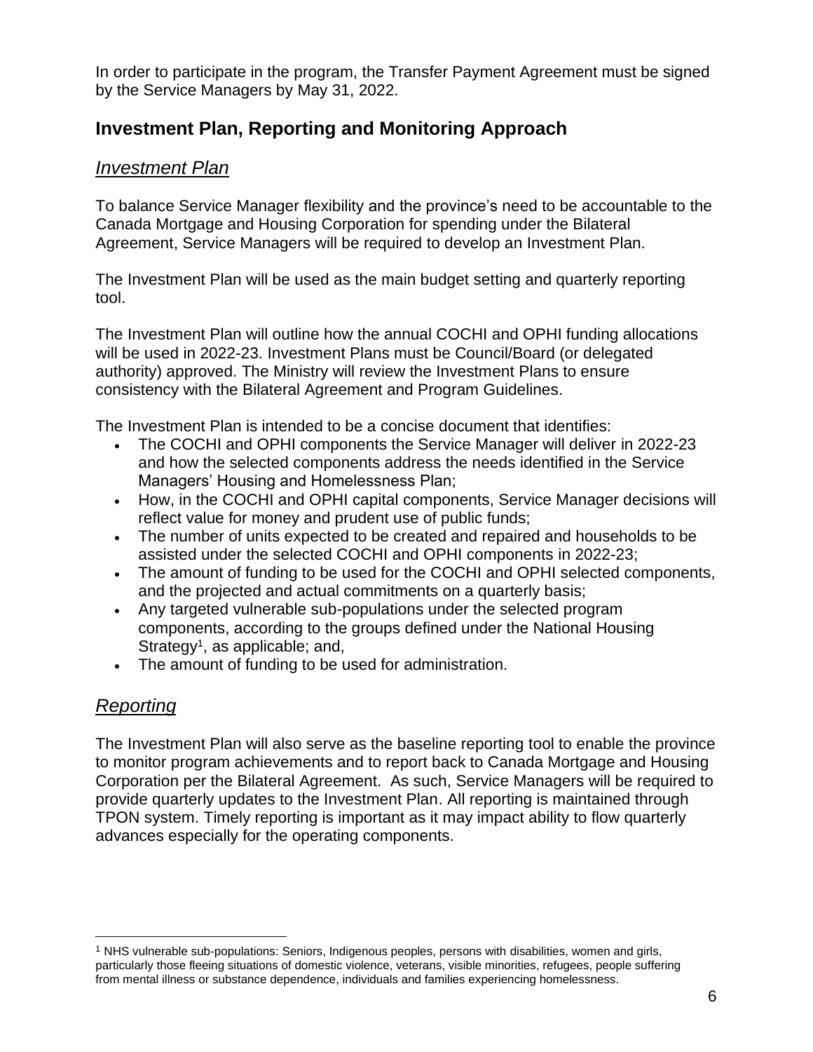In order to participate in the program, the Transfer Payment Agreement must be signed by the Service Managers by May 31, 2022.

## Investment Plan, Reporting and Monitoring Approach

### *Investment Plan*

To balance Service Manager flexibility and the province's need to be accountable to the Canada Mortgage and Housing Corporation for spending under the Bilateral Agreement, Service Managers will be required to develop an Investment Plan.

The Investment Plan will be used as the main budget setting and quarterly reporting tool.

The Investment Plan will outline how the annual COCHI and OPHI funding allocations will be used in 2022-23. Investment Plans must be Council/Board (or delegated authority) approved. The Ministry will review the Investment Plans to ensure consistency with the Bilateral Agreement and Program Guidelines.

The Investment Plan is intended to be a concise document that identifies:

- The COCHI and OPHI components the Service Manager will deliver in 2022-23 and how the selected components address the needs identified in the Service Managers' Housing and Homelessness Plan;
- How, in the COCHI and OPHI capital components, Service Manager decisions will reflect value for money and prudent use of public funds;
- The number of units expected to be created and repaired and households to be assisted under the selected COCHI and OPHI components in 2022-23;
- The amount of funding to be used for the COCHI and OPHI selected components, and the projected and actual commitments on a quarterly basis;
- Any targeted vulnerable sub-populations under the selected program components, according to the groups defined under the National Housing Strategy[1], as applicable; and,
- The amount of funding to be used for administration.

### *Reporting*

The Investment Plan will also serve as the baseline reporting tool to enable the province to monitor program achievements and to report back to Canada Mortgage and Housing Corporation per the Bilateral Agreement. As such, Service Managers will be required to provide quarterly updates to the Investment Plan. All reporting is maintained through TPON system. Timely reporting is important as it may impact ability to flow quarterly advances especially for the operating components.

[1] NHS vulnerable sub-populations: Seniors, Indigenous peoples, persons with disabilities, women and girls, particularly those fleeing situations of domestic violence, veterans, visible minorities, refugees, people suffering from mental illness or substance dependence, individuals and families experiencing homelessness.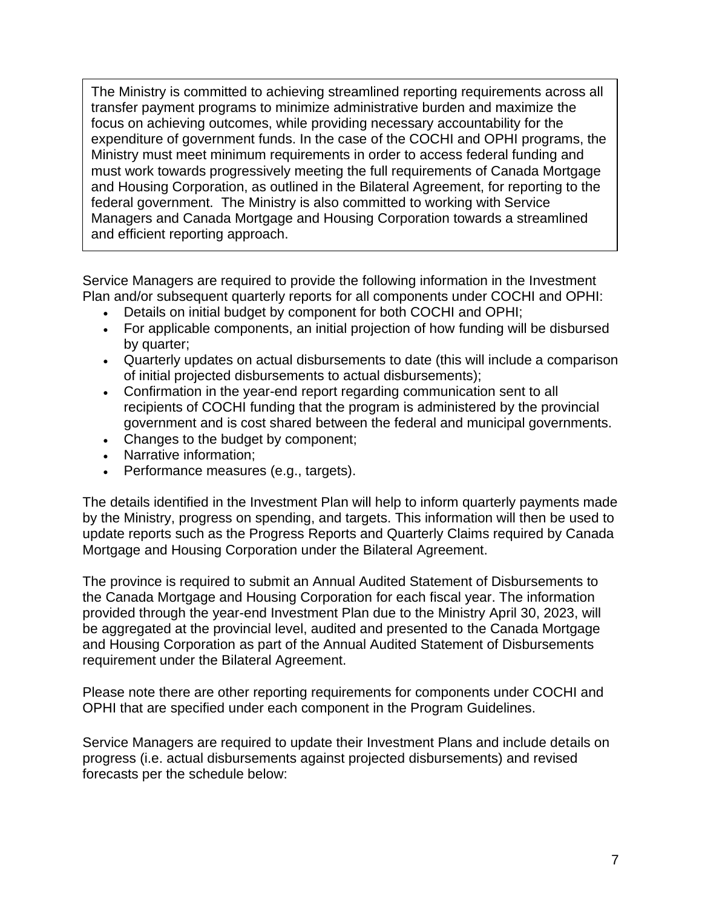> The Ministry is committed to achieving streamlined reporting requirements across all transfer payment programs to minimize administrative burden and maximize the focus on achieving outcomes, while providing necessary accountability for the expenditure of government funds. In the case of the COCHI and OPHI programs, the Ministry must meet minimum requirements in order to access federal funding and must work towards progressively meeting the full requirements of Canada Mortgage and Housing Corporation, as outlined in the Bilateral Agreement, for reporting to the federal government. The Ministry is also committed to working with Service Managers and Canada Mortgage and Housing Corporation towards a streamlined and efficient reporting approach.

Service Managers are required to provide the following information in the Investment Plan and/or subsequent quarterly reports for all components under COCHI and OPHI:

- Details on initial budget by component for both COCHI and OPHI;
- For applicable components, an initial projection of how funding will be disbursed by quarter;
- Quarterly updates on actual disbursements to date (this will include a comparison of initial projected disbursements to actual disbursements);
- Confirmation in the year-end report regarding communication sent to all recipients of COCHI funding that the program is administered by the provincial government and is cost shared between the federal and municipal governments.
- Changes to the budget by component;
- Narrative information;
- Performance measures (e.g., targets).

The details identified in the Investment Plan will help to inform quarterly payments made by the Ministry, progress on spending, and targets. This information will then be used to update reports such as the Progress Reports and Quarterly Claims required by Canada Mortgage and Housing Corporation under the Bilateral Agreement.

The province is required to submit an Annual Audited Statement of Disbursements to the Canada Mortgage and Housing Corporation for each fiscal year. The information provided through the year-end Investment Plan due to the Ministry April 30, 2023, will be aggregated at the provincial level, audited and presented to the Canada Mortgage and Housing Corporation as part of the Annual Audited Statement of Disbursements requirement under the Bilateral Agreement.

Please note there are other reporting requirements for components under COCHI and OPHI that are specified under each component in the Program Guidelines.

Service Managers are required to update their Investment Plans and include details on progress (i.e. actual disbursements against projected disbursements) and revised forecasts per the schedule below: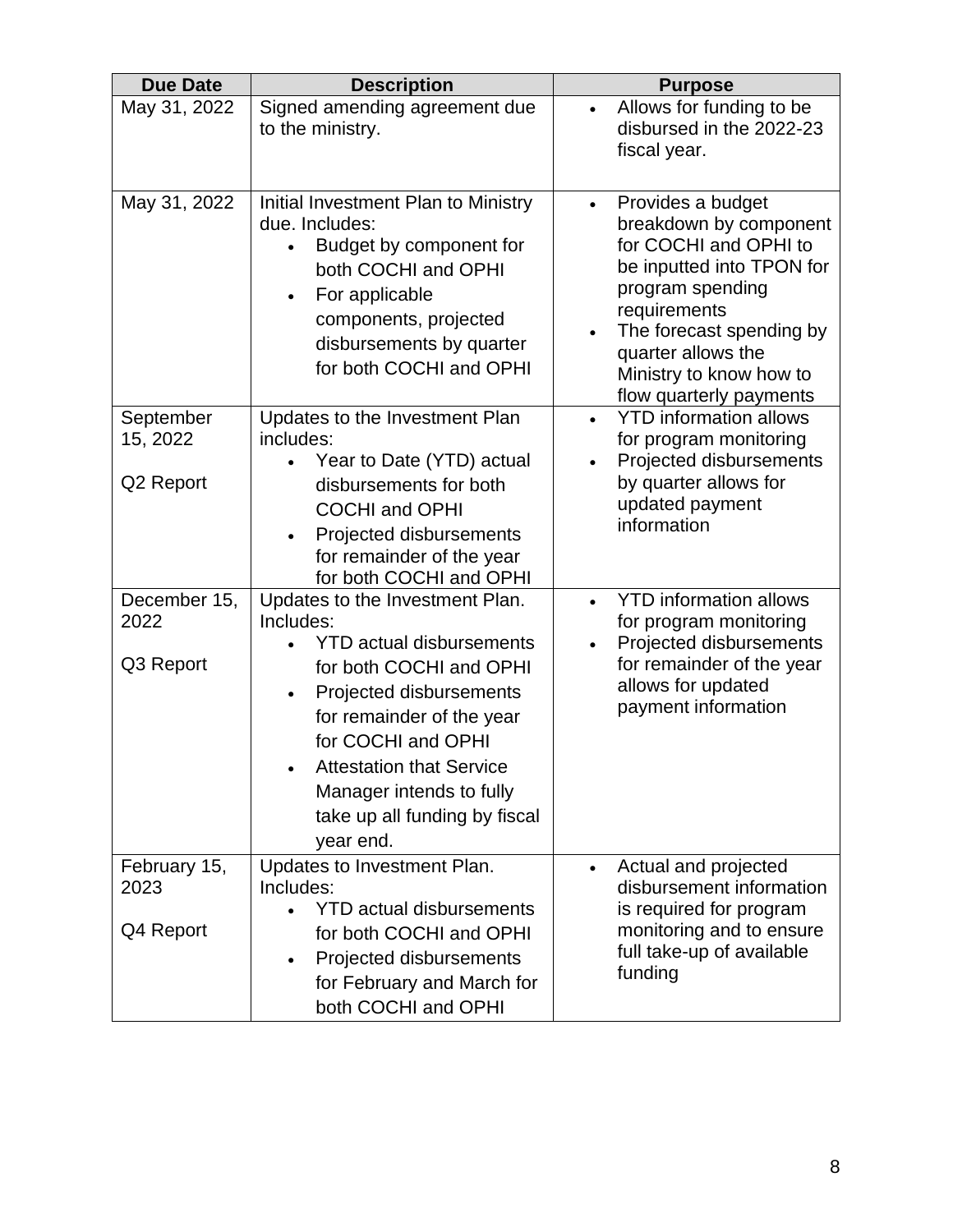| Due Date | Description | Purpose |
|---|---|---|
| May 31, 2022 | Signed amending agreement due to the ministry. | • Allows for funding to be disbursed in the 2022-23 fiscal year. |
| May 31, 2022 | Initial Investment Plan to Ministry due. Includes: <br>• Budget by component for both COCHI and OPHI <br>• For applicable components, projected disbursements by quarter for both COCHI and OPHI | • Provides a budget breakdown by component for COCHI and OPHI to be inputted into TPON for program spending requirements <br>• The forecast spending by quarter allows the Ministry to know how to flow quarterly payments |
| September 15, 2022 <br><br>Q2 Report | Updates to the Investment Plan includes: <br>• Year to Date (YTD) actual disbursements for both COCHI and OPHI <br>• Projected disbursements for remainder of the year for both COCHI and OPHI | • YTD information allows for program monitoring <br>• Projected disbursements by quarter allows for updated payment information |
| December 15, 2022 <br><br>Q3 Report | Updates to the Investment Plan. Includes: <br>• YTD actual disbursements for both COCHI and OPHI <br>• Projected disbursements for remainder of the year for COCHI and OPHI <br>• Attestation that Service Manager intends to fully take up all funding by fiscal year end. | • YTD information allows for program monitoring <br>• Projected disbursements for remainder of the year allows for updated payment information |
| February 15, 2023 <br><br>Q4 Report | Updates to Investment Plan. Includes: <br>• YTD actual disbursements for both COCHI and OPHI <br>• Projected disbursements for February and March for both COCHI and OPHI | • Actual and projected disbursement information is required for program monitoring and to ensure full take-up of available funding |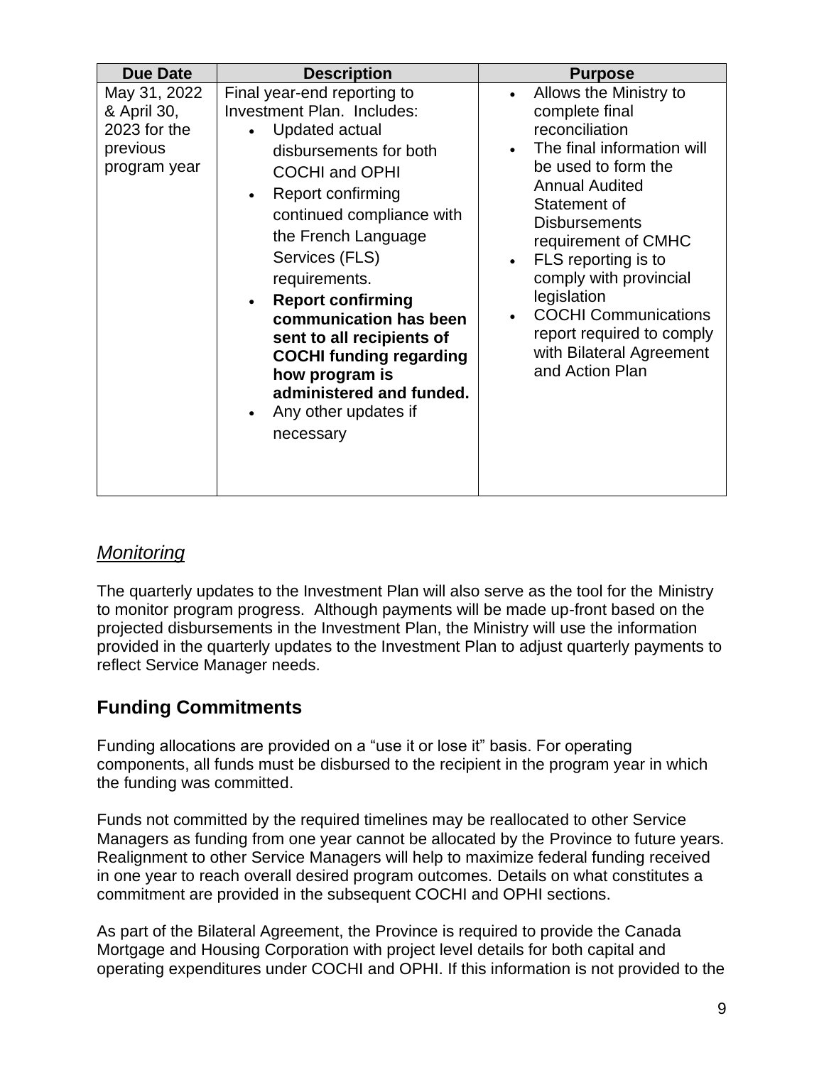| Due Date | Description | Purpose |
| --- | --- | --- |
| May 31, 2022 & April 30, 2023 for the previous program year | Final year-end reporting to Investment Plan. Includes:<br>• Updated actual disbursements for both COCHI and OPHI<br>• Report confirming continued compliance with the French Language Services (FLS) requirements.<br>• **Report confirming communication has been sent to all recipients of COCHI funding regarding how program is administered and funded.**<br>• Any other updates if necessary | • Allows the Ministry to complete final reconciliation<br>• The final information will be used to form the Annual Audited Statement of Disbursements requirement of CMHC<br>• FLS reporting is to comply with provincial legislation<br>• COCHI Communications report required to comply with Bilateral Agreement and Action Plan |

### *Monitoring*

The quarterly updates to the Investment Plan will also serve as the tool for the Ministry to monitor program progress. Although payments will be made up-front based on the projected disbursements in the Investment Plan, the Ministry will use the information provided in the quarterly updates to the Investment Plan to adjust quarterly payments to reflect Service Manager needs.

## Funding Commitments

Funding allocations are provided on a “use it or lose it” basis. For operating components, all funds must be disbursed to the recipient in the program year in which the funding was committed.

Funds not committed by the required timelines may be reallocated to other Service Managers as funding from one year cannot be allocated by the Province to future years. Realignment to other Service Managers will help to maximize federal funding received in one year to reach overall desired program outcomes. Details on what constitutes a commitment are provided in the subsequent COCHI and OPHI sections.

As part of the Bilateral Agreement, the Province is required to provide the Canada Mortgage and Housing Corporation with project level details for both capital and operating expenditures under COCHI and OPHI. If this information is not provided to the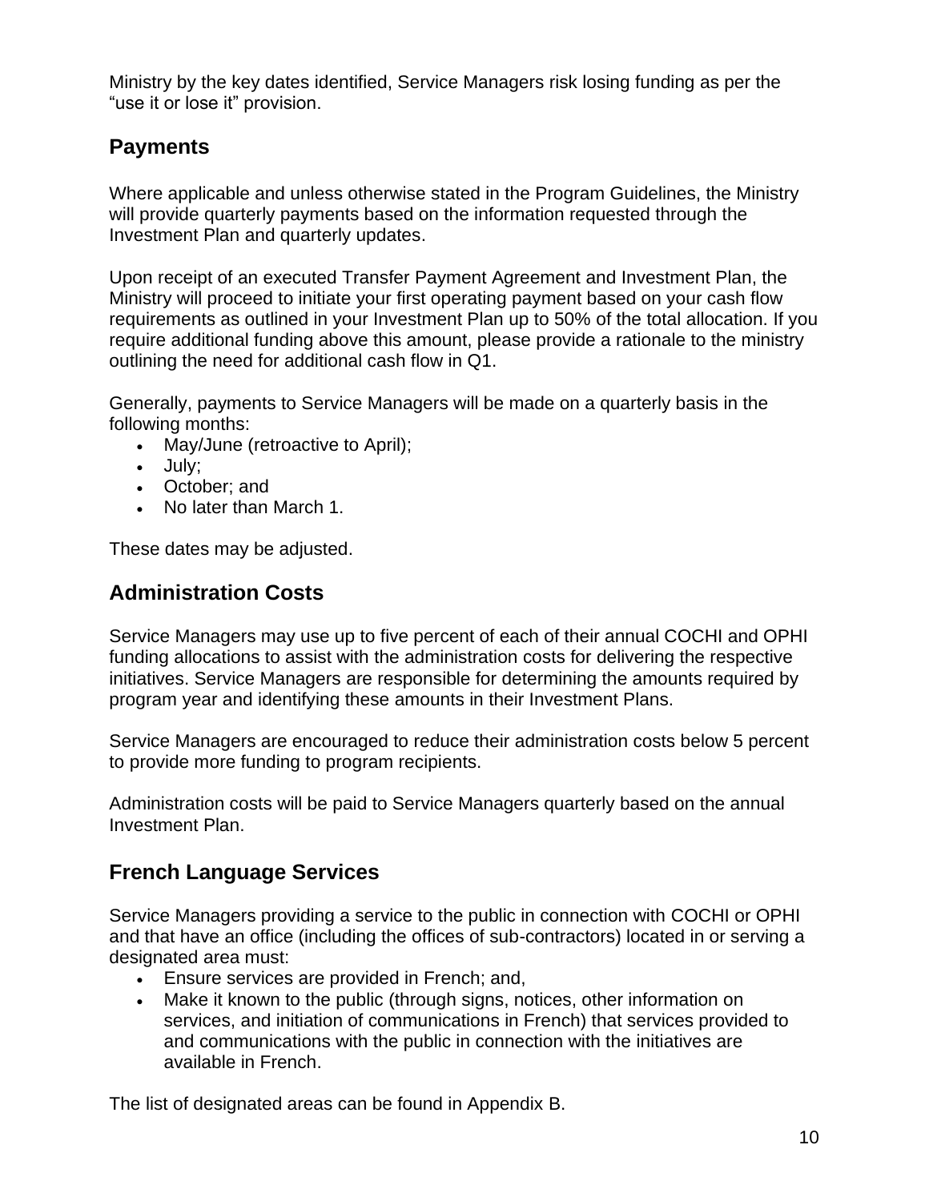Ministry by the key dates identified, Service Managers risk losing funding as per the “use it or lose it” provision.

## Payments

Where applicable and unless otherwise stated in the Program Guidelines, the Ministry will provide quarterly payments based on the information requested through the Investment Plan and quarterly updates.

Upon receipt of an executed Transfer Payment Agreement and Investment Plan, the Ministry will proceed to initiate your first operating payment based on your cash flow requirements as outlined in your Investment Plan up to 50% of the total allocation. If you require additional funding above this amount, please provide a rationale to the ministry outlining the need for additional cash flow in Q1.

Generally, payments to Service Managers will be made on a quarterly basis in the following months:

- May/June (retroactive to April);
- July;
- October; and
- No later than March 1.

These dates may be adjusted.

## Administration Costs

Service Managers may use up to five percent of each of their annual COCHI and OPHI funding allocations to assist with the administration costs for delivering the respective initiatives. Service Managers are responsible for determining the amounts required by program year and identifying these amounts in their Investment Plans.

Service Managers are encouraged to reduce their administration costs below 5 percent to provide more funding to program recipients.

Administration costs will be paid to Service Managers quarterly based on the annual Investment Plan.

## French Language Services

Service Managers providing a service to the public in connection with COCHI or OPHI and that have an office (including the offices of sub-contractors) located in or serving a designated area must:

- Ensure services are provided in French; and,
- Make it known to the public (through signs, notices, other information on services, and initiation of communications in French) that services provided to and communications with the public in connection with the initiatives are available in French.

The list of designated areas can be found in Appendix B.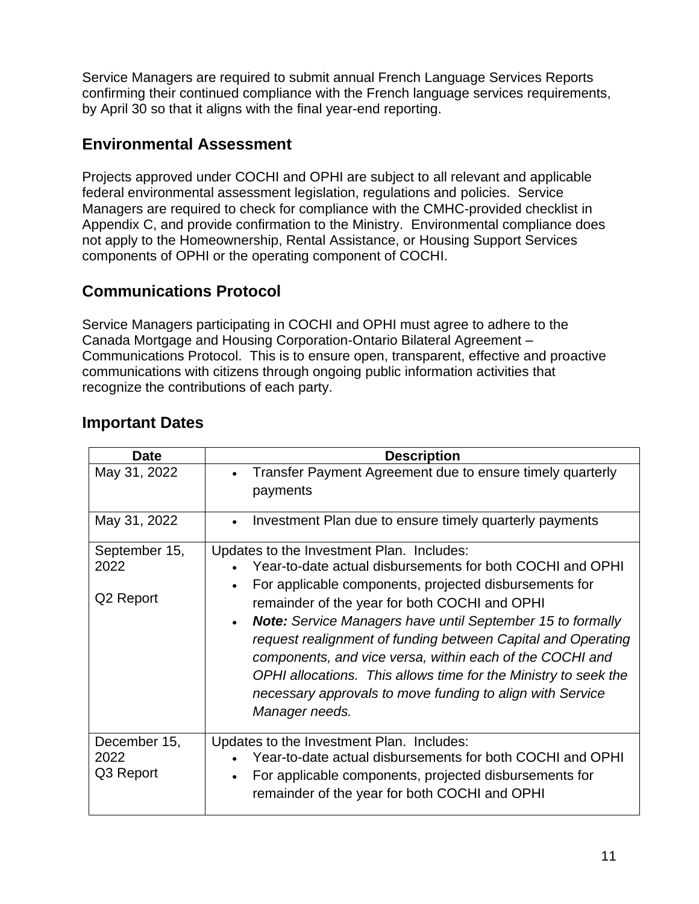Service Managers are required to submit annual French Language Services Reports confirming their continued compliance with the French language services requirements, by April 30 so that it aligns with the final year-end reporting.

## Environmental Assessment

Projects approved under COCHI and OPHI are subject to all relevant and applicable federal environmental assessment legislation, regulations and policies. Service Managers are required to check for compliance with the CMHC-provided checklist in Appendix C, and provide confirmation to the Ministry. Environmental compliance does not apply to the Homeownership, Rental Assistance, or Housing Support Services components of OPHI or the operating component of COCHI.

## Communications Protocol

Service Managers participating in COCHI and OPHI must agree to adhere to the Canada Mortgage and Housing Corporation-Ontario Bilateral Agreement – Communications Protocol. This is to ensure open, transparent, effective and proactive communications with citizens through ongoing public information activities that recognize the contributions of each party.

## Important Dates

| Date | Description |
| --- | --- |
| May 31, 2022 | • Transfer Payment Agreement due to ensure timely quarterly payments |
| May 31, 2022 | • Investment Plan due to ensure timely quarterly payments |
| September 15, 2022<br><br>Q2 Report | Updates to the Investment Plan. Includes:<br>• Year-to-date actual disbursements for both COCHI and OPHI<br>• For applicable components, projected disbursements for remainder of the year for both COCHI and OPHI<br>• ***Note:*** *Service Managers have until September 15 to formally request realignment of funding between Capital and Operating components, and vice versa, within each of the COCHI and OPHI allocations. This allows time for the Ministry to seek the necessary approvals to move funding to align with Service Manager needs.* |
| December 15, 2022<br>Q3 Report | Updates to the Investment Plan. Includes:<br>• Year-to-date actual disbursements for both COCHI and OPHI<br>• For applicable components, projected disbursements for remainder of the year for both COCHI and OPHI |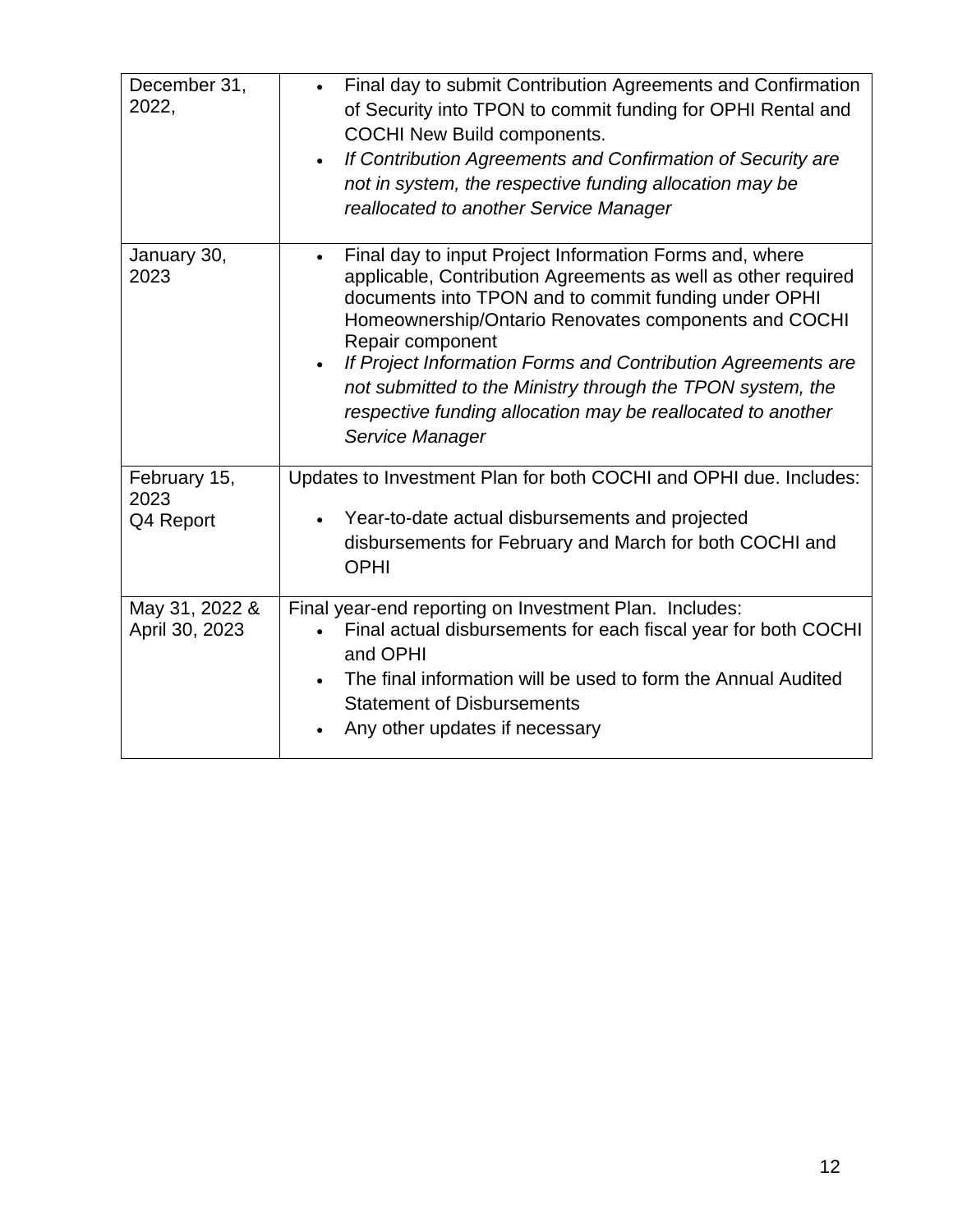| | |
|---|---|
| December 31, 2022, | • Final day to submit Contribution Agreements and Confirmation of Security into TPON to commit funding for OPHI Rental and COCHI New Build components.<br>• *If Contribution Agreements and Confirmation of Security are not in system, the respective funding allocation may be reallocated to another Service Manager* |
| January 30, 2023 | • Final day to input Project Information Forms and, where applicable, Contribution Agreements as well as other required documents into TPON and to commit funding under OPHI Homeownership/Ontario Renovates components and COCHI Repair component<br>• *If Project Information Forms and Contribution Agreements are not submitted to the Ministry through the TPON system, the respective funding allocation may be reallocated to another Service Manager* |
| February 15, 2023<br>Q4 Report | Updates to Investment Plan for both COCHI and OPHI due. Includes:<br>• Year-to-date actual disbursements and projected disbursements for February and March for both COCHI and OPHI |
| May 31, 2022 & April 30, 2023 | Final year-end reporting on Investment Plan. Includes:<br>• Final actual disbursements for each fiscal year for both COCHI and OPHI<br>• The final information will be used to form the Annual Audited Statement of Disbursements<br>• Any other updates if necessary |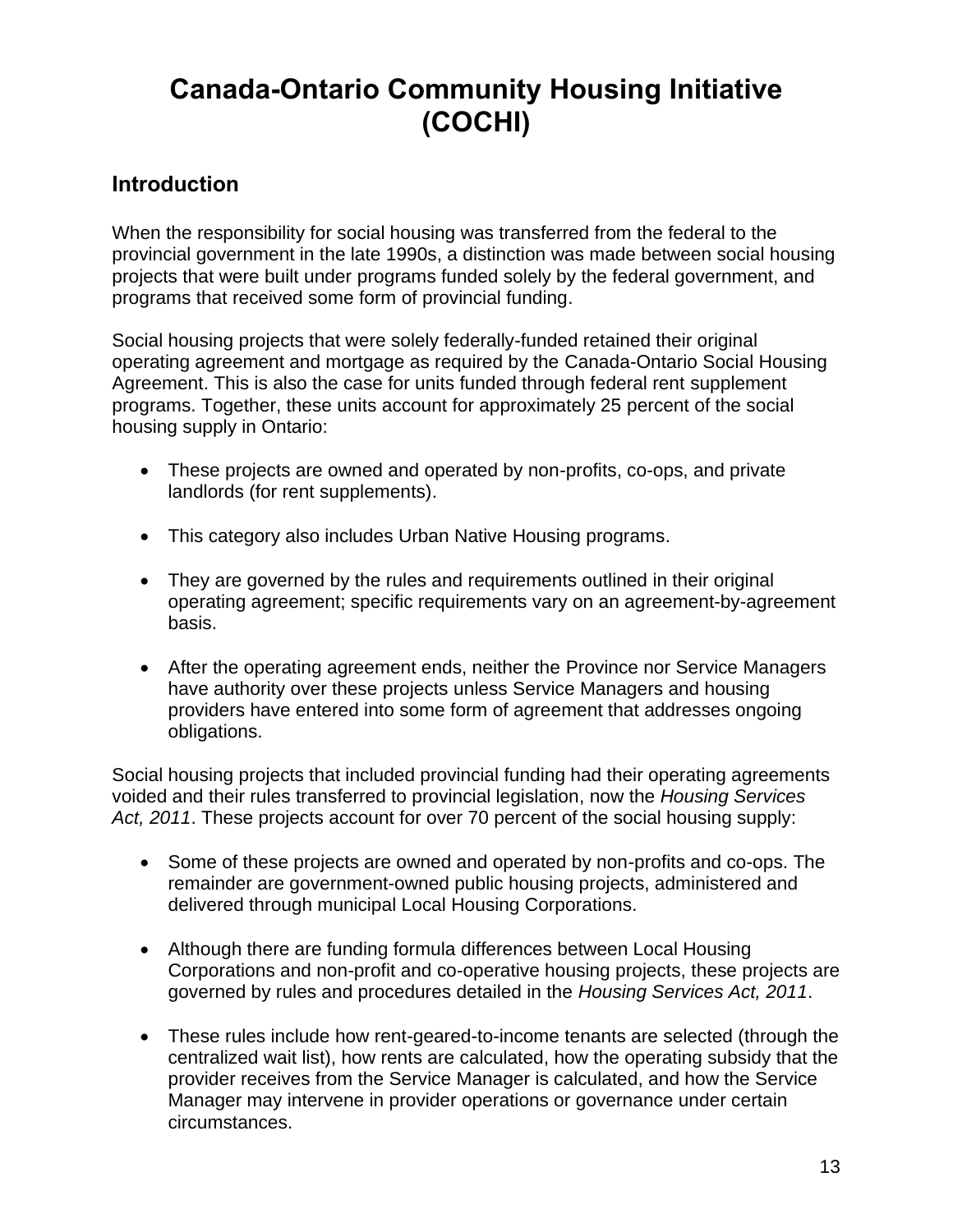# Canada-Ontario Community Housing Initiative (COCHI)

## Introduction

When the responsibility for social housing was transferred from the federal to the provincial government in the late 1990s, a distinction was made between social housing projects that were built under programs funded solely by the federal government, and programs that received some form of provincial funding.

Social housing projects that were solely federally-funded retained their original operating agreement and mortgage as required by the Canada-Ontario Social Housing Agreement. This is also the case for units funded through federal rent supplement programs. Together, these units account for approximately 25 percent of the social housing supply in Ontario:

- These projects are owned and operated by non-profits, co-ops, and private landlords (for rent supplements).
- This category also includes Urban Native Housing programs.
- They are governed by the rules and requirements outlined in their original operating agreement; specific requirements vary on an agreement-by-agreement basis.
- After the operating agreement ends, neither the Province nor Service Managers have authority over these projects unless Service Managers and housing providers have entered into some form of agreement that addresses ongoing obligations.

Social housing projects that included provincial funding had their operating agreements voided and their rules transferred to provincial legislation, now the *Housing Services Act, 2011*. These projects account for over 70 percent of the social housing supply:

- Some of these projects are owned and operated by non-profits and co-ops. The remainder are government-owned public housing projects, administered and delivered through municipal Local Housing Corporations.
- Although there are funding formula differences between Local Housing Corporations and non-profit and co-operative housing projects, these projects are governed by rules and procedures detailed in the *Housing Services Act, 2011*.
- These rules include how rent-geared-to-income tenants are selected (through the centralized wait list), how rents are calculated, how the operating subsidy that the provider receives from the Service Manager is calculated, and how the Service Manager may intervene in provider operations or governance under certain circumstances.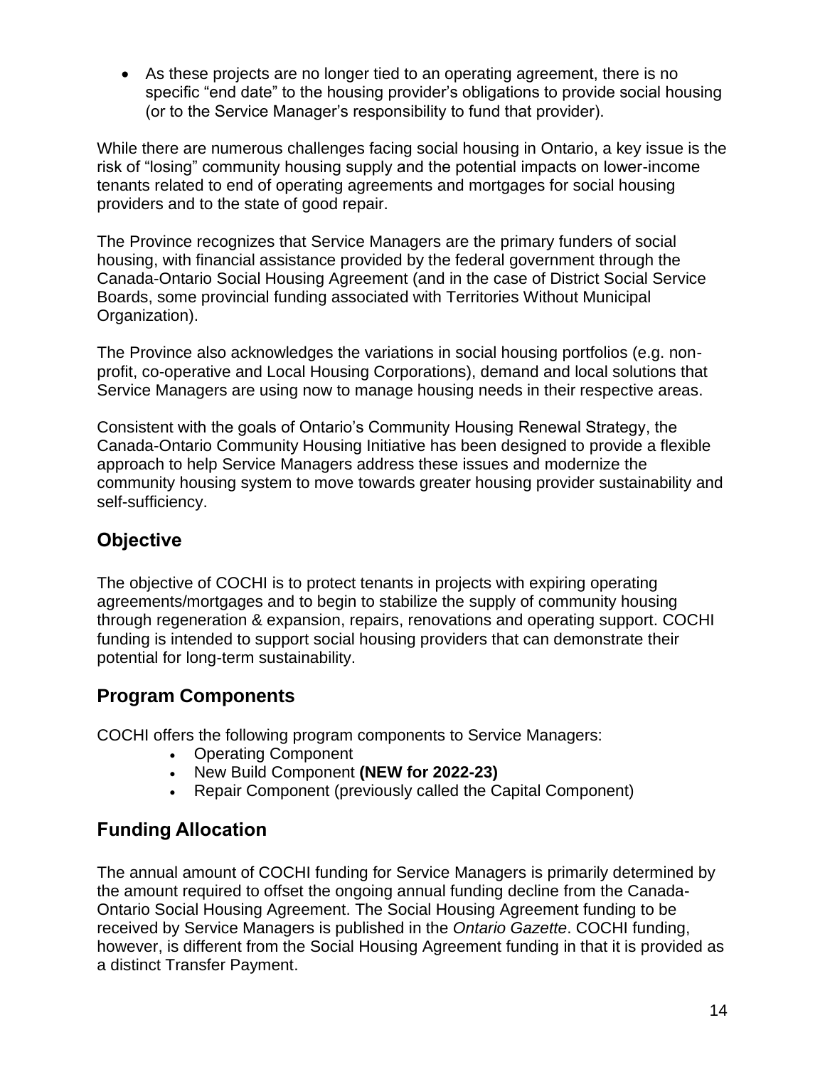- As these projects are no longer tied to an operating agreement, there is no specific "end date" to the housing provider's obligations to provide social housing (or to the Service Manager's responsibility to fund that provider).

While there are numerous challenges facing social housing in Ontario, a key issue is the risk of "losing" community housing supply and the potential impacts on lower-income tenants related to end of operating agreements and mortgages for social housing providers and to the state of good repair.

The Province recognizes that Service Managers are the primary funders of social housing, with financial assistance provided by the federal government through the Canada-Ontario Social Housing Agreement (and in the case of District Social Service Boards, some provincial funding associated with Territories Without Municipal Organization).

The Province also acknowledges the variations in social housing portfolios (e.g. non-profit, co-operative and Local Housing Corporations), demand and local solutions that Service Managers are using now to manage housing needs in their respective areas.

Consistent with the goals of Ontario's Community Housing Renewal Strategy, the Canada-Ontario Community Housing Initiative has been designed to provide a flexible approach to help Service Managers address these issues and modernize the community housing system to move towards greater housing provider sustainability and self-sufficiency.

## Objective

The objective of COCHI is to protect tenants in projects with expiring operating agreements/mortgages and to begin to stabilize the supply of community housing through regeneration & expansion, repairs, renovations and operating support. COCHI funding is intended to support social housing providers that can demonstrate their potential for long-term sustainability.

## Program Components

COCHI offers the following program components to Service Managers:

- Operating Component
- New Build Component **(NEW for 2022-23)**
- Repair Component (previously called the Capital Component)

## Funding Allocation

The annual amount of COCHI funding for Service Managers is primarily determined by the amount required to offset the ongoing annual funding decline from the Canada-Ontario Social Housing Agreement. The Social Housing Agreement funding to be received by Service Managers is published in the *Ontario Gazette*. COCHI funding, however, is different from the Social Housing Agreement funding in that it is provided as a distinct Transfer Payment.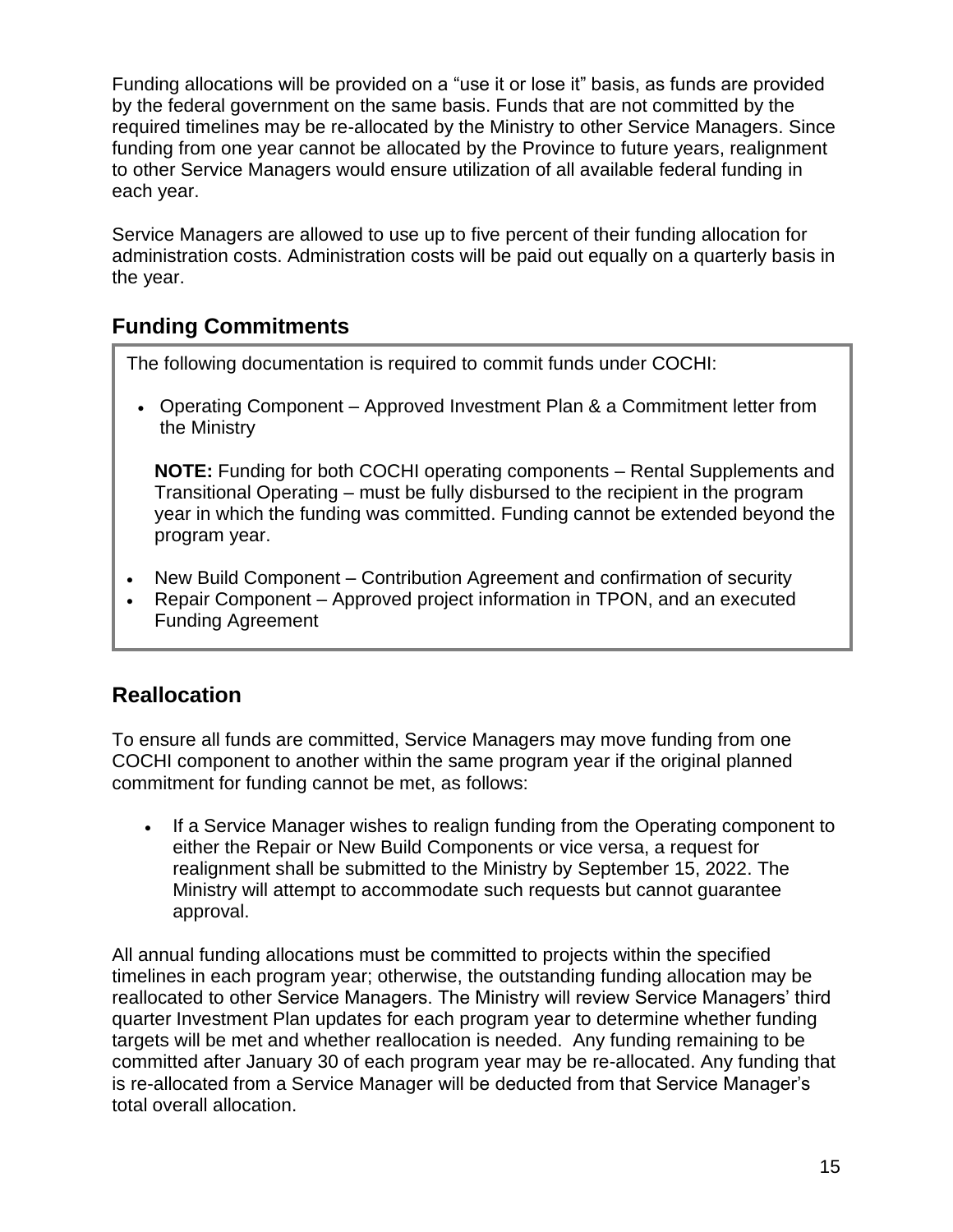Funding allocations will be provided on a "use it or lose it" basis, as funds are provided by the federal government on the same basis. Funds that are not committed by the required timelines may be re-allocated by the Ministry to other Service Managers. Since funding from one year cannot be allocated by the Province to future years, realignment to other Service Managers would ensure utilization of all available federal funding in each year.

Service Managers are allowed to use up to five percent of their funding allocation for administration costs. Administration costs will be paid out equally on a quarterly basis in the year.

## Funding Commitments

The following documentation is required to commit funds under COCHI:

- Operating Component – Approved Investment Plan & a Commitment letter from the Ministry

  **NOTE:** Funding for both COCHI operating components – Rental Supplements and Transitional Operating – must be fully disbursed to the recipient in the program year in which the funding was committed. Funding cannot be extended beyond the program year.

- New Build Component – Contribution Agreement and confirmation of security
- Repair Component – Approved project information in TPON, and an executed Funding Agreement

## Reallocation

To ensure all funds are committed, Service Managers may move funding from one COCHI component to another within the same program year if the original planned commitment for funding cannot be met, as follows:

- If a Service Manager wishes to realign funding from the Operating component to either the Repair or New Build Components or vice versa, a request for realignment shall be submitted to the Ministry by September 15, 2022. The Ministry will attempt to accommodate such requests but cannot guarantee approval.

All annual funding allocations must be committed to projects within the specified timelines in each program year; otherwise, the outstanding funding allocation may be reallocated to other Service Managers. The Ministry will review Service Managers' third quarter Investment Plan updates for each program year to determine whether funding targets will be met and whether reallocation is needed. Any funding remaining to be committed after January 30 of each program year may be re-allocated. Any funding that is re-allocated from a Service Manager will be deducted from that Service Manager's total overall allocation.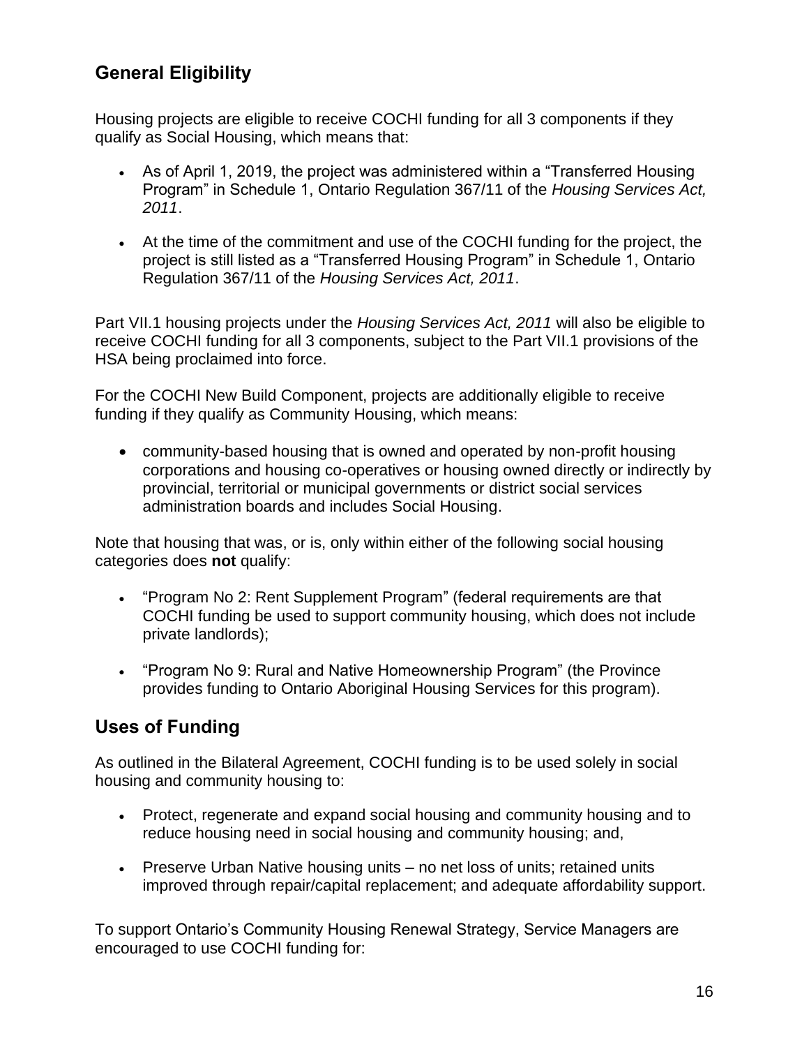## General Eligibility

Housing projects are eligible to receive COCHI funding for all 3 components if they qualify as Social Housing, which means that:

- As of April 1, 2019, the project was administered within a "Transferred Housing Program" in Schedule 1, Ontario Regulation 367/11 of the *Housing Services Act, 2011*.
- At the time of the commitment and use of the COCHI funding for the project, the project is still listed as a "Transferred Housing Program" in Schedule 1, Ontario Regulation 367/11 of the *Housing Services Act, 2011*.

Part VII.1 housing projects under the *Housing Services Act, 2011* will also be eligible to receive COCHI funding for all 3 components, subject to the Part VII.1 provisions of the HSA being proclaimed into force.

For the COCHI New Build Component, projects are additionally eligible to receive funding if they qualify as Community Housing, which means:

- community-based housing that is owned and operated by non-profit housing corporations and housing co-operatives or housing owned directly or indirectly by provincial, territorial or municipal governments or district social services administration boards and includes Social Housing.

Note that housing that was, or is, only within either of the following social housing categories does **not** qualify:

- "Program No 2: Rent Supplement Program" (federal requirements are that COCHI funding be used to support community housing, which does not include private landlords);
- "Program No 9: Rural and Native Homeownership Program" (the Province provides funding to Ontario Aboriginal Housing Services for this program).

## Uses of Funding

As outlined in the Bilateral Agreement, COCHI funding is to be used solely in social housing and community housing to:

- Protect, regenerate and expand social housing and community housing and to reduce housing need in social housing and community housing; and,
- Preserve Urban Native housing units – no net loss of units; retained units improved through repair/capital replacement; and adequate affordability support.

To support Ontario's Community Housing Renewal Strategy, Service Managers are encouraged to use COCHI funding for: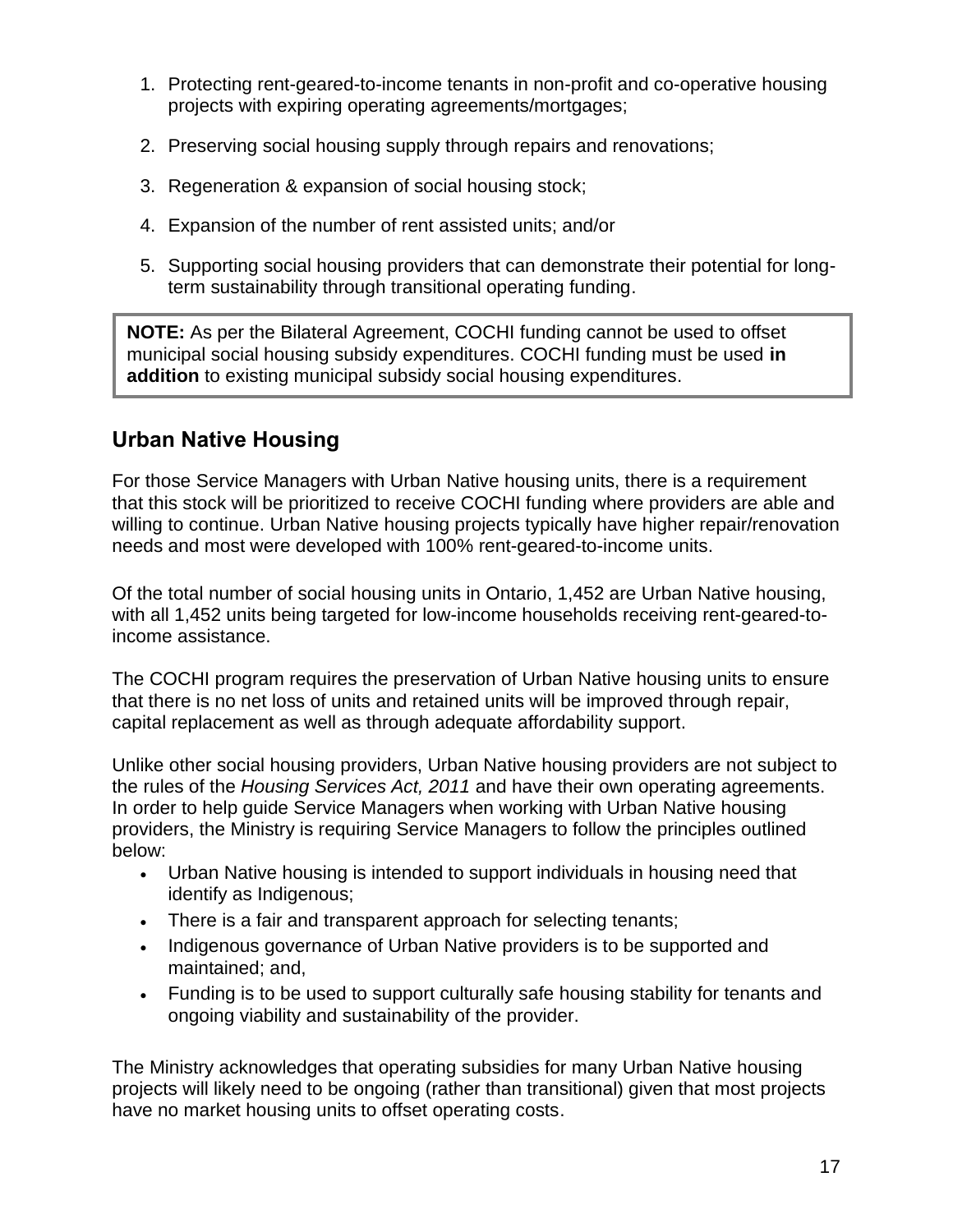1. Protecting rent-geared-to-income tenants in non-profit and co-operative housing projects with expiring operating agreements/mortgages;
2. Preserving social housing supply through repairs and renovations;
3. Regeneration & expansion of social housing stock;
4. Expansion of the number of rent assisted units; and/or
5. Supporting social housing providers that can demonstrate their potential for long-term sustainability through transitional operating funding.

> **NOTE:** As per the Bilateral Agreement, COCHI funding cannot be used to offset municipal social housing subsidy expenditures. COCHI funding must be used **in addition** to existing municipal subsidy social housing expenditures.

## Urban Native Housing

For those Service Managers with Urban Native housing units, there is a requirement that this stock will be prioritized to receive COCHI funding where providers are able and willing to continue. Urban Native housing projects typically have higher repair/renovation needs and most were developed with 100% rent-geared-to-income units.

Of the total number of social housing units in Ontario, 1,452 are Urban Native housing, with all 1,452 units being targeted for low-income households receiving rent-geared-to-income assistance.

The COCHI program requires the preservation of Urban Native housing units to ensure that there is no net loss of units and retained units will be improved through repair, capital replacement as well as through adequate affordability support.

Unlike other social housing providers, Urban Native housing providers are not subject to the rules of the *Housing Services Act, 2011* and have their own operating agreements. In order to help guide Service Managers when working with Urban Native housing providers, the Ministry is requiring Service Managers to follow the principles outlined below:

- Urban Native housing is intended to support individuals in housing need that identify as Indigenous;
- There is a fair and transparent approach for selecting tenants;
- Indigenous governance of Urban Native providers is to be supported and maintained; and,
- Funding is to be used to support culturally safe housing stability for tenants and ongoing viability and sustainability of the provider.

The Ministry acknowledges that operating subsidies for many Urban Native housing projects will likely need to be ongoing (rather than transitional) given that most projects have no market housing units to offset operating costs.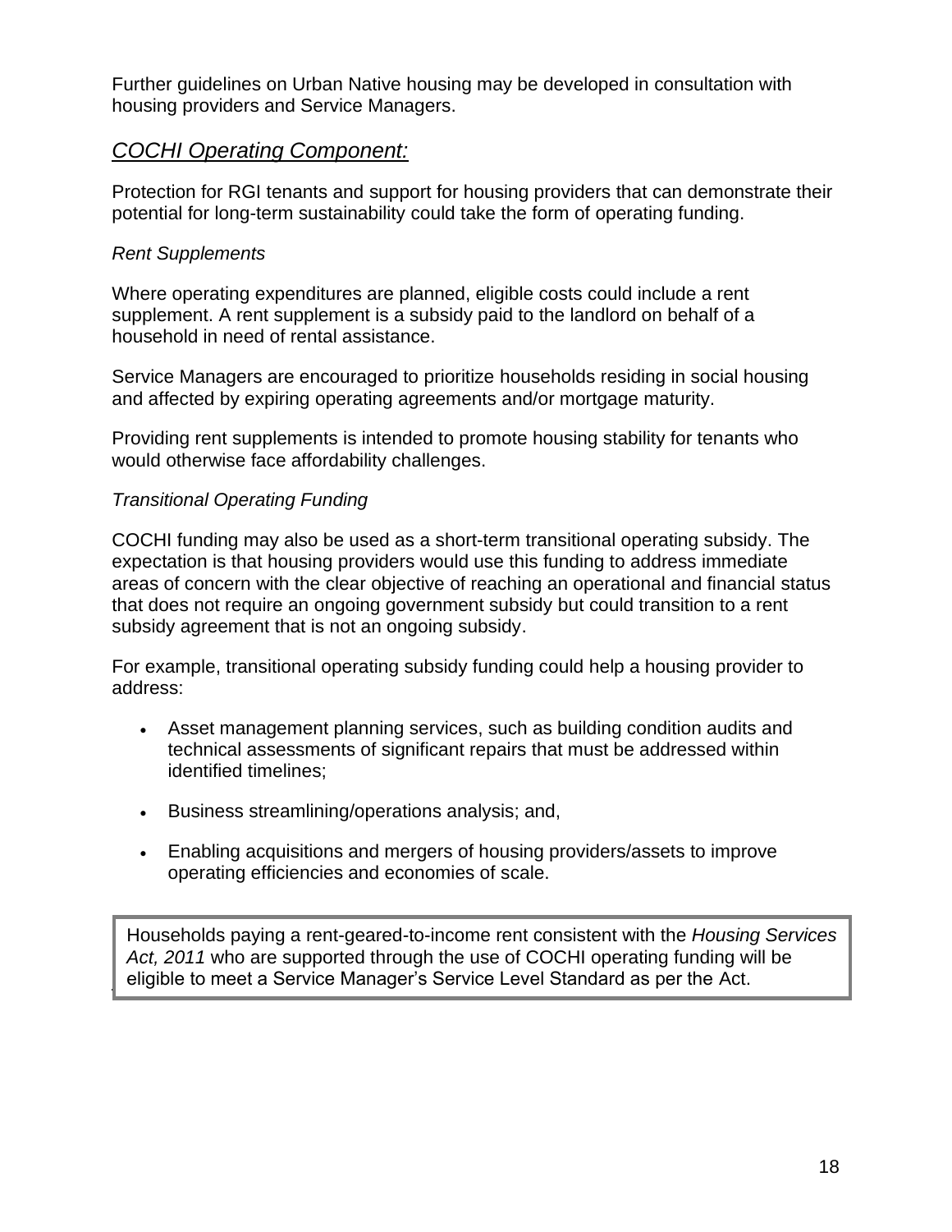Further guidelines on Urban Native housing may be developed in consultation with housing providers and Service Managers.

## *COCHI Operating Component:*

Protection for RGI tenants and support for housing providers that can demonstrate their potential for long-term sustainability could take the form of operating funding.

*Rent Supplements*

Where operating expenditures are planned, eligible costs could include a rent supplement. A rent supplement is a subsidy paid to the landlord on behalf of a household in need of rental assistance.

Service Managers are encouraged to prioritize households residing in social housing and affected by expiring operating agreements and/or mortgage maturity.

Providing rent supplements is intended to promote housing stability for tenants who would otherwise face affordability challenges.

*Transitional Operating Funding*

COCHI funding may also be used as a short-term transitional operating subsidy. The expectation is that housing providers would use this funding to address immediate areas of concern with the clear objective of reaching an operational and financial status that does not require an ongoing government subsidy but could transition to a rent subsidy agreement that is not an ongoing subsidy.

For example, transitional operating subsidy funding could help a housing provider to address:

- Asset management planning services, such as building condition audits and technical assessments of significant repairs that must be addressed within identified timelines;
- Business streamlining/operations analysis; and,
- Enabling acquisitions and mergers of housing providers/assets to improve operating efficiencies and economies of scale.

> Households paying a rent-geared-to-income rent consistent with the *Housing Services Act, 2011* who are supported through the use of COCHI operating funding will be eligible to meet a Service Manager's Service Level Standard as per the Act.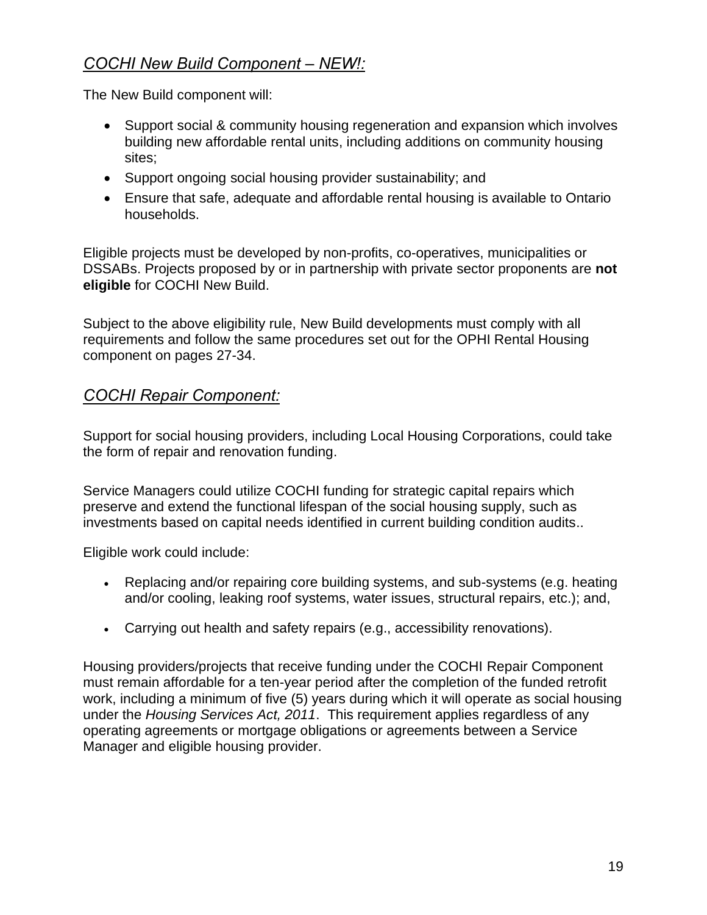### *COCHI New Build Component – NEW!:*

The New Build component will:

- Support social & community housing regeneration and expansion which involves building new affordable rental units, including additions on community housing sites;
- Support ongoing social housing provider sustainability; and
- Ensure that safe, adequate and affordable rental housing is available to Ontario households.

Eligible projects must be developed by non-profits, co-operatives, municipalities or DSSABs. Projects proposed by or in partnership with private sector proponents are **not eligible** for COCHI New Build.

Subject to the above eligibility rule, New Build developments must comply with all requirements and follow the same procedures set out for the OPHI Rental Housing component on pages 27-34.

### *COCHI Repair Component:*

Support for social housing providers, including Local Housing Corporations, could take the form of repair and renovation funding.

Service Managers could utilize COCHI funding for strategic capital repairs which preserve and extend the functional lifespan of the social housing supply, such as investments based on capital needs identified in current building condition audits..

Eligible work could include:

- Replacing and/or repairing core building systems, and sub-systems (e.g. heating and/or cooling, leaking roof systems, water issues, structural repairs, etc.); and,
- Carrying out health and safety repairs (e.g., accessibility renovations).

Housing providers/projects that receive funding under the COCHI Repair Component must remain affordable for a ten-year period after the completion of the funded retrofit work, including a minimum of five (5) years during which it will operate as social housing under the *Housing Services Act, 2011*. This requirement applies regardless of any operating agreements or mortgage obligations or agreements between a Service Manager and eligible housing provider.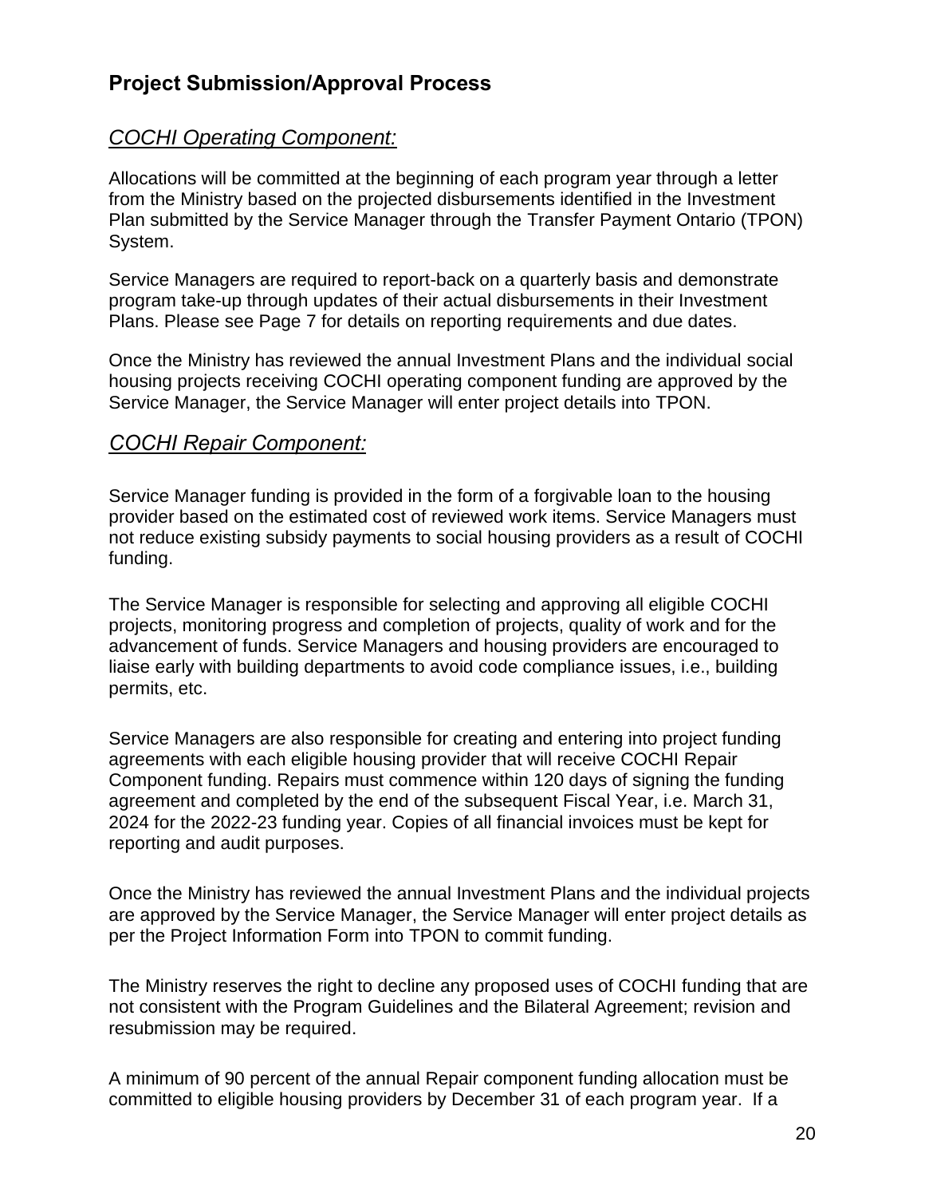## Project Submission/Approval Process

### *COCHI Operating Component:*

Allocations will be committed at the beginning of each program year through a letter from the Ministry based on the projected disbursements identified in the Investment Plan submitted by the Service Manager through the Transfer Payment Ontario (TPON) System.

Service Managers are required to report-back on a quarterly basis and demonstrate program take-up through updates of their actual disbursements in their Investment Plans. Please see Page 7 for details on reporting requirements and due dates.

Once the Ministry has reviewed the annual Investment Plans and the individual social housing projects receiving COCHI operating component funding are approved by the Service Manager, the Service Manager will enter project details into TPON.

### *COCHI Repair Component:*

Service Manager funding is provided in the form of a forgivable loan to the housing provider based on the estimated cost of reviewed work items. Service Managers must not reduce existing subsidy payments to social housing providers as a result of COCHI funding.

The Service Manager is responsible for selecting and approving all eligible COCHI projects, monitoring progress and completion of projects, quality of work and for the advancement of funds. Service Managers and housing providers are encouraged to liaise early with building departments to avoid code compliance issues, i.e., building permits, etc.

Service Managers are also responsible for creating and entering into project funding agreements with each eligible housing provider that will receive COCHI Repair Component funding. Repairs must commence within 120 days of signing the funding agreement and completed by the end of the subsequent Fiscal Year, i.e. March 31, 2024 for the 2022-23 funding year. Copies of all financial invoices must be kept for reporting and audit purposes.

Once the Ministry has reviewed the annual Investment Plans and the individual projects are approved by the Service Manager, the Service Manager will enter project details as per the Project Information Form into TPON to commit funding.

The Ministry reserves the right to decline any proposed uses of COCHI funding that are not consistent with the Program Guidelines and the Bilateral Agreement; revision and resubmission may be required.

A minimum of 90 percent of the annual Repair component funding allocation must be committed to eligible housing providers by December 31 of each program year. If a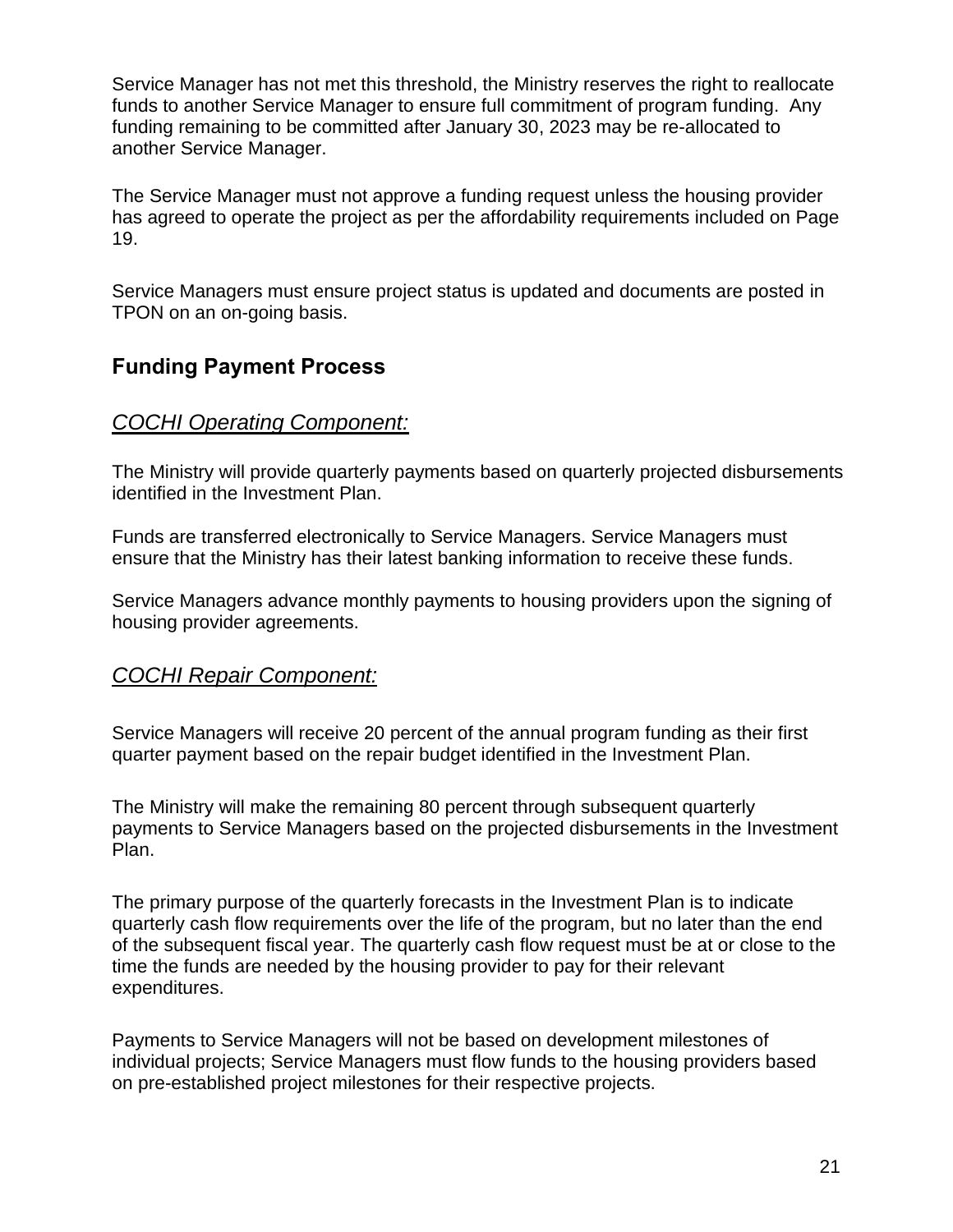Service Manager has not met this threshold, the Ministry reserves the right to reallocate funds to another Service Manager to ensure full commitment of program funding. Any funding remaining to be committed after January 30, 2023 may be re-allocated to another Service Manager.

The Service Manager must not approve a funding request unless the housing provider has agreed to operate the project as per the affordability requirements included on Page 19.

Service Managers must ensure project status is updated and documents are posted in TPON on an on-going basis.

## Funding Payment Process

### *COCHI Operating Component:*

The Ministry will provide quarterly payments based on quarterly projected disbursements identified in the Investment Plan.

Funds are transferred electronically to Service Managers. Service Managers must ensure that the Ministry has their latest banking information to receive these funds.

Service Managers advance monthly payments to housing providers upon the signing of housing provider agreements.

### *COCHI Repair Component:*

Service Managers will receive 20 percent of the annual program funding as their first quarter payment based on the repair budget identified in the Investment Plan.

The Ministry will make the remaining 80 percent through subsequent quarterly payments to Service Managers based on the projected disbursements in the Investment Plan.

The primary purpose of the quarterly forecasts in the Investment Plan is to indicate quarterly cash flow requirements over the life of the program, but no later than the end of the subsequent fiscal year. The quarterly cash flow request must be at or close to the time the funds are needed by the housing provider to pay for their relevant expenditures.

Payments to Service Managers will not be based on development milestones of individual projects; Service Managers must flow funds to the housing providers based on pre-established project milestones for their respective projects.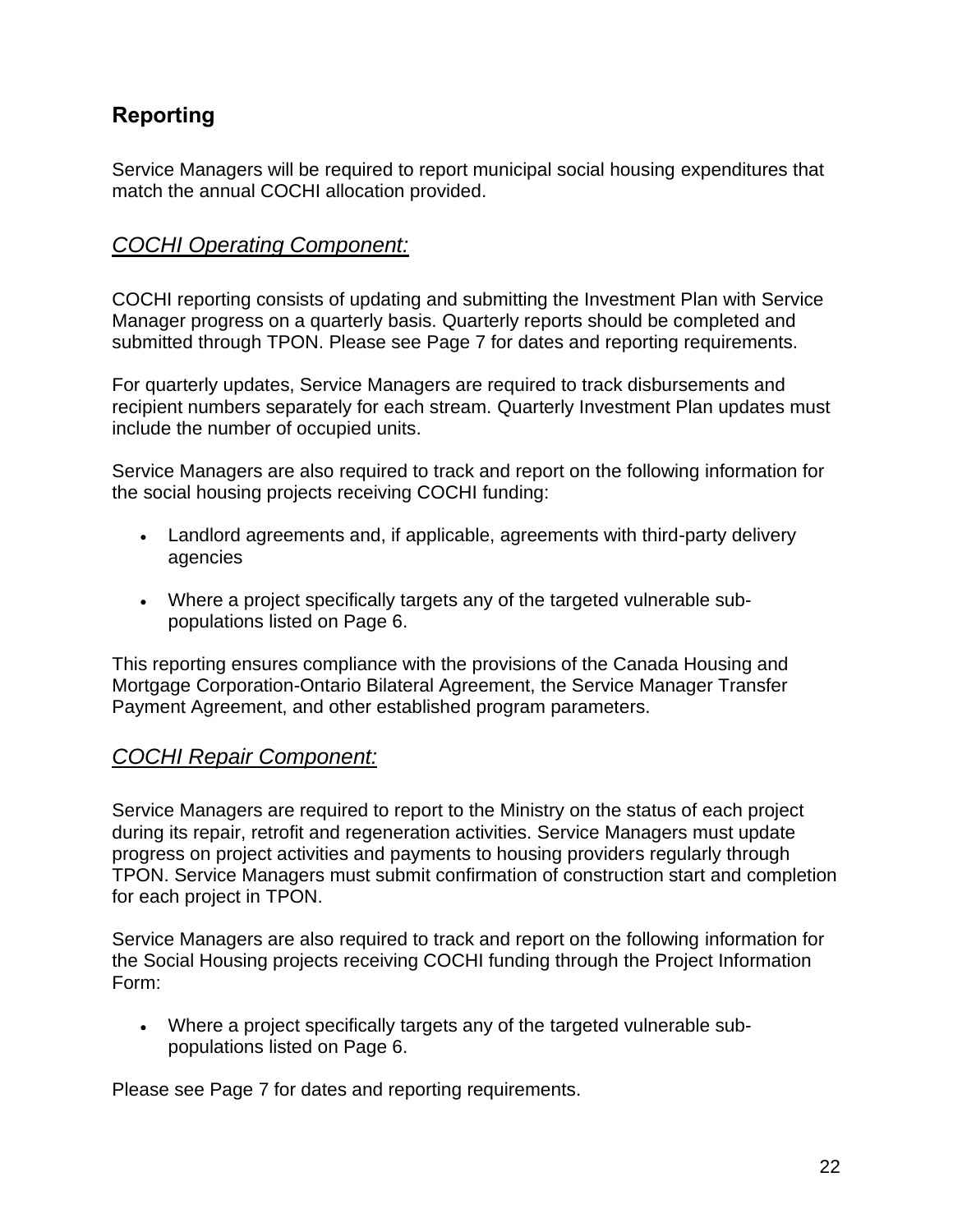## Reporting

Service Managers will be required to report municipal social housing expenditures that match the annual COCHI allocation provided.

### *COCHI Operating Component:*

COCHI reporting consists of updating and submitting the Investment Plan with Service Manager progress on a quarterly basis. Quarterly reports should be completed and submitted through TPON. Please see Page 7 for dates and reporting requirements.

For quarterly updates, Service Managers are required to track disbursements and recipient numbers separately for each stream. Quarterly Investment Plan updates must include the number of occupied units.

Service Managers are also required to track and report on the following information for the social housing projects receiving COCHI funding:

- Landlord agreements and, if applicable, agreements with third-party delivery agencies
- Where a project specifically targets any of the targeted vulnerable sub-populations listed on Page 6.

This reporting ensures compliance with the provisions of the Canada Housing and Mortgage Corporation-Ontario Bilateral Agreement, the Service Manager Transfer Payment Agreement, and other established program parameters.

### *COCHI Repair Component:*

Service Managers are required to report to the Ministry on the status of each project during its repair, retrofit and regeneration activities. Service Managers must update progress on project activities and payments to housing providers regularly through TPON. Service Managers must submit confirmation of construction start and completion for each project in TPON.

Service Managers are also required to track and report on the following information for the Social Housing projects receiving COCHI funding through the Project Information Form:

- Where a project specifically targets any of the targeted vulnerable sub-populations listed on Page 6.

Please see Page 7 for dates and reporting requirements.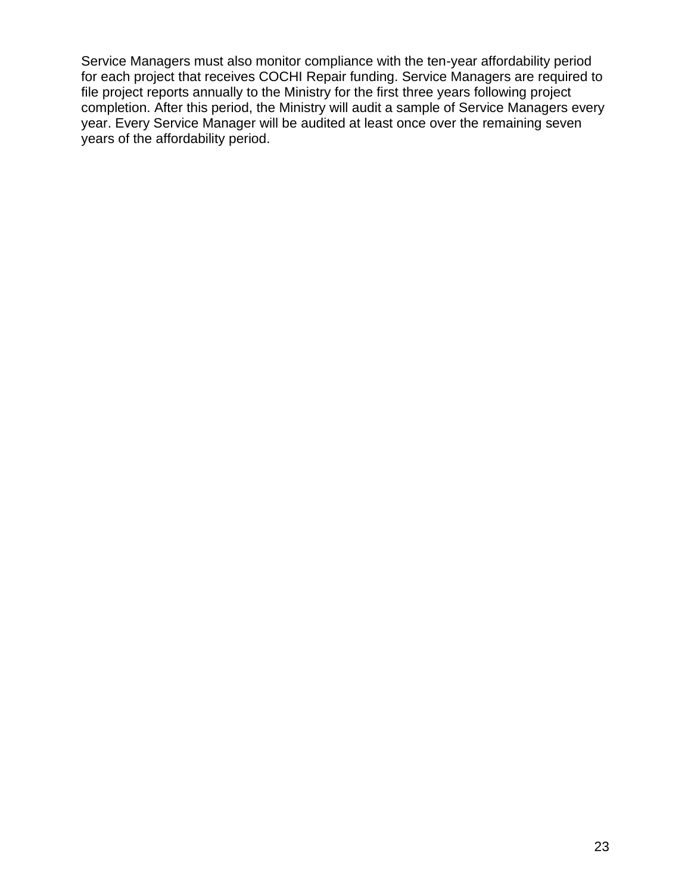Service Managers must also monitor compliance with the ten-year affordability period for each project that receives COCHI Repair funding. Service Managers are required to file project reports annually to the Ministry for the first three years following project completion. After this period, the Ministry will audit a sample of Service Managers every year. Every Service Manager will be audited at least once over the remaining seven years of the affordability period.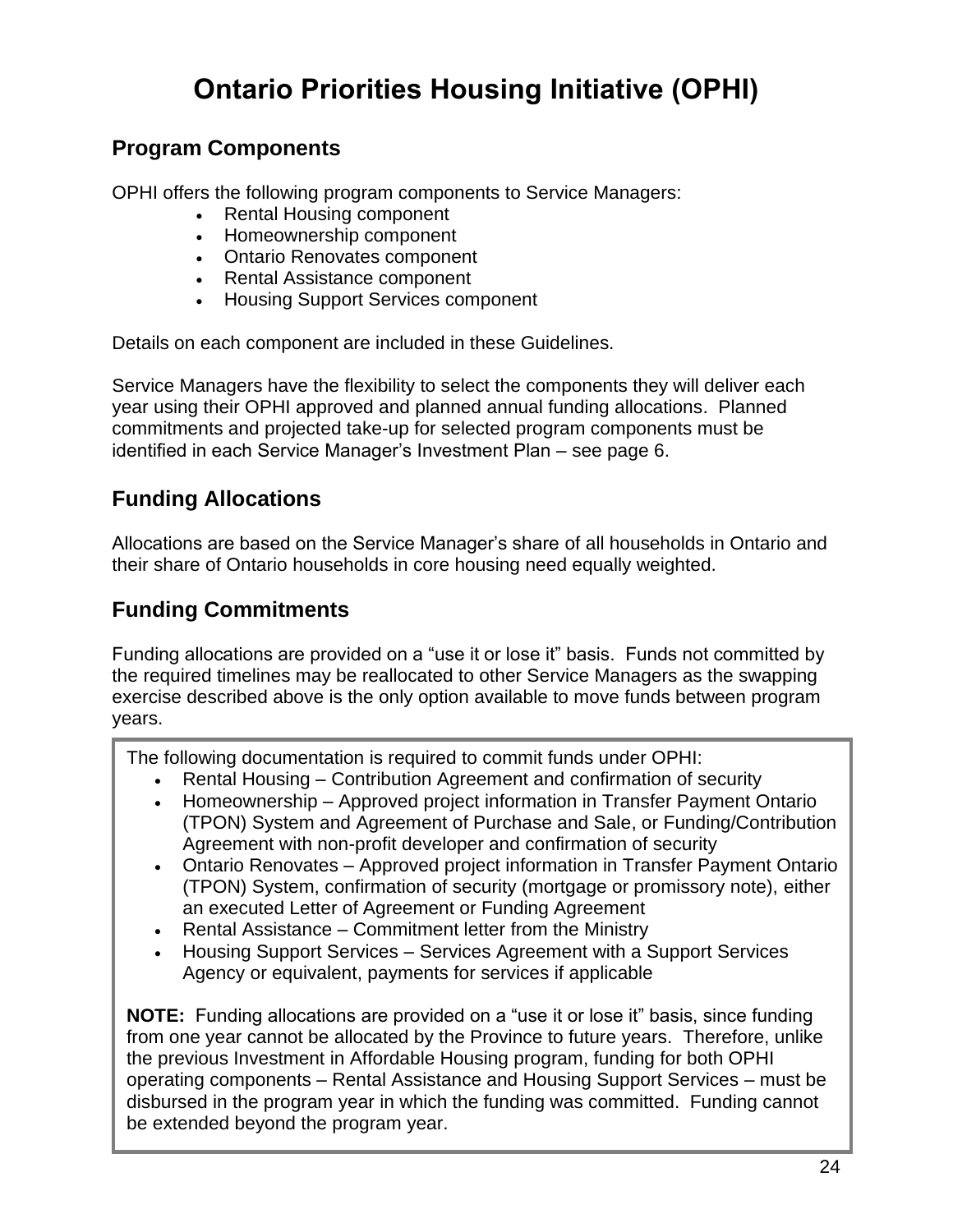# Ontario Priorities Housing Initiative (OPHI)

## Program Components

OPHI offers the following program components to Service Managers:

- Rental Housing component
- Homeownership component
- Ontario Renovates component
- Rental Assistance component
- Housing Support Services component

Details on each component are included in these Guidelines.

Service Managers have the flexibility to select the components they will deliver each year using their OPHI approved and planned annual funding allocations. Planned commitments and projected take-up for selected program components must be identified in each Service Manager's Investment Plan – see page 6.

## Funding Allocations

Allocations are based on the Service Manager's share of all households in Ontario and their share of Ontario households in core housing need equally weighted.

## Funding Commitments

Funding allocations are provided on a "use it or lose it" basis. Funds not committed by the required timelines may be reallocated to other Service Managers as the swapping exercise described above is the only option available to move funds between program years.

The following documentation is required to commit funds under OPHI:

- Rental Housing – Contribution Agreement and confirmation of security
- Homeownership – Approved project information in Transfer Payment Ontario (TPON) System and Agreement of Purchase and Sale, or Funding/Contribution Agreement with non-profit developer and confirmation of security
- Ontario Renovates – Approved project information in Transfer Payment Ontario (TPON) System, confirmation of security (mortgage or promissory note), either an executed Letter of Agreement or Funding Agreement
- Rental Assistance – Commitment letter from the Ministry
- Housing Support Services – Services Agreement with a Support Services Agency or equivalent, payments for services if applicable

**NOTE:** Funding allocations are provided on a "use it or lose it" basis, since funding from one year cannot be allocated by the Province to future years. Therefore, unlike the previous Investment in Affordable Housing program, funding for both OPHI operating components – Rental Assistance and Housing Support Services – must be disbursed in the program year in which the funding was committed. Funding cannot be extended beyond the program year.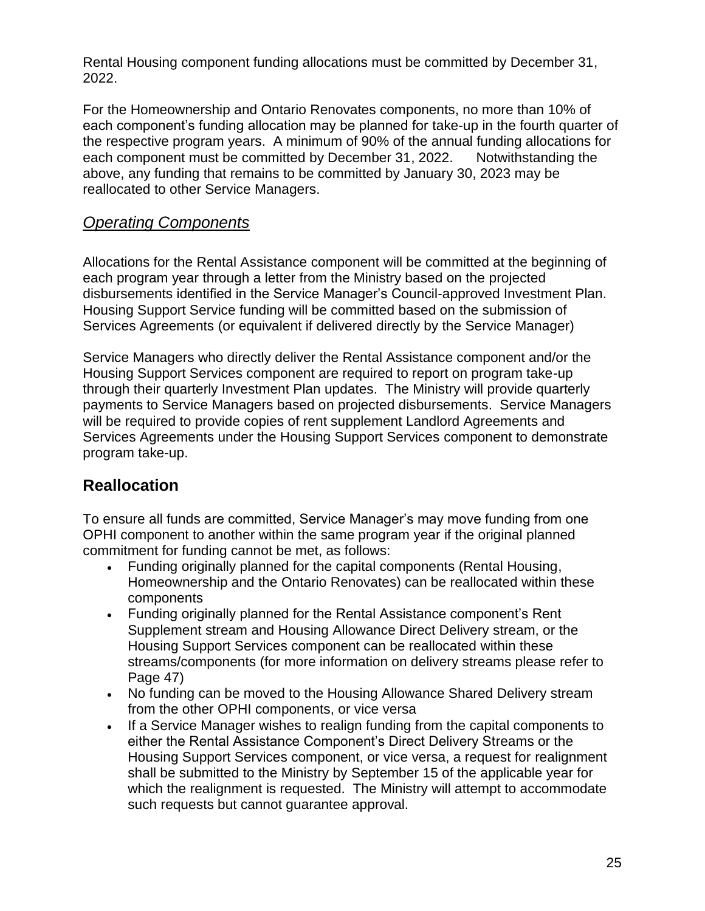Rental Housing component funding allocations must be committed by December 31, 2022.

For the Homeownership and Ontario Renovates components, no more than 10% of each component's funding allocation may be planned for take-up in the fourth quarter of the respective program years. A minimum of 90% of the annual funding allocations for each component must be committed by December 31, 2022. Notwithstanding the above, any funding that remains to be committed by January 30, 2023 may be reallocated to other Service Managers.

### *Operating Components*

Allocations for the Rental Assistance component will be committed at the beginning of each program year through a letter from the Ministry based on the projected disbursements identified in the Service Manager's Council-approved Investment Plan. Housing Support Service funding will be committed based on the submission of Services Agreements (or equivalent if delivered directly by the Service Manager)

Service Managers who directly deliver the Rental Assistance component and/or the Housing Support Services component are required to report on program take-up through their quarterly Investment Plan updates. The Ministry will provide quarterly payments to Service Managers based on projected disbursements. Service Managers will be required to provide copies of rent supplement Landlord Agreements and Services Agreements under the Housing Support Services component to demonstrate program take-up.

## Reallocation

To ensure all funds are committed, Service Manager's may move funding from one OPHI component to another within the same program year if the original planned commitment for funding cannot be met, as follows:

- Funding originally planned for the capital components (Rental Housing, Homeownership and the Ontario Renovates) can be reallocated within these components
- Funding originally planned for the Rental Assistance component's Rent Supplement stream and Housing Allowance Direct Delivery stream, or the Housing Support Services component can be reallocated within these streams/components (for more information on delivery streams please refer to Page 47)
- No funding can be moved to the Housing Allowance Shared Delivery stream from the other OPHI components, or vice versa
- If a Service Manager wishes to realign funding from the capital components to either the Rental Assistance Component's Direct Delivery Streams or the Housing Support Services component, or vice versa, a request for realignment shall be submitted to the Ministry by September 15 of the applicable year for which the realignment is requested. The Ministry will attempt to accommodate such requests but cannot guarantee approval.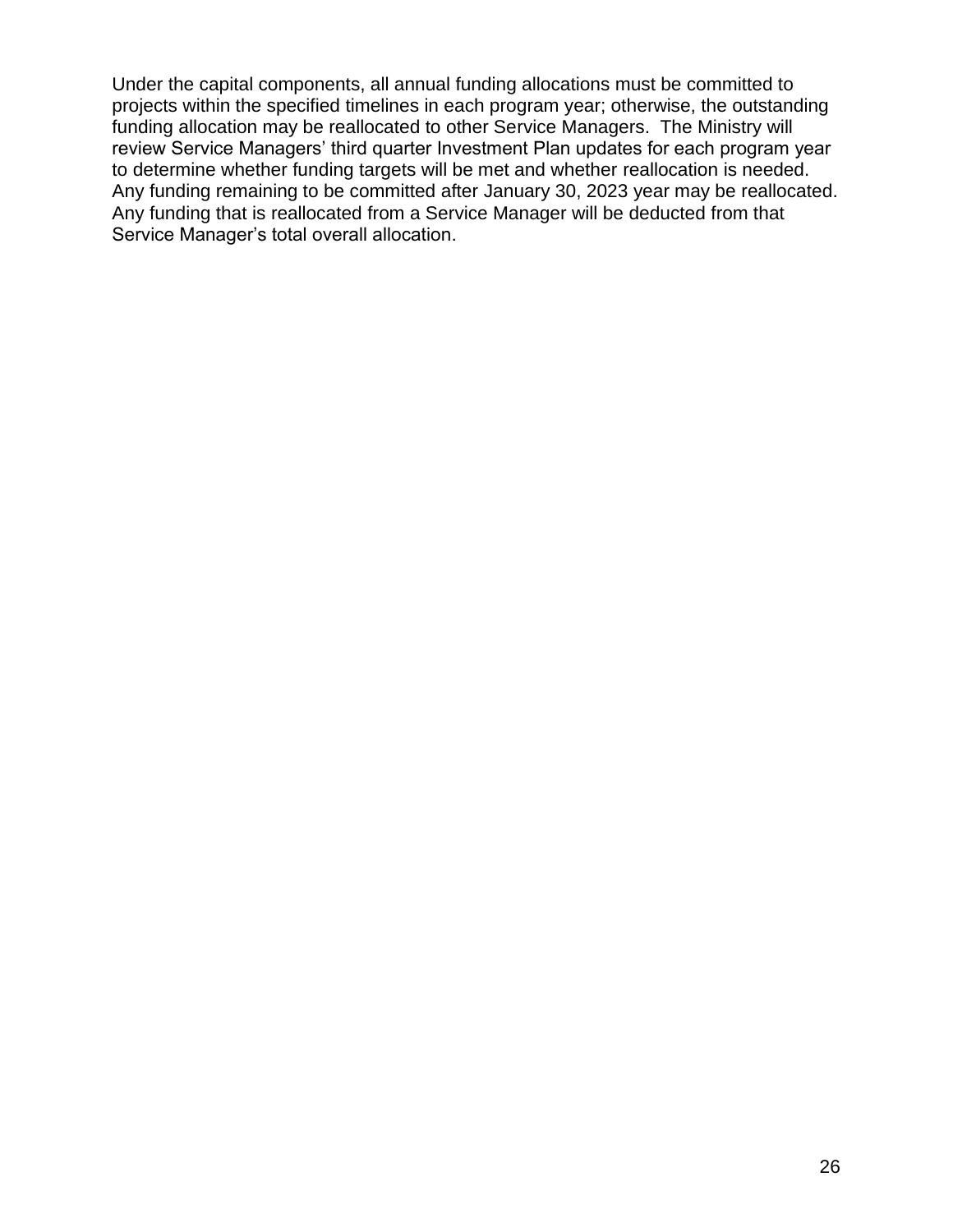Under the capital components, all annual funding allocations must be committed to projects within the specified timelines in each program year; otherwise, the outstanding funding allocation may be reallocated to other Service Managers. The Ministry will review Service Managers' third quarter Investment Plan updates for each program year to determine whether funding targets will be met and whether reallocation is needed. Any funding remaining to be committed after January 30, 2023 year may be reallocated. Any funding that is reallocated from a Service Manager will be deducted from that Service Manager's total overall allocation.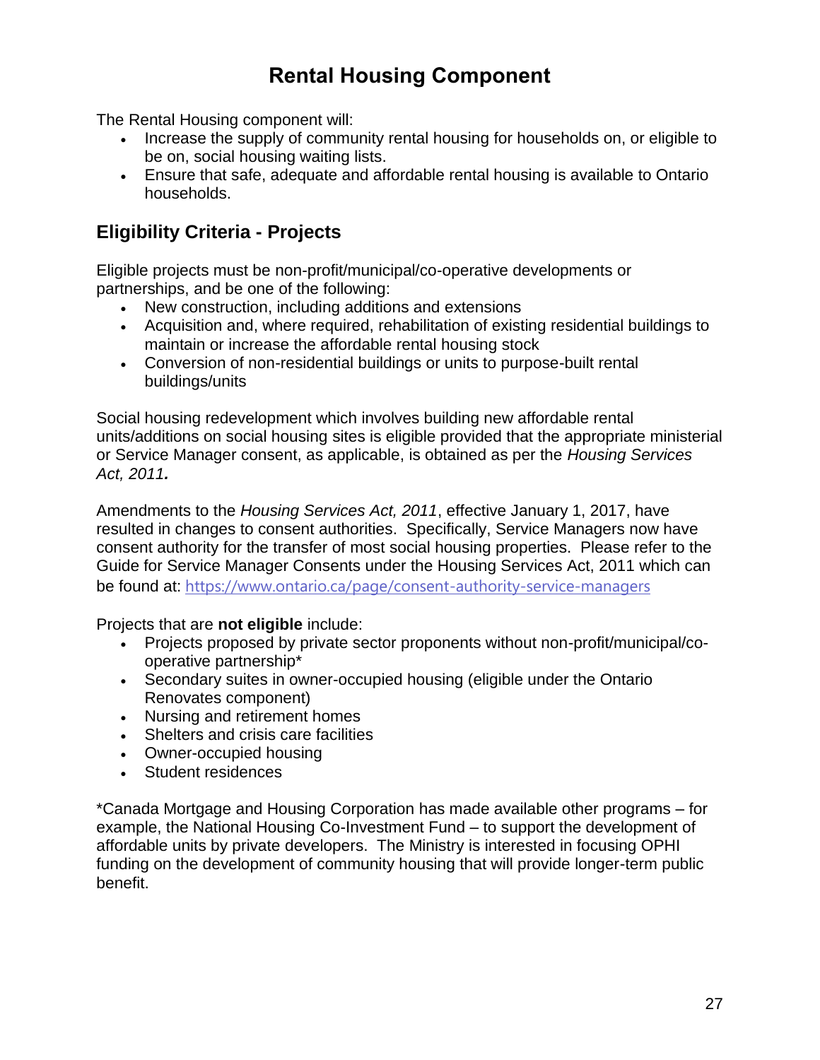# Rental Housing Component

The Rental Housing component will:

- Increase the supply of community rental housing for households on, or eligible to be on, social housing waiting lists.
- Ensure that safe, adequate and affordable rental housing is available to Ontario households.

## Eligibility Criteria - Projects

Eligible projects must be non-profit/municipal/co-operative developments or partnerships, and be one of the following:

- New construction, including additions and extensions
- Acquisition and, where required, rehabilitation of existing residential buildings to maintain or increase the affordable rental housing stock
- Conversion of non-residential buildings or units to purpose-built rental buildings/units

Social housing redevelopment which involves building new affordable rental units/additions on social housing sites is eligible provided that the appropriate ministerial or Service Manager consent, as applicable, is obtained as per the *Housing Services Act, 2011*.

Amendments to the *Housing Services Act, 2011*, effective January 1, 2017, have resulted in changes to consent authorities. Specifically, Service Managers now have consent authority for the transfer of most social housing properties. Please refer to the Guide for Service Manager Consents under the Housing Services Act, 2011 which can be found at: https://www.ontario.ca/page/consent-authority-service-managers

Projects that are **not eligible** include:

- Projects proposed by private sector proponents without non-profit/municipal/co-operative partnership*
- Secondary suites in owner-occupied housing (eligible under the Ontario Renovates component)
- Nursing and retirement homes
- Shelters and crisis care facilities
- Owner-occupied housing
- Student residences

*Canada Mortgage and Housing Corporation has made available other programs – for example, the National Housing Co-Investment Fund – to support the development of affordable units by private developers. The Ministry is interested in focusing OPHI funding on the development of community housing that will provide longer-term public benefit.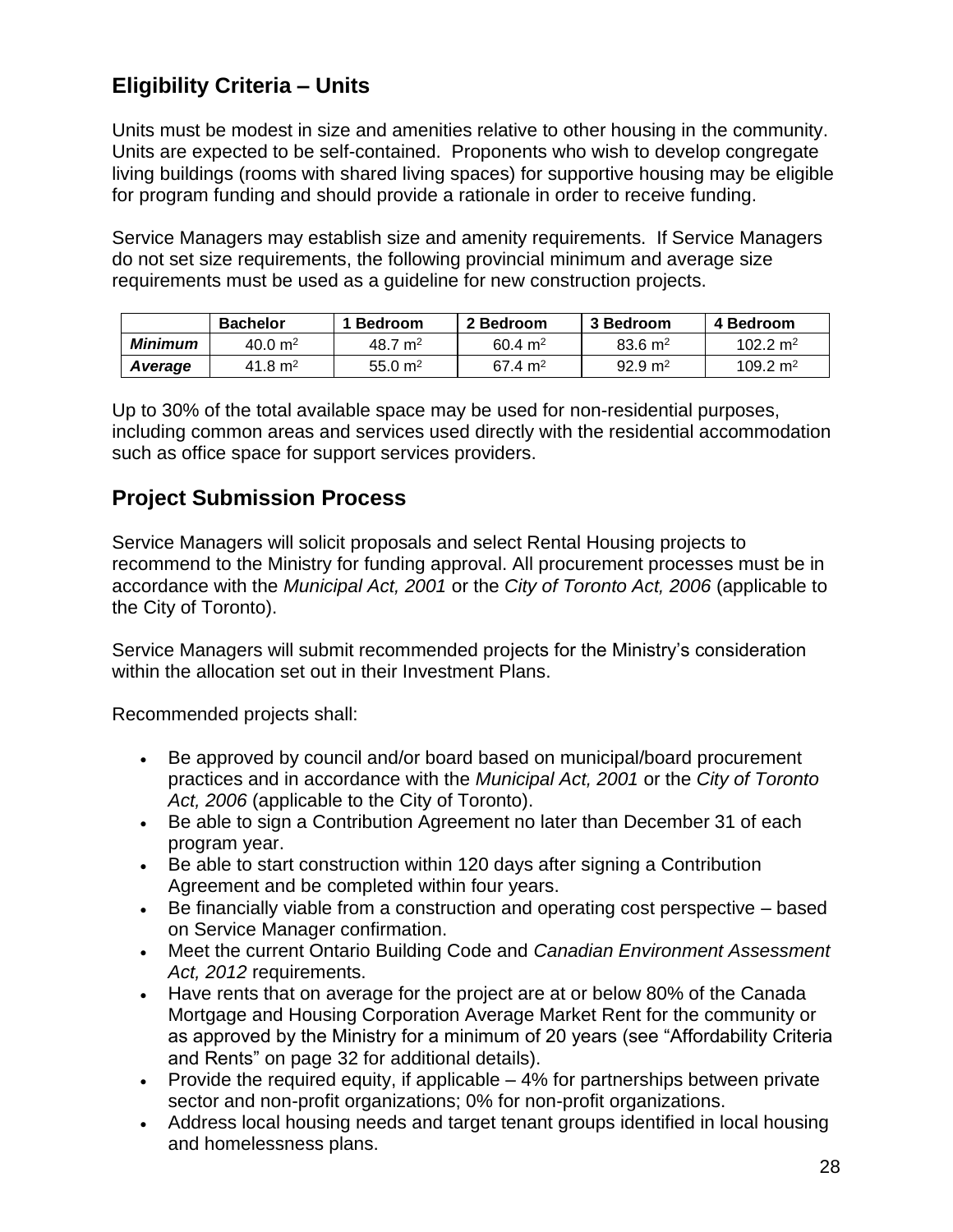## Eligibility Criteria – Units

Units must be modest in size and amenities relative to other housing in the community. Units are expected to be self-contained. Proponents who wish to develop congregate living buildings (rooms with shared living spaces) for supportive housing may be eligible for program funding and should provide a rationale in order to receive funding.

Service Managers may establish size and amenity requirements. If Service Managers do not set size requirements, the following provincial minimum and average size requirements must be used as a guideline for new construction projects.

| | Bachelor | 1 Bedroom | 2 Bedroom | 3 Bedroom | 4 Bedroom |
|---|---|---|---|---|---|
| ***Minimum*** | 40.0 $m^2$ | 48.7 $m^2$ | 60.4 $m^2$ | 83.6 $m^2$ | 102.2 $m^2$ |
| ***Average*** | 41.8 $m^2$ | 55.0 $m^2$ | 67.4 $m^2$ | 92.9 $m^2$ | 109.2 $m^2$ |

Up to 30% of the total available space may be used for non-residential purposes, including common areas and services used directly with the residential accommodation such as office space for support services providers.

## Project Submission Process

Service Managers will solicit proposals and select Rental Housing projects to recommend to the Ministry for funding approval. All procurement processes must be in accordance with the *Municipal Act, 2001* or the *City of Toronto Act, 2006* (applicable to the City of Toronto).

Service Managers will submit recommended projects for the Ministry's consideration within the allocation set out in their Investment Plans.

Recommended projects shall:

- Be approved by council and/or board based on municipal/board procurement practices and in accordance with the *Municipal Act, 2001* or the *City of Toronto Act, 2006* (applicable to the City of Toronto).
- Be able to sign a Contribution Agreement no later than December 31 of each program year.
- Be able to start construction within 120 days after signing a Contribution Agreement and be completed within four years.
- Be financially viable from a construction and operating cost perspective – based on Service Manager confirmation.
- Meet the current Ontario Building Code and *Canadian Environment Assessment Act, 2012* requirements.
- Have rents that on average for the project are at or below 80% of the Canada Mortgage and Housing Corporation Average Market Rent for the community or as approved by the Ministry for a minimum of 20 years (see "Affordability Criteria and Rents" on page 32 for additional details).
- Provide the required equity, if applicable – 4% for partnerships between private sector and non-profit organizations; 0% for non-profit organizations.
- Address local housing needs and target tenant groups identified in local housing and homelessness plans.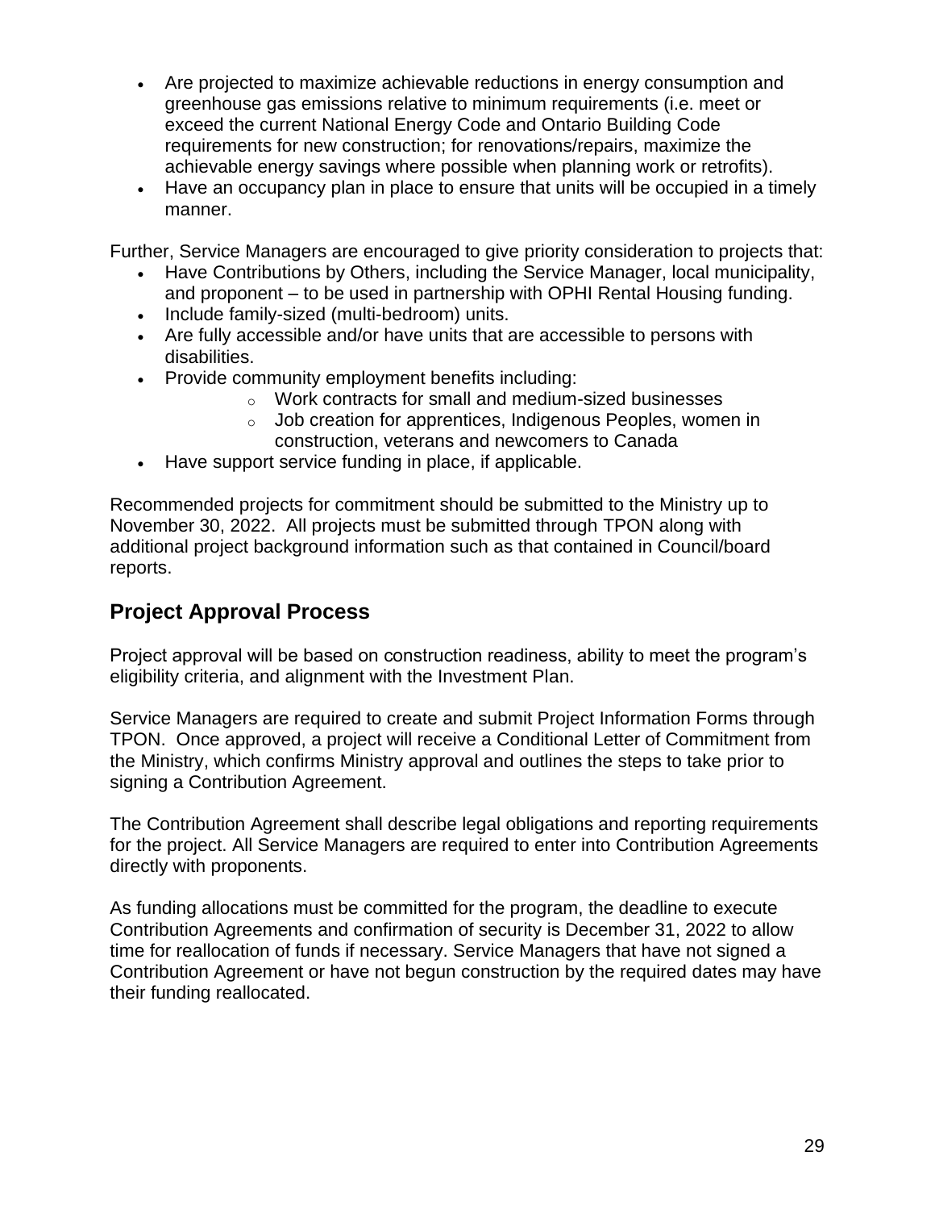- Are projected to maximize achievable reductions in energy consumption and greenhouse gas emissions relative to minimum requirements (i.e. meet or exceed the current National Energy Code and Ontario Building Code requirements for new construction; for renovations/repairs, maximize the achievable energy savings where possible when planning work or retrofits).
- Have an occupancy plan in place to ensure that units will be occupied in a timely manner.

Further, Service Managers are encouraged to give priority consideration to projects that:

- Have Contributions by Others, including the Service Manager, local municipality, and proponent – to be used in partnership with OPHI Rental Housing funding.
- Include family-sized (multi-bedroom) units.
- Are fully accessible and/or have units that are accessible to persons with disabilities.
- Provide community employment benefits including:
  - Work contracts for small and medium-sized businesses
  - Job creation for apprentices, Indigenous Peoples, women in construction, veterans and newcomers to Canada
- Have support service funding in place, if applicable.

Recommended projects for commitment should be submitted to the Ministry up to November 30, 2022. All projects must be submitted through TPON along with additional project background information such as that contained in Council/board reports.

## Project Approval Process

Project approval will be based on construction readiness, ability to meet the program's eligibility criteria, and alignment with the Investment Plan.

Service Managers are required to create and submit Project Information Forms through TPON. Once approved, a project will receive a Conditional Letter of Commitment from the Ministry, which confirms Ministry approval and outlines the steps to take prior to signing a Contribution Agreement.

The Contribution Agreement shall describe legal obligations and reporting requirements for the project. All Service Managers are required to enter into Contribution Agreements directly with proponents.

As funding allocations must be committed for the program, the deadline to execute Contribution Agreements and confirmation of security is December 31, 2022 to allow time for reallocation of funds if necessary. Service Managers that have not signed a Contribution Agreement or have not begun construction by the required dates may have their funding reallocated.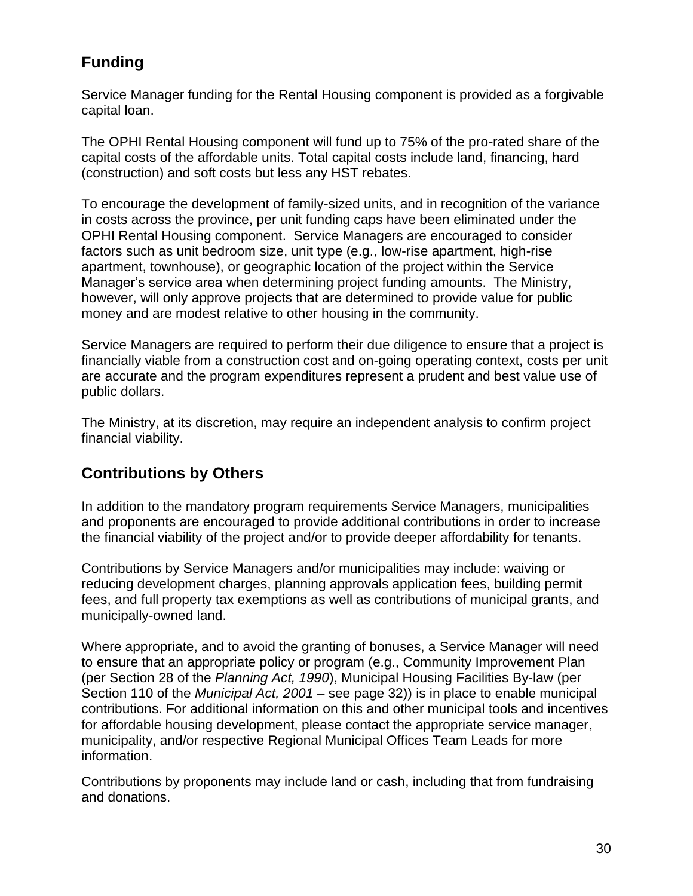## Funding

Service Manager funding for the Rental Housing component is provided as a forgivable capital loan.

The OPHI Rental Housing component will fund up to 75% of the pro-rated share of the capital costs of the affordable units. Total capital costs include land, financing, hard (construction) and soft costs but less any HST rebates.

To encourage the development of family-sized units, and in recognition of the variance in costs across the province, per unit funding caps have been eliminated under the OPHI Rental Housing component. Service Managers are encouraged to consider factors such as unit bedroom size, unit type (e.g., low-rise apartment, high-rise apartment, townhouse), or geographic location of the project within the Service Manager's service area when determining project funding amounts. The Ministry, however, will only approve projects that are determined to provide value for public money and are modest relative to other housing in the community.

Service Managers are required to perform their due diligence to ensure that a project is financially viable from a construction cost and on-going operating context, costs per unit are accurate and the program expenditures represent a prudent and best value use of public dollars.

The Ministry, at its discretion, may require an independent analysis to confirm project financial viability.

## Contributions by Others

In addition to the mandatory program requirements Service Managers, municipalities and proponents are encouraged to provide additional contributions in order to increase the financial viability of the project and/or to provide deeper affordability for tenants.

Contributions by Service Managers and/or municipalities may include: waiving or reducing development charges, planning approvals application fees, building permit fees, and full property tax exemptions as well as contributions of municipal grants, and municipally-owned land.

Where appropriate, and to avoid the granting of bonuses, a Service Manager will need to ensure that an appropriate policy or program (e.g., Community Improvement Plan (per Section 28 of the *Planning Act, 1990*), Municipal Housing Facilities By-law (per Section 110 of the *Municipal Act, 2001* – see page 32)) is in place to enable municipal contributions. For additional information on this and other municipal tools and incentives for affordable housing development, please contact the appropriate service manager, municipality, and/or respective Regional Municipal Offices Team Leads for more information.

Contributions by proponents may include land or cash, including that from fundraising and donations.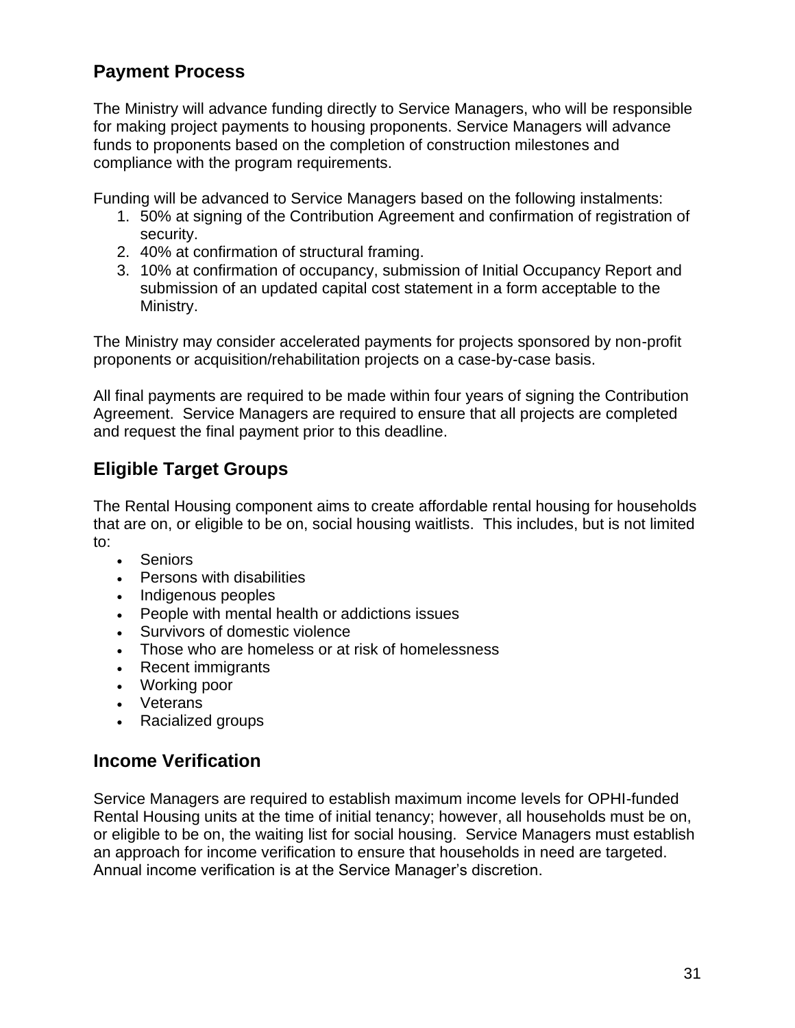## Payment Process

The Ministry will advance funding directly to Service Managers, who will be responsible for making project payments to housing proponents. Service Managers will advance funds to proponents based on the completion of construction milestones and compliance with the program requirements.

Funding will be advanced to Service Managers based on the following instalments:

1. 50% at signing of the Contribution Agreement and confirmation of registration of security.
2. 40% at confirmation of structural framing.
3. 10% at confirmation of occupancy, submission of Initial Occupancy Report and submission of an updated capital cost statement in a form acceptable to the Ministry.

The Ministry may consider accelerated payments for projects sponsored by non-profit proponents or acquisition/rehabilitation projects on a case-by-case basis.

All final payments are required to be made within four years of signing the Contribution Agreement. Service Managers are required to ensure that all projects are completed and request the final payment prior to this deadline.

## Eligible Target Groups

The Rental Housing component aims to create affordable rental housing for households that are on, or eligible to be on, social housing waitlists. This includes, but is not limited to:

- Seniors
- Persons with disabilities
- Indigenous peoples
- People with mental health or addictions issues
- Survivors of domestic violence
- Those who are homeless or at risk of homelessness
- Recent immigrants
- Working poor
- Veterans
- Racialized groups

## Income Verification

Service Managers are required to establish maximum income levels for OPHI-funded Rental Housing units at the time of initial tenancy; however, all households must be on, or eligible to be on, the waiting list for social housing. Service Managers must establish an approach for income verification to ensure that households in need are targeted. Annual income verification is at the Service Manager's discretion.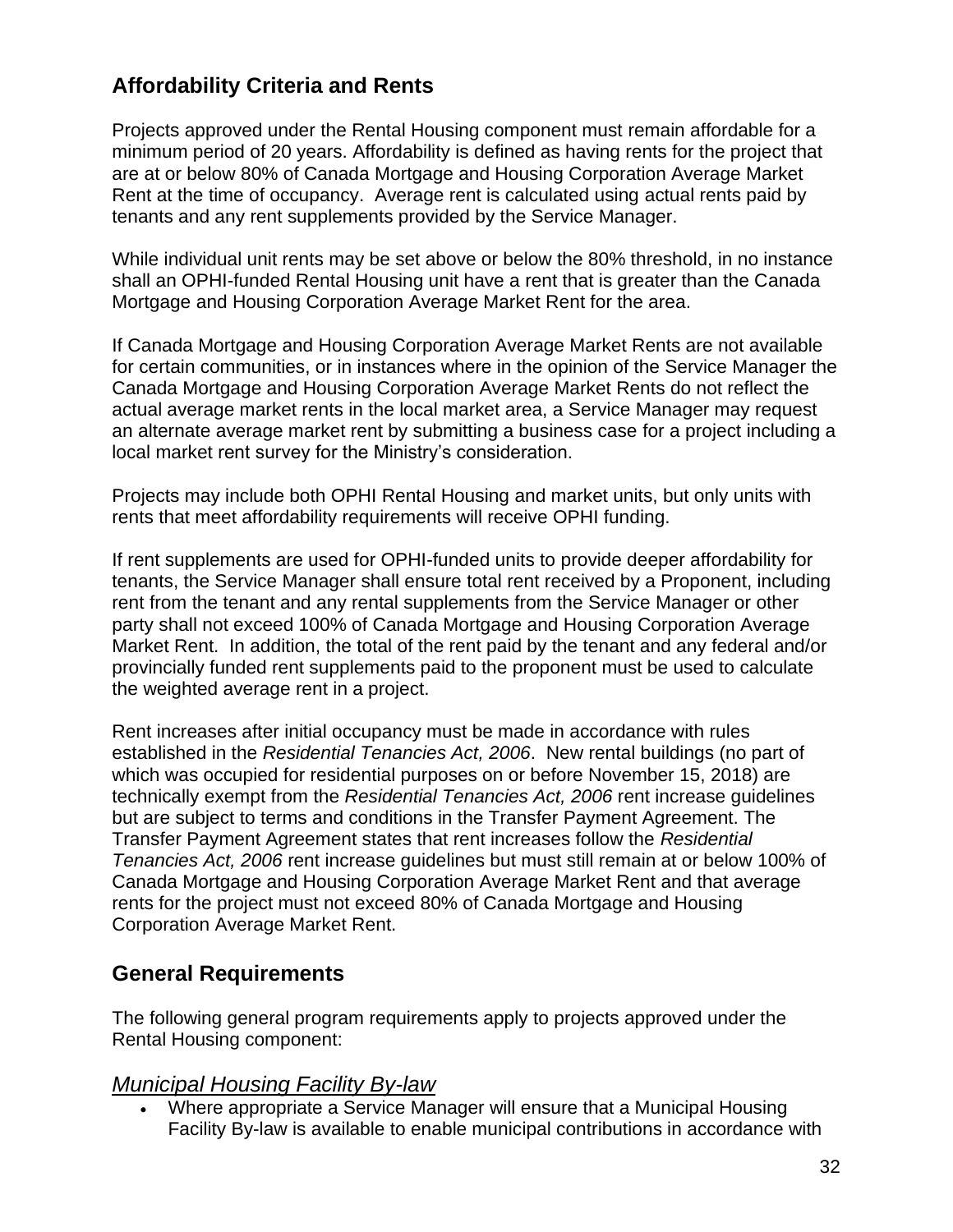## Affordability Criteria and Rents

Projects approved under the Rental Housing component must remain affordable for a minimum period of 20 years. Affordability is defined as having rents for the project that are at or below 80% of Canada Mortgage and Housing Corporation Average Market Rent at the time of occupancy. Average rent is calculated using actual rents paid by tenants and any rent supplements provided by the Service Manager.

While individual unit rents may be set above or below the 80% threshold, in no instance shall an OPHI-funded Rental Housing unit have a rent that is greater than the Canada Mortgage and Housing Corporation Average Market Rent for the area.

If Canada Mortgage and Housing Corporation Average Market Rents are not available for certain communities, or in instances where in the opinion of the Service Manager the Canada Mortgage and Housing Corporation Average Market Rents do not reflect the actual average market rents in the local market area, a Service Manager may request an alternate average market rent by submitting a business case for a project including a local market rent survey for the Ministry's consideration.

Projects may include both OPHI Rental Housing and market units, but only units with rents that meet affordability requirements will receive OPHI funding.

If rent supplements are used for OPHI-funded units to provide deeper affordability for tenants, the Service Manager shall ensure total rent received by a Proponent, including rent from the tenant and any rental supplements from the Service Manager or other party shall not exceed 100% of Canada Mortgage and Housing Corporation Average Market Rent. In addition, the total of the rent paid by the tenant and any federal and/or provincially funded rent supplements paid to the proponent must be used to calculate the weighted average rent in a project.

Rent increases after initial occupancy must be made in accordance with rules established in the *Residential Tenancies Act, 2006*. New rental buildings (no part of which was occupied for residential purposes on or before November 15, 2018) are technically exempt from the *Residential Tenancies Act, 2006* rent increase guidelines but are subject to terms and conditions in the Transfer Payment Agreement. The Transfer Payment Agreement states that rent increases follow the *Residential Tenancies Act, 2006* rent increase guidelines but must still remain at or below 100% of Canada Mortgage and Housing Corporation Average Market Rent and that average rents for the project must not exceed 80% of Canada Mortgage and Housing Corporation Average Market Rent.

## General Requirements

The following general program requirements apply to projects approved under the Rental Housing component:

### *Municipal Housing Facility By-law*

- Where appropriate a Service Manager will ensure that a Municipal Housing Facility By-law is available to enable municipal contributions in accordance with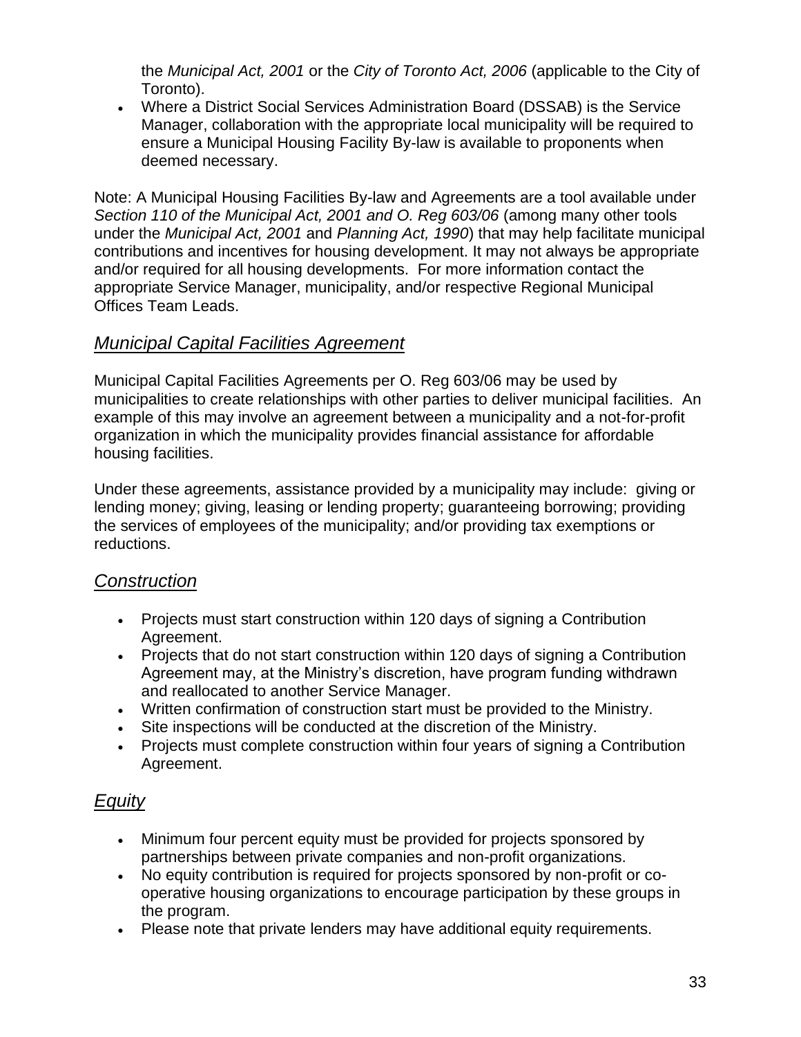the *Municipal Act, 2001* or the *City of Toronto Act, 2006* (applicable to the City of Toronto).

- Where a District Social Services Administration Board (DSSAB) is the Service Manager, collaboration with the appropriate local municipality will be required to ensure a Municipal Housing Facility By-law is available to proponents when deemed necessary.

Note: A Municipal Housing Facilities By-law and Agreements are a tool available under *Section 110 of the Municipal Act, 2001 and O. Reg 603/06* (among many other tools under the *Municipal Act, 2001* and *Planning Act, 1990*) that may help facilitate municipal contributions and incentives for housing development. It may not always be appropriate and/or required for all housing developments. For more information contact the appropriate Service Manager, municipality, and/or respective Regional Municipal Offices Team Leads.

## *Municipal Capital Facilities Agreement*

Municipal Capital Facilities Agreements per O. Reg 603/06 may be used by municipalities to create relationships with other parties to deliver municipal facilities. An example of this may involve an agreement between a municipality and a not-for-profit organization in which the municipality provides financial assistance for affordable housing facilities.

Under these agreements, assistance provided by a municipality may include: giving or lending money; giving, leasing or lending property; guaranteeing borrowing; providing the services of employees of the municipality; and/or providing tax exemptions or reductions.

## *Construction*

- Projects must start construction within 120 days of signing a Contribution Agreement.
- Projects that do not start construction within 120 days of signing a Contribution Agreement may, at the Ministry's discretion, have program funding withdrawn and reallocated to another Service Manager.
- Written confirmation of construction start must be provided to the Ministry.
- Site inspections will be conducted at the discretion of the Ministry.
- Projects must complete construction within four years of signing a Contribution Agreement.

## *Equity*

- Minimum four percent equity must be provided for projects sponsored by partnerships between private companies and non-profit organizations.
- No equity contribution is required for projects sponsored by non-profit or co-operative housing organizations to encourage participation by these groups in the program.
- Please note that private lenders may have additional equity requirements.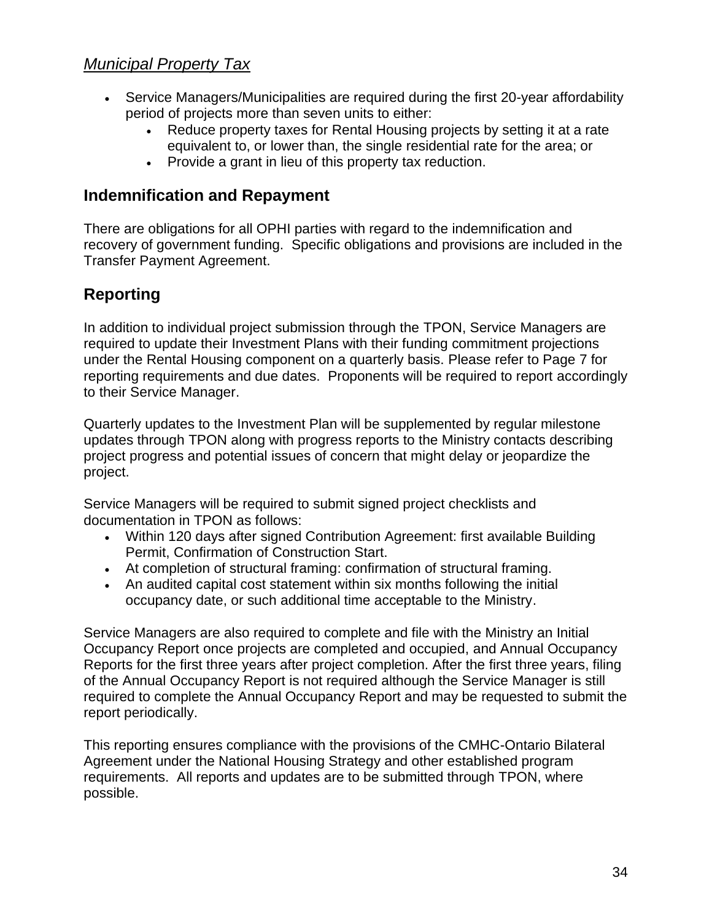### *Municipal Property Tax*

- Service Managers/Municipalities are required during the first 20-year affordability period of projects more than seven units to either:
  - Reduce property taxes for Rental Housing projects by setting it at a rate equivalent to, or lower than, the single residential rate for the area; or
  - Provide a grant in lieu of this property tax reduction.

## Indemnification and Repayment

There are obligations for all OPHI parties with regard to the indemnification and recovery of government funding. Specific obligations and provisions are included in the Transfer Payment Agreement.

## Reporting

In addition to individual project submission through the TPON, Service Managers are required to update their Investment Plans with their funding commitment projections under the Rental Housing component on a quarterly basis. Please refer to Page 7 for reporting requirements and due dates. Proponents will be required to report accordingly to their Service Manager.

Quarterly updates to the Investment Plan will be supplemented by regular milestone updates through TPON along with progress reports to the Ministry contacts describing project progress and potential issues of concern that might delay or jeopardize the project.

Service Managers will be required to submit signed project checklists and documentation in TPON as follows:

- Within 120 days after signed Contribution Agreement: first available Building Permit, Confirmation of Construction Start.
- At completion of structural framing: confirmation of structural framing.
- An audited capital cost statement within six months following the initial occupancy date, or such additional time acceptable to the Ministry.

Service Managers are also required to complete and file with the Ministry an Initial Occupancy Report once projects are completed and occupied, and Annual Occupancy Reports for the first three years after project completion. After the first three years, filing of the Annual Occupancy Report is not required although the Service Manager is still required to complete the Annual Occupancy Report and may be requested to submit the report periodically.

This reporting ensures compliance with the provisions of the CMHC-Ontario Bilateral Agreement under the National Housing Strategy and other established program requirements. All reports and updates are to be submitted through TPON, where possible.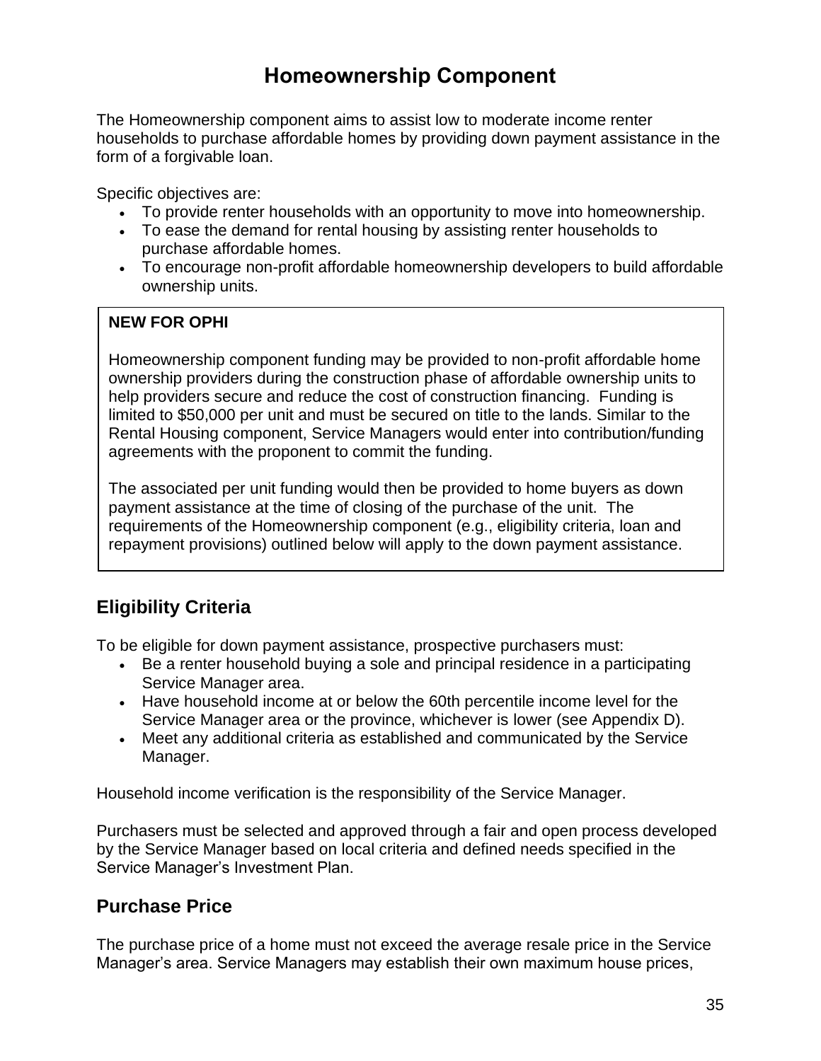# Homeownership Component

The Homeownership component aims to assist low to moderate income renter households to purchase affordable homes by providing down payment assistance in the form of a forgivable loan.

Specific objectives are:

- To provide renter households with an opportunity to move into homeownership.
- To ease the demand for rental housing by assisting renter households to purchase affordable homes.
- To encourage non-profit affordable homeownership developers to build affordable ownership units.

> **NEW FOR OPHI**
>
> Homeownership component funding may be provided to non-profit affordable home ownership providers during the construction phase of affordable ownership units to help providers secure and reduce the cost of construction financing. Funding is limited to $50,000 per unit and must be secured on title to the lands. Similar to the Rental Housing component, Service Managers would enter into contribution/funding agreements with the proponent to commit the funding.
>
> The associated per unit funding would then be provided to home buyers as down payment assistance at the time of closing of the purchase of the unit. The requirements of the Homeownership component (e.g., eligibility criteria, loan and repayment provisions) outlined below will apply to the down payment assistance.

## Eligibility Criteria

To be eligible for down payment assistance, prospective purchasers must:

- Be a renter household buying a sole and principal residence in a participating Service Manager area.
- Have household income at or below the 60th percentile income level for the Service Manager area or the province, whichever is lower (see Appendix D).
- Meet any additional criteria as established and communicated by the Service Manager.

Household income verification is the responsibility of the Service Manager.

Purchasers must be selected and approved through a fair and open process developed by the Service Manager based on local criteria and defined needs specified in the Service Manager's Investment Plan.

## Purchase Price

The purchase price of a home must not exceed the average resale price in the Service Manager's area. Service Managers may establish their own maximum house prices,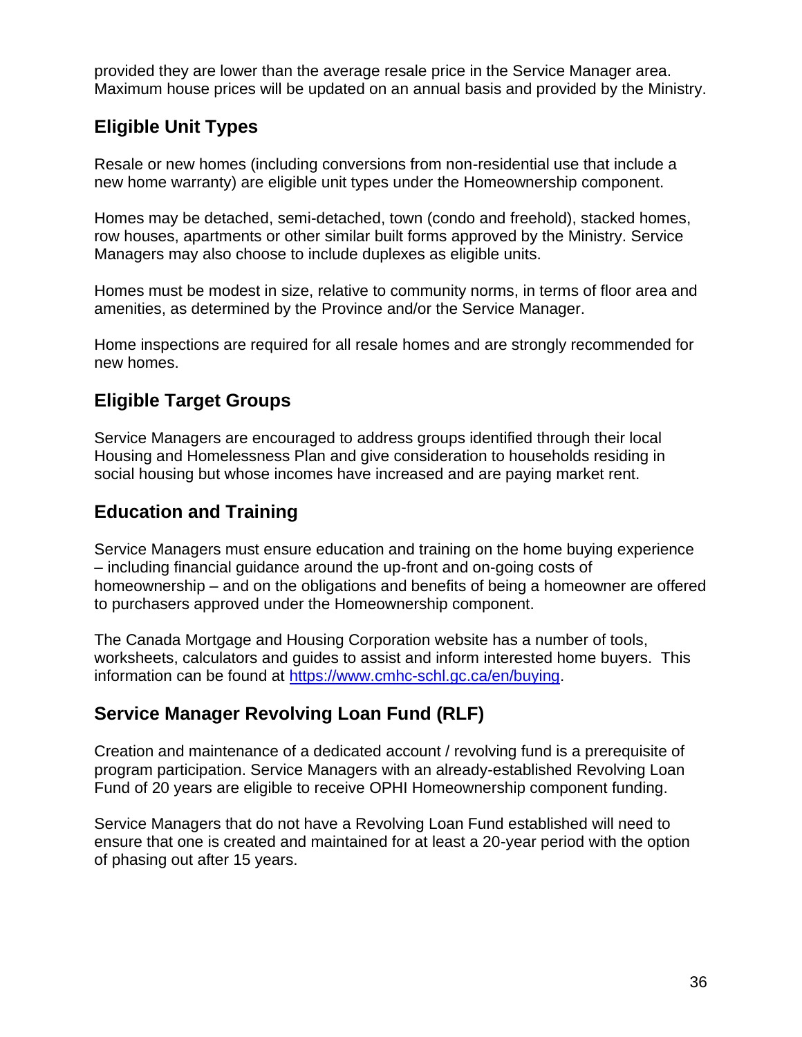provided they are lower than the average resale price in the Service Manager area. Maximum house prices will be updated on an annual basis and provided by the Ministry.

## Eligible Unit Types

Resale or new homes (including conversions from non-residential use that include a new home warranty) are eligible unit types under the Homeownership component.

Homes may be detached, semi-detached, town (condo and freehold), stacked homes, row houses, apartments or other similar built forms approved by the Ministry. Service Managers may also choose to include duplexes as eligible units.

Homes must be modest in size, relative to community norms, in terms of floor area and amenities, as determined by the Province and/or the Service Manager.

Home inspections are required for all resale homes and are strongly recommended for new homes.

## Eligible Target Groups

Service Managers are encouraged to address groups identified through their local Housing and Homelessness Plan and give consideration to households residing in social housing but whose incomes have increased and are paying market rent.

## Education and Training

Service Managers must ensure education and training on the home buying experience – including financial guidance around the up-front and on-going costs of homeownership – and on the obligations and benefits of being a homeowner are offered to purchasers approved under the Homeownership component.

The Canada Mortgage and Housing Corporation website has a number of tools, worksheets, calculators and guides to assist and inform interested home buyers. This information can be found at [https://www.cmhc-schl.gc.ca/en/buying](https://www.cmhc-schl.gc.ca/en/buying).

## Service Manager Revolving Loan Fund (RLF)

Creation and maintenance of a dedicated account / revolving fund is a prerequisite of program participation. Service Managers with an already-established Revolving Loan Fund of 20 years are eligible to receive OPHI Homeownership component funding.

Service Managers that do not have a Revolving Loan Fund established will need to ensure that one is created and maintained for at least a 20-year period with the option of phasing out after 15 years.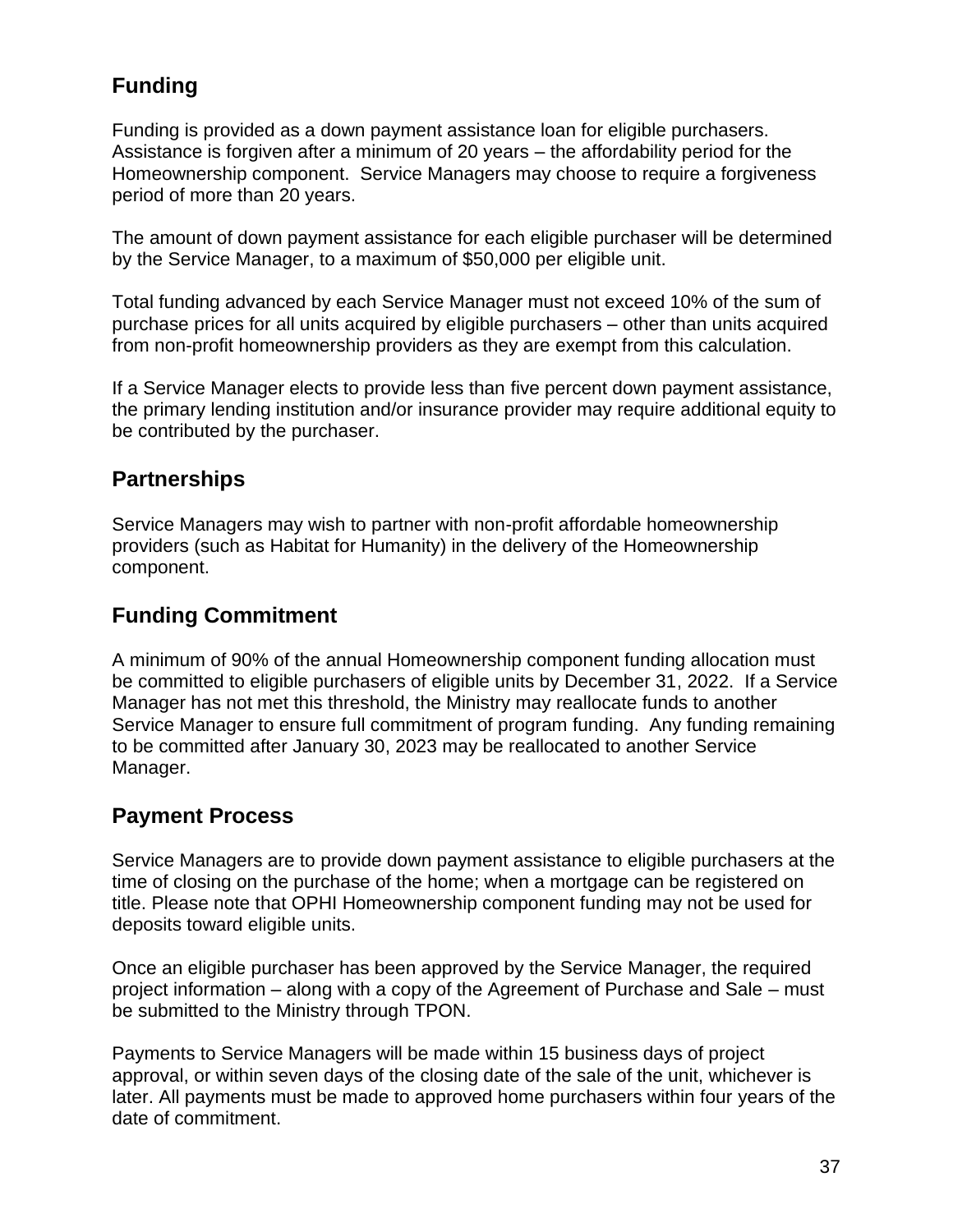## Funding

Funding is provided as a down payment assistance loan for eligible purchasers. Assistance is forgiven after a minimum of 20 years – the affordability period for the Homeownership component. Service Managers may choose to require a forgiveness period of more than 20 years.

The amount of down payment assistance for each eligible purchaser will be determined by the Service Manager, to a maximum of $50,000 per eligible unit.

Total funding advanced by each Service Manager must not exceed 10% of the sum of purchase prices for all units acquired by eligible purchasers – other than units acquired from non-profit homeownership providers as they are exempt from this calculation.

If a Service Manager elects to provide less than five percent down payment assistance, the primary lending institution and/or insurance provider may require additional equity to be contributed by the purchaser.

## Partnerships

Service Managers may wish to partner with non-profit affordable homeownership providers (such as Habitat for Humanity) in the delivery of the Homeownership component.

## Funding Commitment

A minimum of 90% of the annual Homeownership component funding allocation must be committed to eligible purchasers of eligible units by December 31, 2022. If a Service Manager has not met this threshold, the Ministry may reallocate funds to another Service Manager to ensure full commitment of program funding. Any funding remaining to be committed after January 30, 2023 may be reallocated to another Service Manager.

## Payment Process

Service Managers are to provide down payment assistance to eligible purchasers at the time of closing on the purchase of the home; when a mortgage can be registered on title. Please note that OPHI Homeownership component funding may not be used for deposits toward eligible units.

Once an eligible purchaser has been approved by the Service Manager, the required project information – along with a copy of the Agreement of Purchase and Sale – must be submitted to the Ministry through TPON.

Payments to Service Managers will be made within 15 business days of project approval, or within seven days of the closing date of the sale of the unit, whichever is later. All payments must be made to approved home purchasers within four years of the date of commitment.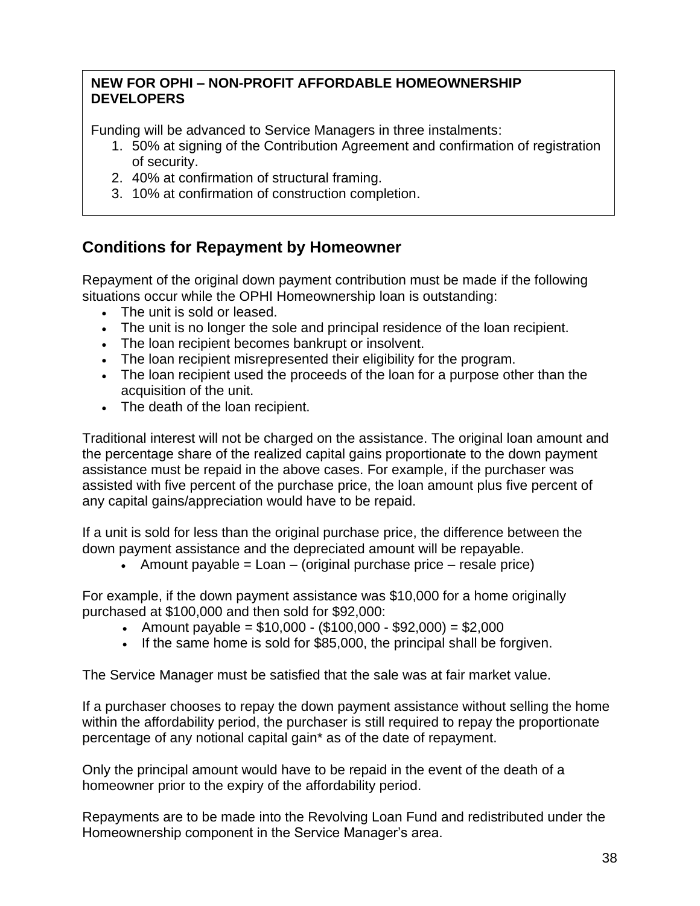**NEW FOR OPHI – NON-PROFIT AFFORDABLE HOMEOWNERSHIP DEVELOPERS**

Funding will be advanced to Service Managers in three instalments:

1. 50% at signing of the Contribution Agreement and confirmation of registration of security.
2. 40% at confirmation of structural framing.
3. 10% at confirmation of construction completion.

## Conditions for Repayment by Homeowner

Repayment of the original down payment contribution must be made if the following situations occur while the OPHI Homeownership loan is outstanding:

- The unit is sold or leased.
- The unit is no longer the sole and principal residence of the loan recipient.
- The loan recipient becomes bankrupt or insolvent.
- The loan recipient misrepresented their eligibility for the program.
- The loan recipient used the proceeds of the loan for a purpose other than the acquisition of the unit.
- The death of the loan recipient.

Traditional interest will not be charged on the assistance. The original loan amount and the percentage share of the realized capital gains proportionate to the down payment assistance must be repaid in the above cases. For example, if the purchaser was assisted with five percent of the purchase price, the loan amount plus five percent of any capital gains/appreciation would have to be repaid.

If a unit is sold for less than the original purchase price, the difference between the down payment assistance and the depreciated amount will be repayable.

- Amount payable = Loan – (original purchase price – resale price)

For example, if the down payment assistance was $10,000 for a home originally purchased at $100,000 and then sold for $92,000:

- Amount payable = $10,000 - ($100,000 - $92,000) = $2,000
- If the same home is sold for $85,000, the principal shall be forgiven.

The Service Manager must be satisfied that the sale was at fair market value.

If a purchaser chooses to repay the down payment assistance without selling the home within the affordability period, the purchaser is still required to repay the proportionate percentage of any notional capital gain* as of the date of repayment.

Only the principal amount would have to be repaid in the event of the death of a homeowner prior to the expiry of the affordability period.

Repayments are to be made into the Revolving Loan Fund and redistributed under the Homeownership component in the Service Manager's area.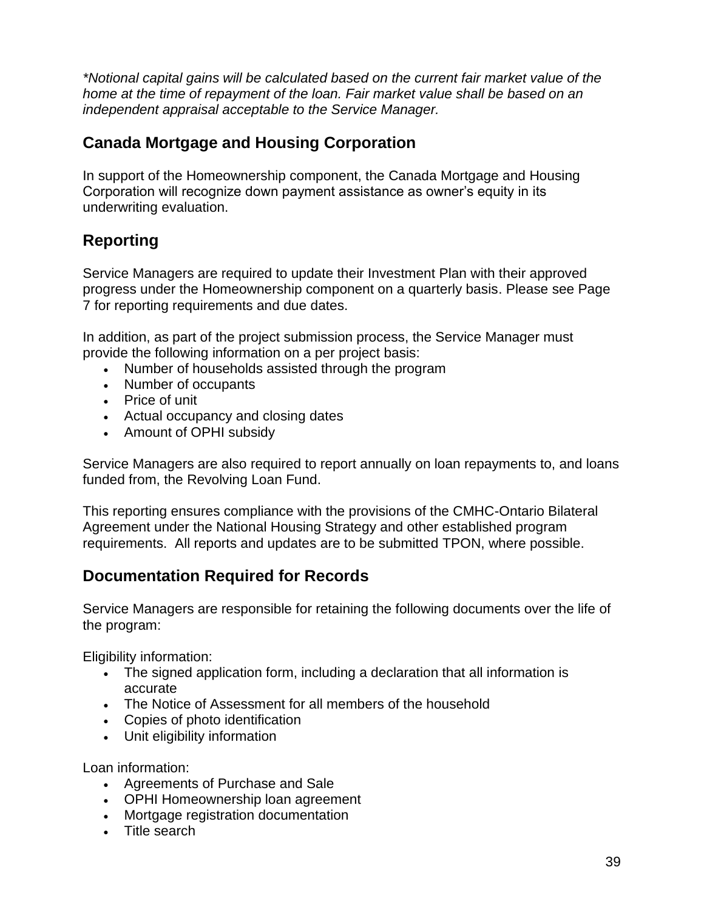*\*Notional capital gains will be calculated based on the current fair market value of the home at the time of repayment of the loan. Fair market value shall be based on an independent appraisal acceptable to the Service Manager.*

## Canada Mortgage and Housing Corporation

In support of the Homeownership component, the Canada Mortgage and Housing Corporation will recognize down payment assistance as owner's equity in its underwriting evaluation.

## Reporting

Service Managers are required to update their Investment Plan with their approved progress under the Homeownership component on a quarterly basis. Please see Page 7 for reporting requirements and due dates.

In addition, as part of the project submission process, the Service Manager must provide the following information on a per project basis:

- Number of households assisted through the program
- Number of occupants
- Price of unit
- Actual occupancy and closing dates
- Amount of OPHI subsidy

Service Managers are also required to report annually on loan repayments to, and loans funded from, the Revolving Loan Fund.

This reporting ensures compliance with the provisions of the CMHC-Ontario Bilateral Agreement under the National Housing Strategy and other established program requirements. All reports and updates are to be submitted TPON, where possible.

## Documentation Required for Records

Service Managers are responsible for retaining the following documents over the life of the program:

Eligibility information:

- The signed application form, including a declaration that all information is accurate
- The Notice of Assessment for all members of the household
- Copies of photo identification
- Unit eligibility information

Loan information:

- Agreements of Purchase and Sale
- OPHI Homeownership loan agreement
- Mortgage registration documentation
- Title search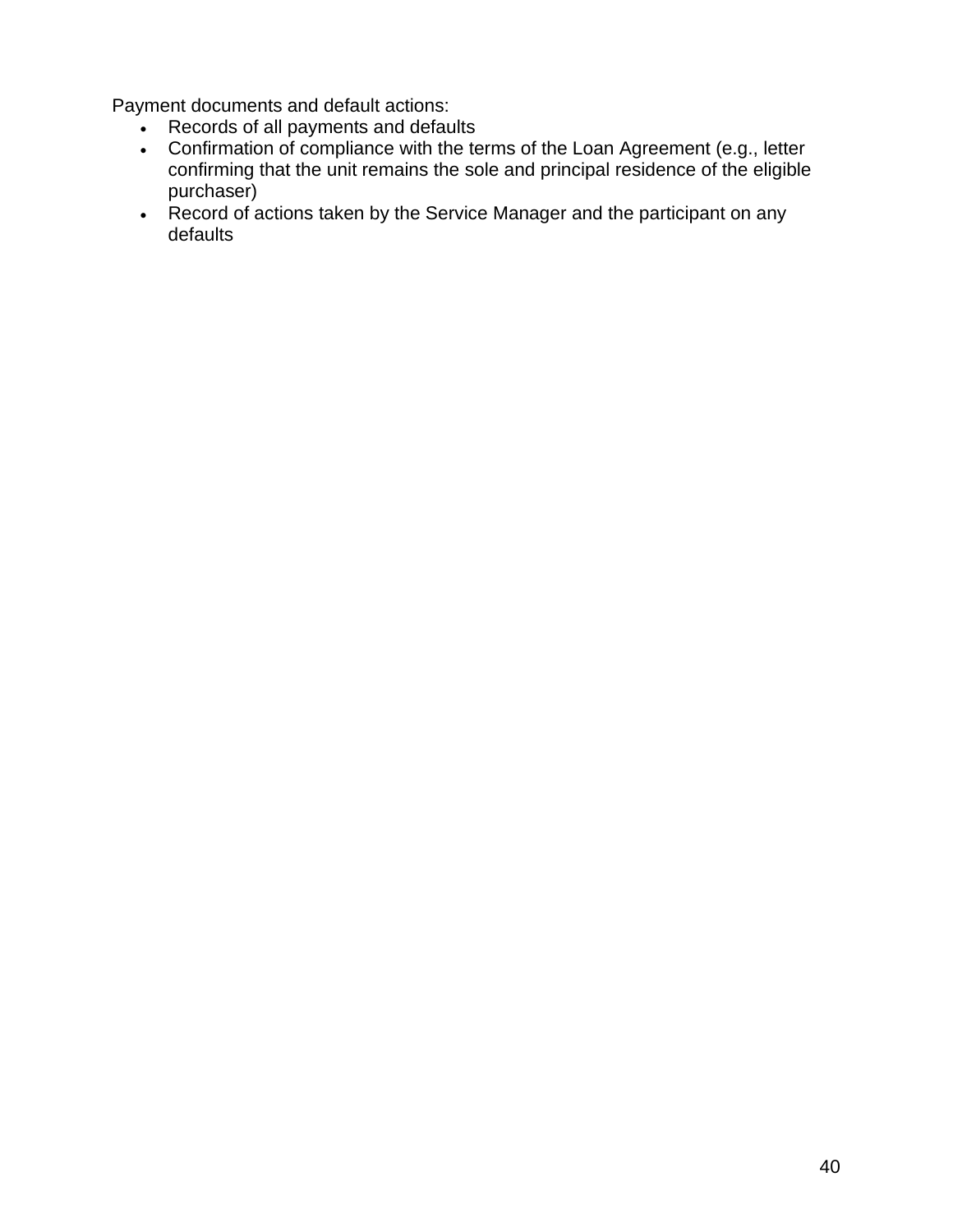Payment documents and default actions:

- Records of all payments and defaults
- Confirmation of compliance with the terms of the Loan Agreement (e.g., letter confirming that the unit remains the sole and principal residence of the eligible purchaser)
- Record of actions taken by the Service Manager and the participant on any defaults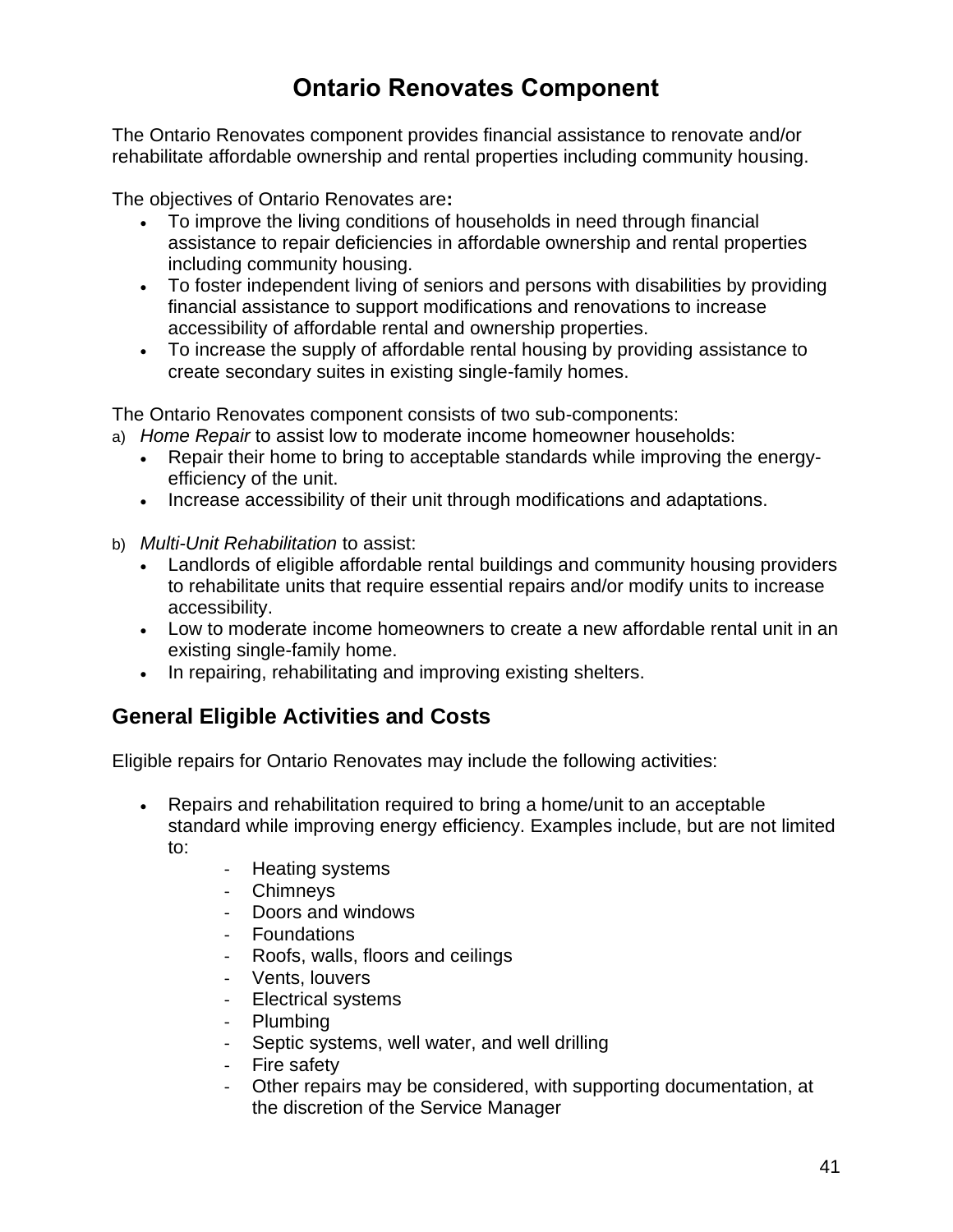# Ontario Renovates Component

The Ontario Renovates component provides financial assistance to renovate and/or rehabilitate affordable ownership and rental properties including community housing.

The objectives of Ontario Renovates are**:**

- To improve the living conditions of households in need through financial assistance to repair deficiencies in affordable ownership and rental properties including community housing.
- To foster independent living of seniors and persons with disabilities by providing financial assistance to support modifications and renovations to increase accessibility of affordable rental and ownership properties.
- To increase the supply of affordable rental housing by providing assistance to create secondary suites in existing single-family homes.

The Ontario Renovates component consists of two sub-components:

a) *Home Repair* to assist low to moderate income homeowner households:
   - Repair their home to bring to acceptable standards while improving the energy-efficiency of the unit.
   - Increase accessibility of their unit through modifications and adaptations.

b) *Multi-Unit Rehabilitation* to assist:
   - Landlords of eligible affordable rental buildings and community housing providers to rehabilitate units that require essential repairs and/or modify units to increase accessibility.
   - Low to moderate income homeowners to create a new affordable rental unit in an existing single-family home.
   - In repairing, rehabilitating and improving existing shelters.

## General Eligible Activities and Costs

Eligible repairs for Ontario Renovates may include the following activities:

- Repairs and rehabilitation required to bring a home/unit to an acceptable standard while improving energy efficiency. Examples include, but are not limited to:
  - Heating systems
  - Chimneys
  - Doors and windows
  - Foundations
  - Roofs, walls, floors and ceilings
  - Vents, louvers
  - Electrical systems
  - Plumbing
  - Septic systems, well water, and well drilling
  - Fire safety
  - Other repairs may be considered, with supporting documentation, at the discretion of the Service Manager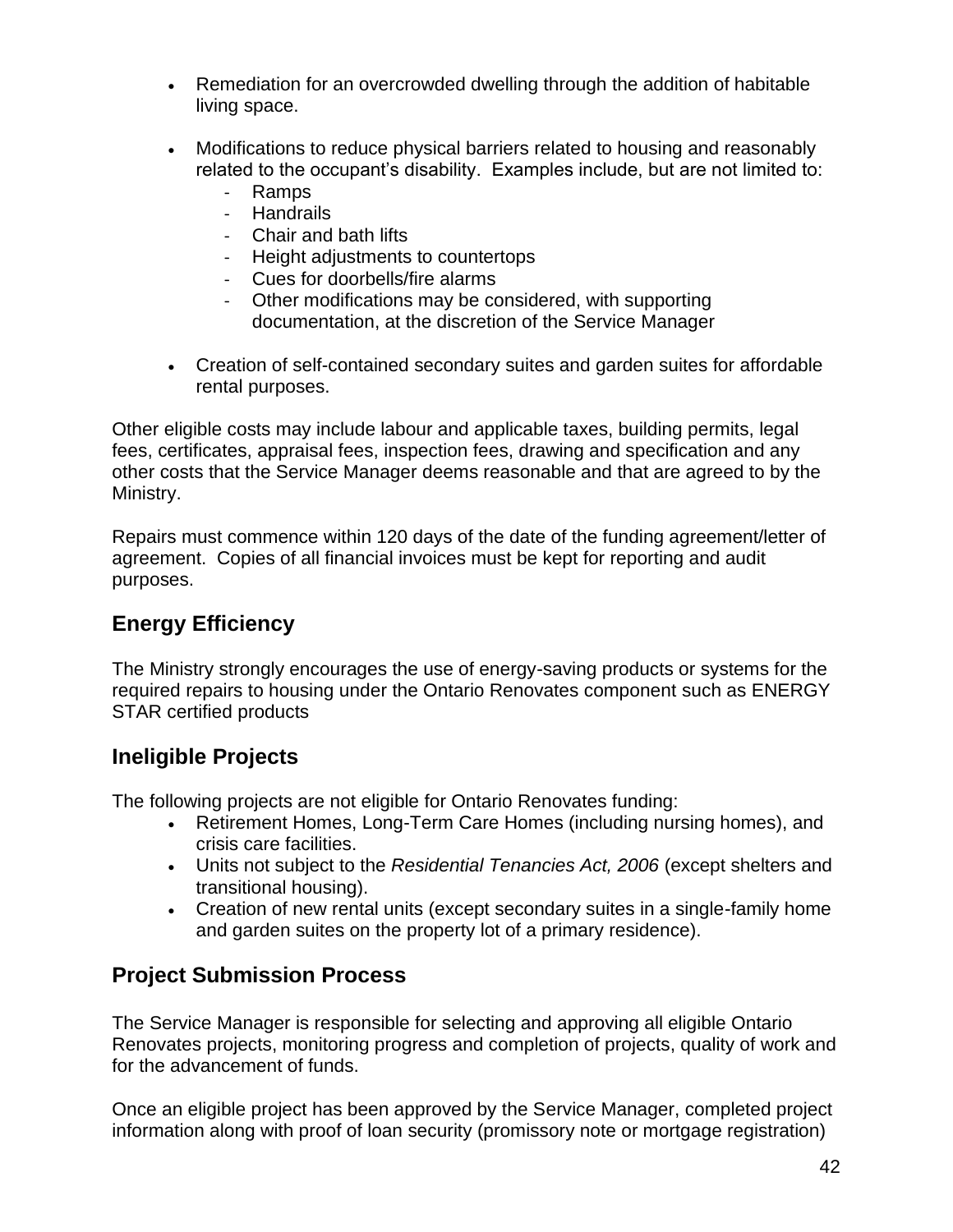- Remediation for an overcrowded dwelling through the addition of habitable living space.

- Modifications to reduce physical barriers related to housing and reasonably related to the occupant's disability. Examples include, but are not limited to:
  - Ramps
  - Handrails
  - Chair and bath lifts
  - Height adjustments to countertops
  - Cues for doorbells/fire alarms
  - Other modifications may be considered, with supporting documentation, at the discretion of the Service Manager

- Creation of self-contained secondary suites and garden suites for affordable rental purposes.

Other eligible costs may include labour and applicable taxes, building permits, legal fees, certificates, appraisal fees, inspection fees, drawing and specification and any other costs that the Service Manager deems reasonable and that are agreed to by the Ministry.

Repairs must commence within 120 days of the date of the funding agreement/letter of agreement. Copies of all financial invoices must be kept for reporting and audit purposes.

## Energy Efficiency

The Ministry strongly encourages the use of energy-saving products or systems for the required repairs to housing under the Ontario Renovates component such as ENERGY STAR certified products

## Ineligible Projects

The following projects are not eligible for Ontario Renovates funding:

- Retirement Homes, Long-Term Care Homes (including nursing homes), and crisis care facilities.
- Units not subject to the *Residential Tenancies Act, 2006* (except shelters and transitional housing).
- Creation of new rental units (except secondary suites in a single-family home and garden suites on the property lot of a primary residence).

## Project Submission Process

The Service Manager is responsible for selecting and approving all eligible Ontario Renovates projects, monitoring progress and completion of projects, quality of work and for the advancement of funds.

Once an eligible project has been approved by the Service Manager, completed project information along with proof of loan security (promissory note or mortgage registration)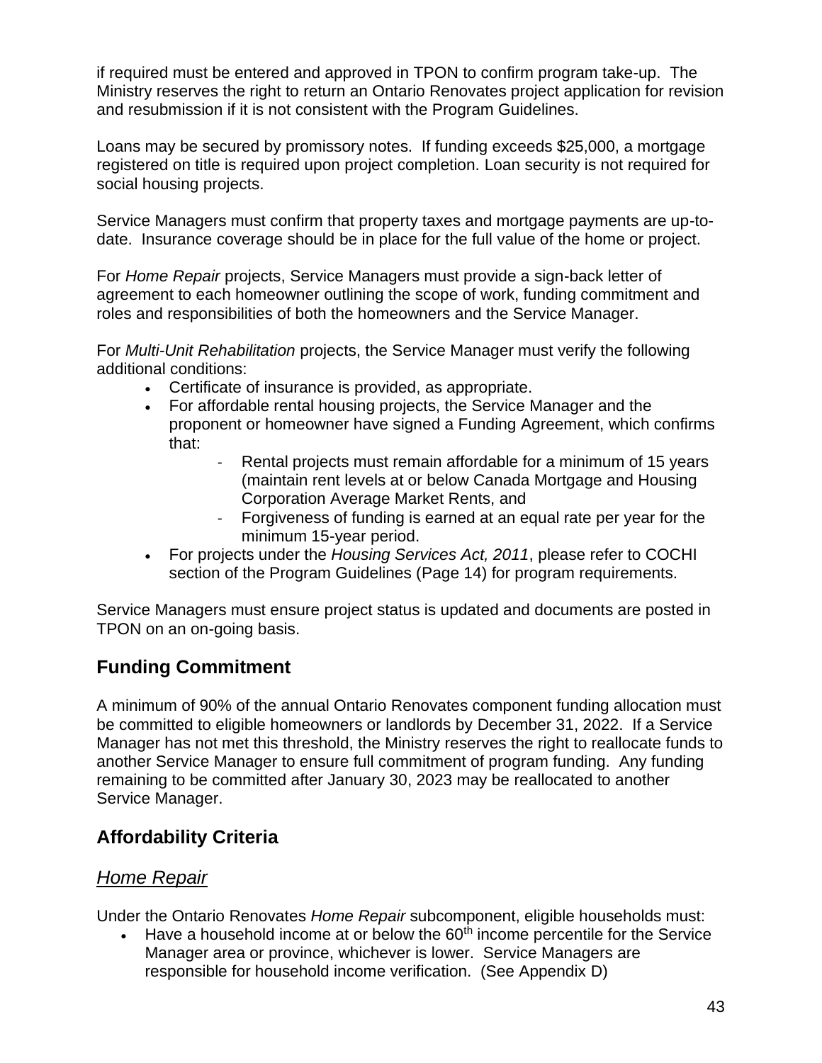if required must be entered and approved in TPON to confirm program take-up. The Ministry reserves the right to return an Ontario Renovates project application for revision and resubmission if it is not consistent with the Program Guidelines.

Loans may be secured by promissory notes. If funding exceeds $25,000, a mortgage registered on title is required upon project completion. Loan security is not required for social housing projects.

Service Managers must confirm that property taxes and mortgage payments are up-to-date. Insurance coverage should be in place for the full value of the home or project.

For *Home Repair* projects, Service Managers must provide a sign-back letter of agreement to each homeowner outlining the scope of work, funding commitment and roles and responsibilities of both the homeowners and the Service Manager.

For *Multi-Unit Rehabilitation* projects, the Service Manager must verify the following additional conditions:

- Certificate of insurance is provided, as appropriate.
- For affordable rental housing projects, the Service Manager and the proponent or homeowner have signed a Funding Agreement, which confirms that:
  - Rental projects must remain affordable for a minimum of 15 years (maintain rent levels at or below Canada Mortgage and Housing Corporation Average Market Rents, and
  - Forgiveness of funding is earned at an equal rate per year for the minimum 15-year period.
- For projects under the *Housing Services Act, 2011*, please refer to COCHI section of the Program Guidelines (Page 14) for program requirements.

Service Managers must ensure project status is updated and documents are posted in TPON on an on-going basis.

## Funding Commitment

A minimum of 90% of the annual Ontario Renovates component funding allocation must be committed to eligible homeowners or landlords by December 31, 2022. If a Service Manager has not met this threshold, the Ministry reserves the right to reallocate funds to another Service Manager to ensure full commitment of program funding. Any funding remaining to be committed after January 30, 2023 may be reallocated to another Service Manager.

## Affordability Criteria

### *Home Repair*

Under the Ontario Renovates *Home Repair* subcomponent, eligible households must:

- Have a household income at or below the 60th income percentile for the Service Manager area or province, whichever is lower. Service Managers are responsible for household income verification. (See Appendix D)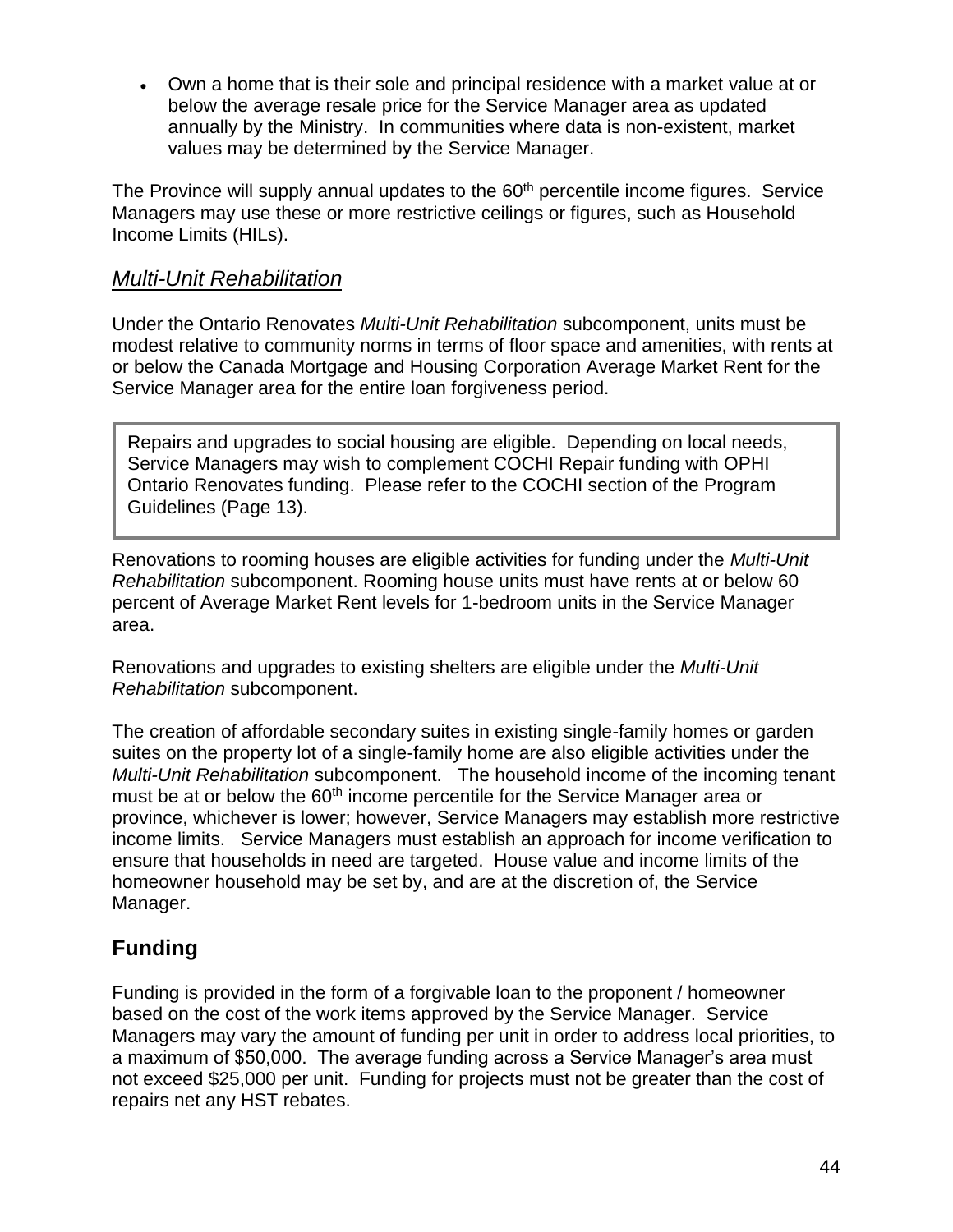- Own a home that is their sole and principal residence with a market value at or below the average resale price for the Service Manager area as updated annually by the Ministry. In communities where data is non-existent, market values may be determined by the Service Manager.

The Province will supply annual updates to the 60th percentile income figures. Service Managers may use these or more restrictive ceilings or figures, such as Household Income Limits (HILs).

### *Multi-Unit Rehabilitation*

Under the Ontario Renovates *Multi-Unit Rehabilitation* subcomponent, units must be modest relative to community norms in terms of floor space and amenities, with rents at or below the Canada Mortgage and Housing Corporation Average Market Rent for the Service Manager area for the entire loan forgiveness period.

> Repairs and upgrades to social housing are eligible. Depending on local needs, Service Managers may wish to complement COCHI Repair funding with OPHI Ontario Renovates funding. Please refer to the COCHI section of the Program Guidelines (Page 13).

Renovations to rooming houses are eligible activities for funding under the *Multi-Unit Rehabilitation* subcomponent. Rooming house units must have rents at or below 60 percent of Average Market Rent levels for 1-bedroom units in the Service Manager area.

Renovations and upgrades to existing shelters are eligible under the *Multi-Unit Rehabilitation* subcomponent.

The creation of affordable secondary suites in existing single-family homes or garden suites on the property lot of a single-family home are also eligible activities under the *Multi-Unit Rehabilitation* subcomponent. The household income of the incoming tenant must be at or below the 60th income percentile for the Service Manager area or province, whichever is lower; however, Service Managers may establish more restrictive income limits. Service Managers must establish an approach for income verification to ensure that households in need are targeted. House value and income limits of the homeowner household may be set by, and are at the discretion of, the Service Manager.

## Funding

Funding is provided in the form of a forgivable loan to the proponent / homeowner based on the cost of the work items approved by the Service Manager. Service Managers may vary the amount of funding per unit in order to address local priorities, to a maximum of $50,000. The average funding across a Service Manager's area must not exceed $25,000 per unit. Funding for projects must not be greater than the cost of repairs net any HST rebates.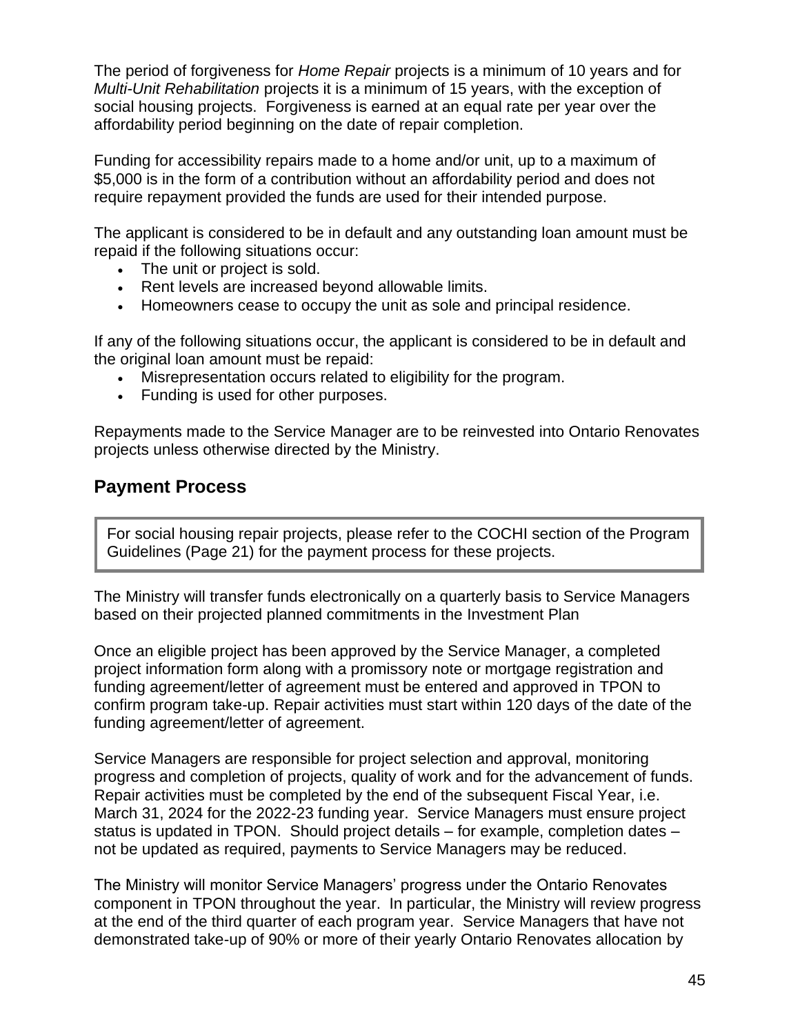The period of forgiveness for *Home Repair* projects is a minimum of 10 years and for *Multi-Unit Rehabilitation* projects it is a minimum of 15 years, with the exception of social housing projects. Forgiveness is earned at an equal rate per year over the affordability period beginning on the date of repair completion.

Funding for accessibility repairs made to a home and/or unit, up to a maximum of $5,000 is in the form of a contribution without an affordability period and does not require repayment provided the funds are used for their intended purpose.

The applicant is considered to be in default and any outstanding loan amount must be repaid if the following situations occur:

- The unit or project is sold.
- Rent levels are increased beyond allowable limits.
- Homeowners cease to occupy the unit as sole and principal residence.

If any of the following situations occur, the applicant is considered to be in default and the original loan amount must be repaid:

- Misrepresentation occurs related to eligibility for the program.
- Funding is used for other purposes.

Repayments made to the Service Manager are to be reinvested into Ontario Renovates projects unless otherwise directed by the Ministry.

## Payment Process

> For social housing repair projects, please refer to the COCHI section of the Program Guidelines (Page 21) for the payment process for these projects.

The Ministry will transfer funds electronically on a quarterly basis to Service Managers based on their projected planned commitments in the Investment Plan

Once an eligible project has been approved by the Service Manager, a completed project information form along with a promissory note or mortgage registration and funding agreement/letter of agreement must be entered and approved in TPON to confirm program take-up. Repair activities must start within 120 days of the date of the funding agreement/letter of agreement.

Service Managers are responsible for project selection and approval, monitoring progress and completion of projects, quality of work and for the advancement of funds. Repair activities must be completed by the end of the subsequent Fiscal Year, i.e. March 31, 2024 for the 2022-23 funding year. Service Managers must ensure project status is updated in TPON. Should project details – for example, completion dates – not be updated as required, payments to Service Managers may be reduced.

The Ministry will monitor Service Managers' progress under the Ontario Renovates component in TPON throughout the year. In particular, the Ministry will review progress at the end of the third quarter of each program year. Service Managers that have not demonstrated take-up of 90% or more of their yearly Ontario Renovates allocation by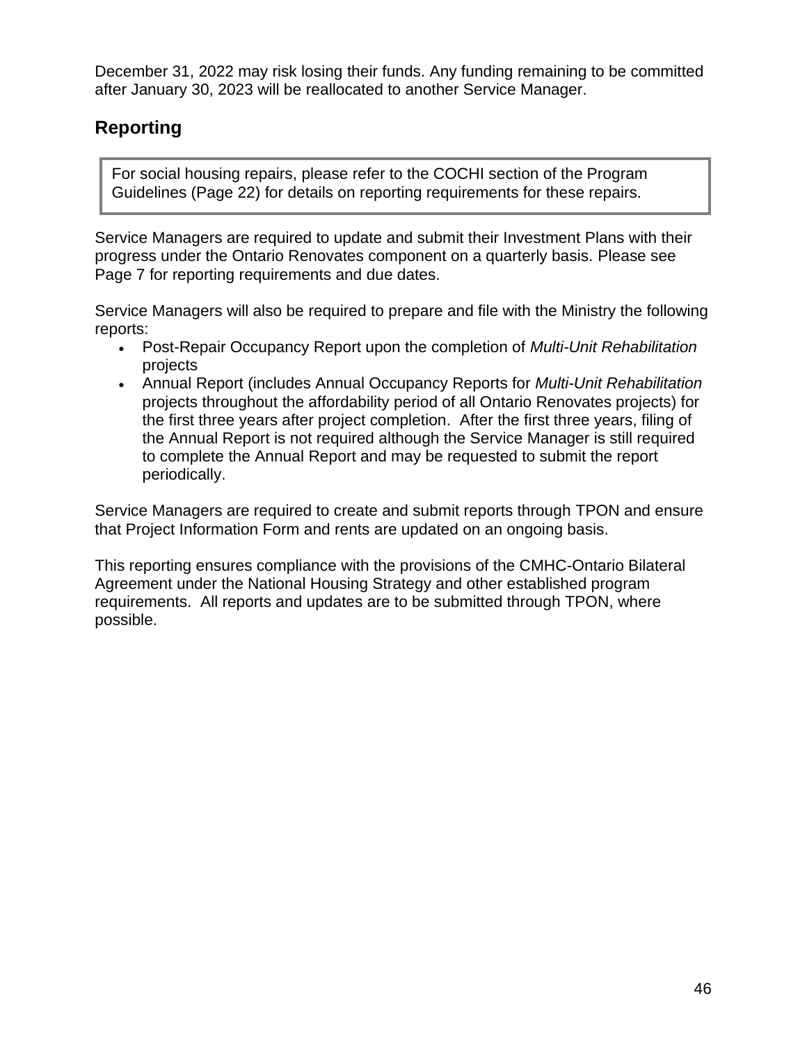December 31, 2022 may risk losing their funds. Any funding remaining to be committed after January 30, 2023 will be reallocated to another Service Manager.

## Reporting

> For social housing repairs, please refer to the COCHI section of the Program Guidelines (Page 22) for details on reporting requirements for these repairs.

Service Managers are required to update and submit their Investment Plans with their progress under the Ontario Renovates component on a quarterly basis. Please see Page 7 for reporting requirements and due dates.

Service Managers will also be required to prepare and file with the Ministry the following reports:

- Post-Repair Occupancy Report upon the completion of *Multi-Unit Rehabilitation* projects
- Annual Report (includes Annual Occupancy Reports for *Multi-Unit Rehabilitation* projects throughout the affordability period of all Ontario Renovates projects) for the first three years after project completion. After the first three years, filing of the Annual Report is not required although the Service Manager is still required to complete the Annual Report and may be requested to submit the report periodically.

Service Managers are required to create and submit reports through TPON and ensure that Project Information Form and rents are updated on an ongoing basis.

This reporting ensures compliance with the provisions of the CMHC-Ontario Bilateral Agreement under the National Housing Strategy and other established program requirements. All reports and updates are to be submitted through TPON, where possible.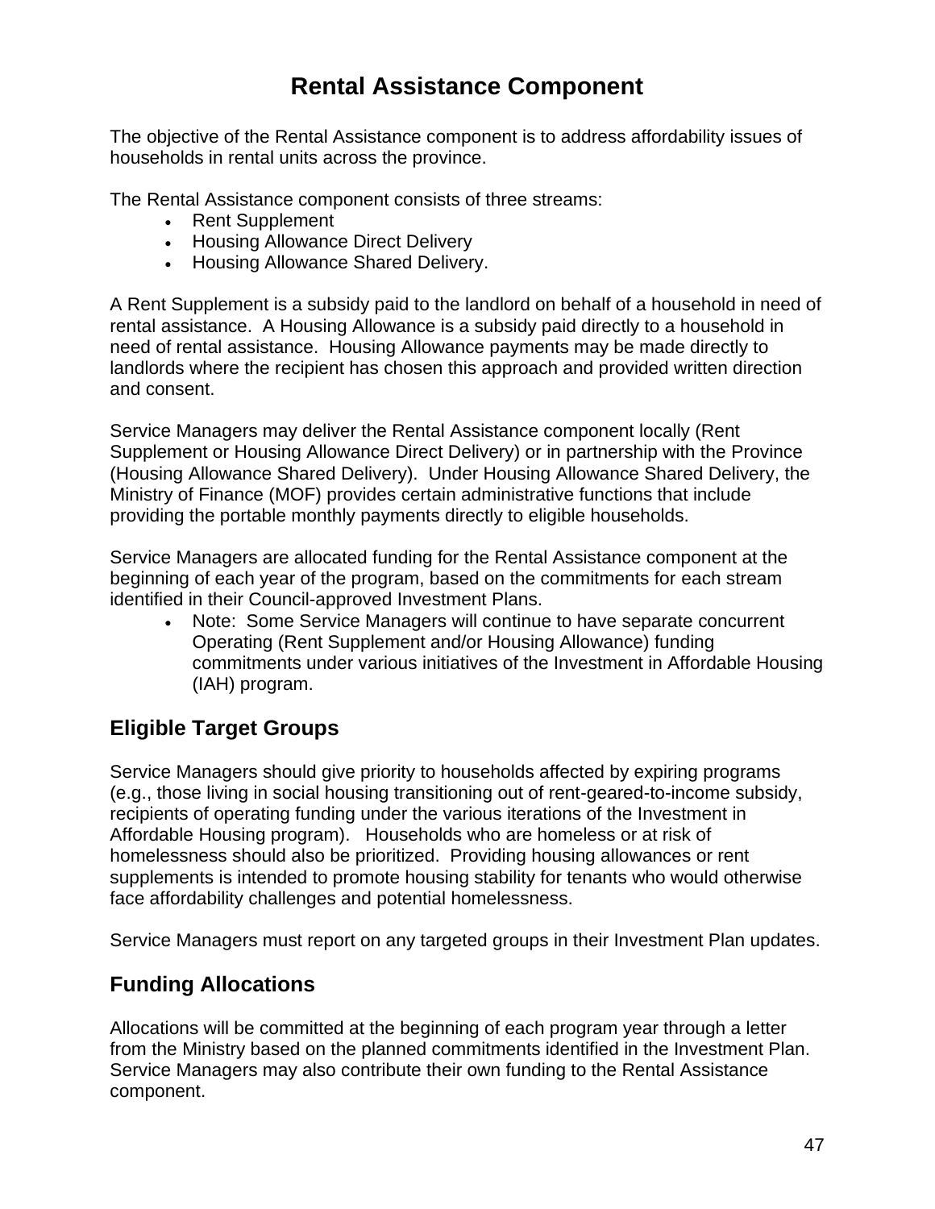# Rental Assistance Component

The objective of the Rental Assistance component is to address affordability issues of households in rental units across the province.

The Rental Assistance component consists of three streams:

- Rent Supplement
- Housing Allowance Direct Delivery
- Housing Allowance Shared Delivery.

A Rent Supplement is a subsidy paid to the landlord on behalf of a household in need of rental assistance. A Housing Allowance is a subsidy paid directly to a household in need of rental assistance. Housing Allowance payments may be made directly to landlords where the recipient has chosen this approach and provided written direction and consent.

Service Managers may deliver the Rental Assistance component locally (Rent Supplement or Housing Allowance Direct Delivery) or in partnership with the Province (Housing Allowance Shared Delivery). Under Housing Allowance Shared Delivery, the Ministry of Finance (MOF) provides certain administrative functions that include providing the portable monthly payments directly to eligible households.

Service Managers are allocated funding for the Rental Assistance component at the beginning of each year of the program, based on the commitments for each stream identified in their Council-approved Investment Plans.

- Note: Some Service Managers will continue to have separate concurrent Operating (Rent Supplement and/or Housing Allowance) funding commitments under various initiatives of the Investment in Affordable Housing (IAH) program.

## Eligible Target Groups

Service Managers should give priority to households affected by expiring programs (e.g., those living in social housing transitioning out of rent-geared-to-income subsidy, recipients of operating funding under the various iterations of the Investment in Affordable Housing program). Households who are homeless or at risk of homelessness should also be prioritized. Providing housing allowances or rent supplements is intended to promote housing stability for tenants who would otherwise face affordability challenges and potential homelessness.

Service Managers must report on any targeted groups in their Investment Plan updates.

## Funding Allocations

Allocations will be committed at the beginning of each program year through a letter from the Ministry based on the planned commitments identified in the Investment Plan. Service Managers may also contribute their own funding to the Rental Assistance component.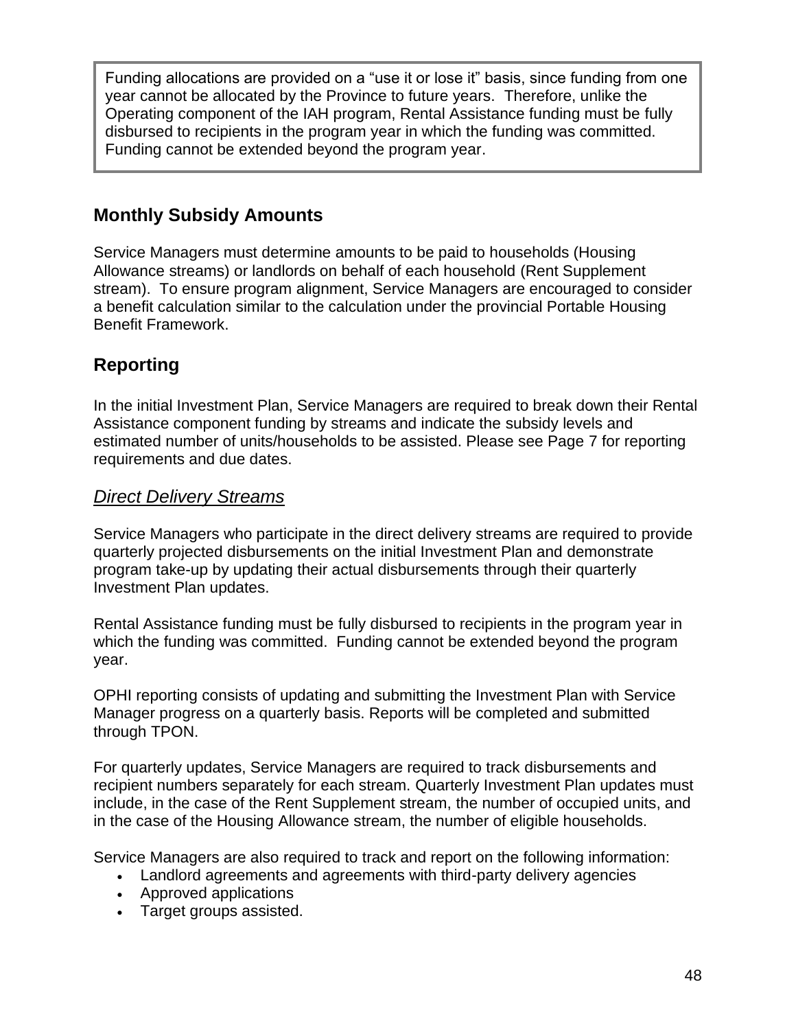> Funding allocations are provided on a “use it or lose it” basis, since funding from one year cannot be allocated by the Province to future years. Therefore, unlike the Operating component of the IAH program, Rental Assistance funding must be fully disbursed to recipients in the program year in which the funding was committed. Funding cannot be extended beyond the program year.

## Monthly Subsidy Amounts

Service Managers must determine amounts to be paid to households (Housing Allowance streams) or landlords on behalf of each household (Rent Supplement stream). To ensure program alignment, Service Managers are encouraged to consider a benefit calculation similar to the calculation under the provincial Portable Housing Benefit Framework.

## Reporting

In the initial Investment Plan, Service Managers are required to break down their Rental Assistance component funding by streams and indicate the subsidy levels and estimated number of units/households to be assisted. Please see Page 7 for reporting requirements and due dates.

### *Direct Delivery Streams*

Service Managers who participate in the direct delivery streams are required to provide quarterly projected disbursements on the initial Investment Plan and demonstrate program take-up by updating their actual disbursements through their quarterly Investment Plan updates.

Rental Assistance funding must be fully disbursed to recipients in the program year in which the funding was committed. Funding cannot be extended beyond the program year.

OPHI reporting consists of updating and submitting the Investment Plan with Service Manager progress on a quarterly basis. Reports will be completed and submitted through TPON.

For quarterly updates, Service Managers are required to track disbursements and recipient numbers separately for each stream. Quarterly Investment Plan updates must include, in the case of the Rent Supplement stream, the number of occupied units, and in the case of the Housing Allowance stream, the number of eligible households.

Service Managers are also required to track and report on the following information:

- Landlord agreements and agreements with third-party delivery agencies
- Approved applications
- Target groups assisted.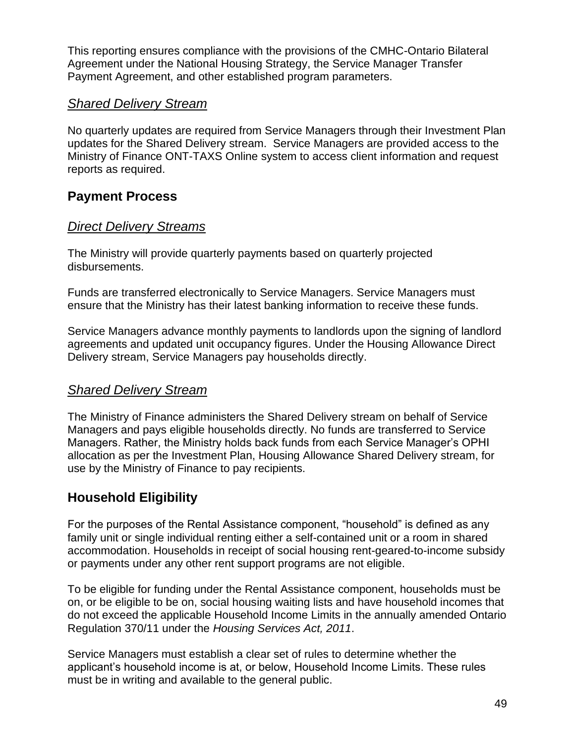This reporting ensures compliance with the provisions of the CMHC-Ontario Bilateral Agreement under the National Housing Strategy, the Service Manager Transfer Payment Agreement, and other established program parameters.

### *Shared Delivery Stream*

No quarterly updates are required from Service Managers through their Investment Plan updates for the Shared Delivery stream. Service Managers are provided access to the Ministry of Finance ONT-TAXS Online system to access client information and request reports as required.

## Payment Process

### *Direct Delivery Streams*

The Ministry will provide quarterly payments based on quarterly projected disbursements.

Funds are transferred electronically to Service Managers. Service Managers must ensure that the Ministry has their latest banking information to receive these funds.

Service Managers advance monthly payments to landlords upon the signing of landlord agreements and updated unit occupancy figures. Under the Housing Allowance Direct Delivery stream, Service Managers pay households directly.

### *Shared Delivery Stream*

The Ministry of Finance administers the Shared Delivery stream on behalf of Service Managers and pays eligible households directly. No funds are transferred to Service Managers. Rather, the Ministry holds back funds from each Service Manager's OPHI allocation as per the Investment Plan, Housing Allowance Shared Delivery stream, for use by the Ministry of Finance to pay recipients.

## Household Eligibility

For the purposes of the Rental Assistance component, "household" is defined as any family unit or single individual renting either a self-contained unit or a room in shared accommodation. Households in receipt of social housing rent-geared-to-income subsidy or payments under any other rent support programs are not eligible.

To be eligible for funding under the Rental Assistance component, households must be on, or be eligible to be on, social housing waiting lists and have household incomes that do not exceed the applicable Household Income Limits in the annually amended Ontario Regulation 370/11 under the *Housing Services Act, 2011*.

Service Managers must establish a clear set of rules to determine whether the applicant's household income is at, or below, Household Income Limits. These rules must be in writing and available to the general public.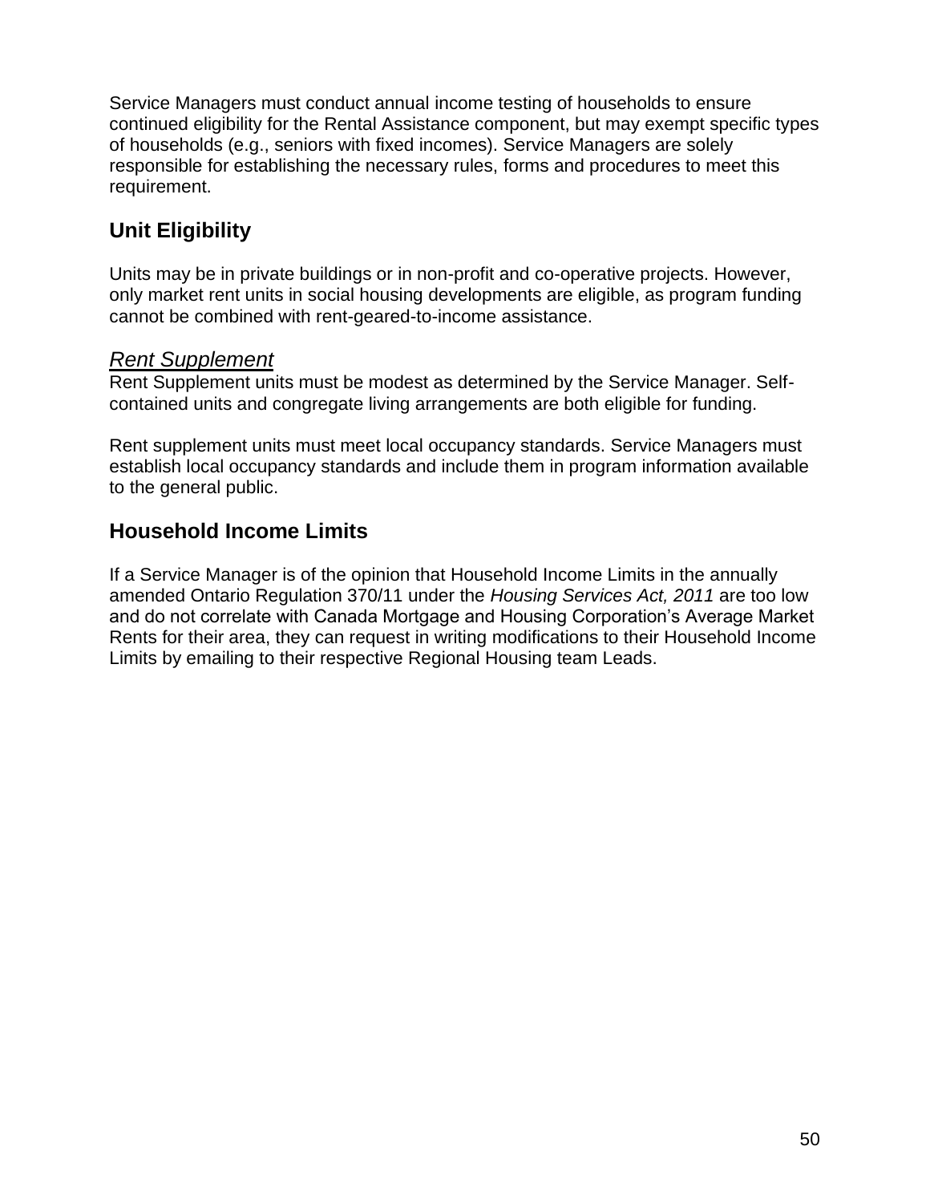Service Managers must conduct annual income testing of households to ensure continued eligibility for the Rental Assistance component, but may exempt specific types of households (e.g., seniors with fixed incomes). Service Managers are solely responsible for establishing the necessary rules, forms and procedures to meet this requirement.

## Unit Eligibility

Units may be in private buildings or in non-profit and co-operative projects. However, only market rent units in social housing developments are eligible, as program funding cannot be combined with rent-geared-to-income assistance.

### *Rent Supplement*

Rent Supplement units must be modest as determined by the Service Manager. Self-contained units and congregate living arrangements are both eligible for funding.

Rent supplement units must meet local occupancy standards. Service Managers must establish local occupancy standards and include them in program information available to the general public.

## Household Income Limits

If a Service Manager is of the opinion that Household Income Limits in the annually amended Ontario Regulation 370/11 under the *Housing Services Act, 2011* are too low and do not correlate with Canada Mortgage and Housing Corporation's Average Market Rents for their area, they can request in writing modifications to their Household Income Limits by emailing to their respective Regional Housing team Leads.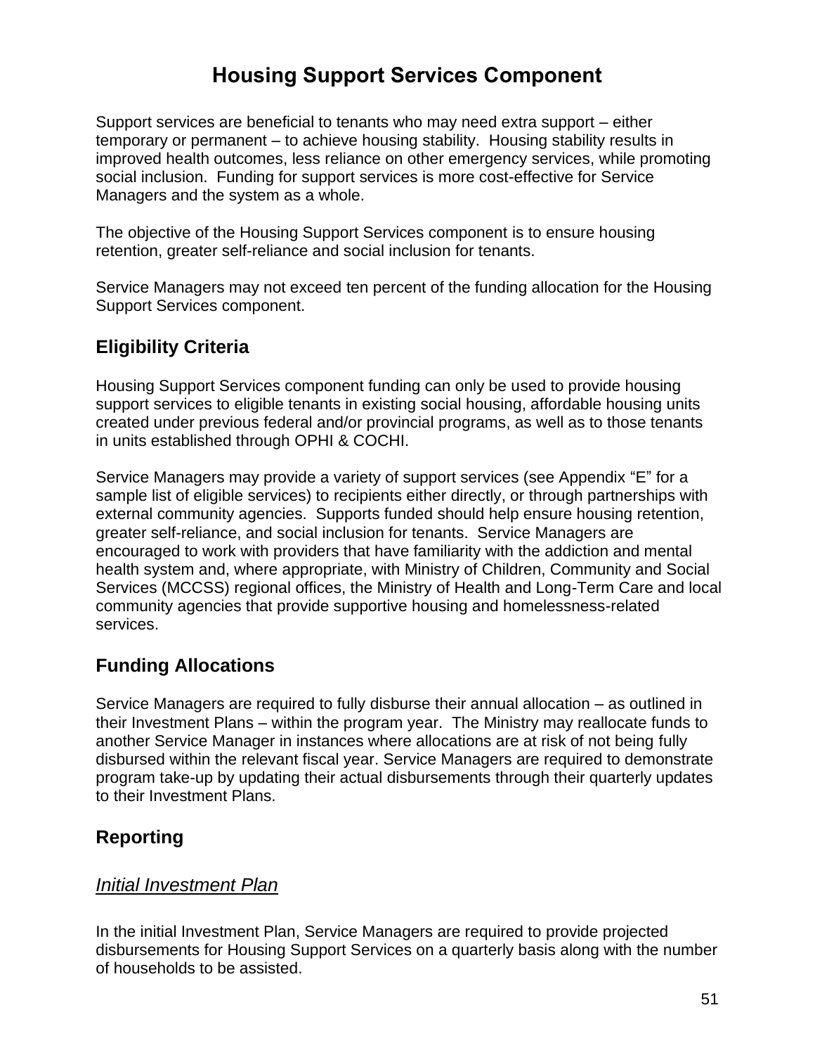# Housing Support Services Component

Support services are beneficial to tenants who may need extra support – either temporary or permanent – to achieve housing stability. Housing stability results in improved health outcomes, less reliance on other emergency services, while promoting social inclusion. Funding for support services is more cost-effective for Service Managers and the system as a whole.

The objective of the Housing Support Services component is to ensure housing retention, greater self-reliance and social inclusion for tenants.

Service Managers may not exceed ten percent of the funding allocation for the Housing Support Services component.

## Eligibility Criteria

Housing Support Services component funding can only be used to provide housing support services to eligible tenants in existing social housing, affordable housing units created under previous federal and/or provincial programs, as well as to those tenants in units established through OPHI & COCHI.

Service Managers may provide a variety of support services (see Appendix "E" for a sample list of eligible services) to recipients either directly, or through partnerships with external community agencies. Supports funded should help ensure housing retention, greater self-reliance, and social inclusion for tenants. Service Managers are encouraged to work with providers that have familiarity with the addiction and mental health system and, where appropriate, with Ministry of Children, Community and Social Services (MCCSS) regional offices, the Ministry of Health and Long-Term Care and local community agencies that provide supportive housing and homelessness-related services.

## Funding Allocations

Service Managers are required to fully disburse their annual allocation – as outlined in their Investment Plans – within the program year. The Ministry may reallocate funds to another Service Manager in instances where allocations are at risk of not being fully disbursed within the relevant fiscal year. Service Managers are required to demonstrate program take-up by updating their actual disbursements through their quarterly updates to their Investment Plans.

## Reporting

### *Initial Investment Plan*

In the initial Investment Plan, Service Managers are required to provide projected disbursements for Housing Support Services on a quarterly basis along with the number of households to be assisted.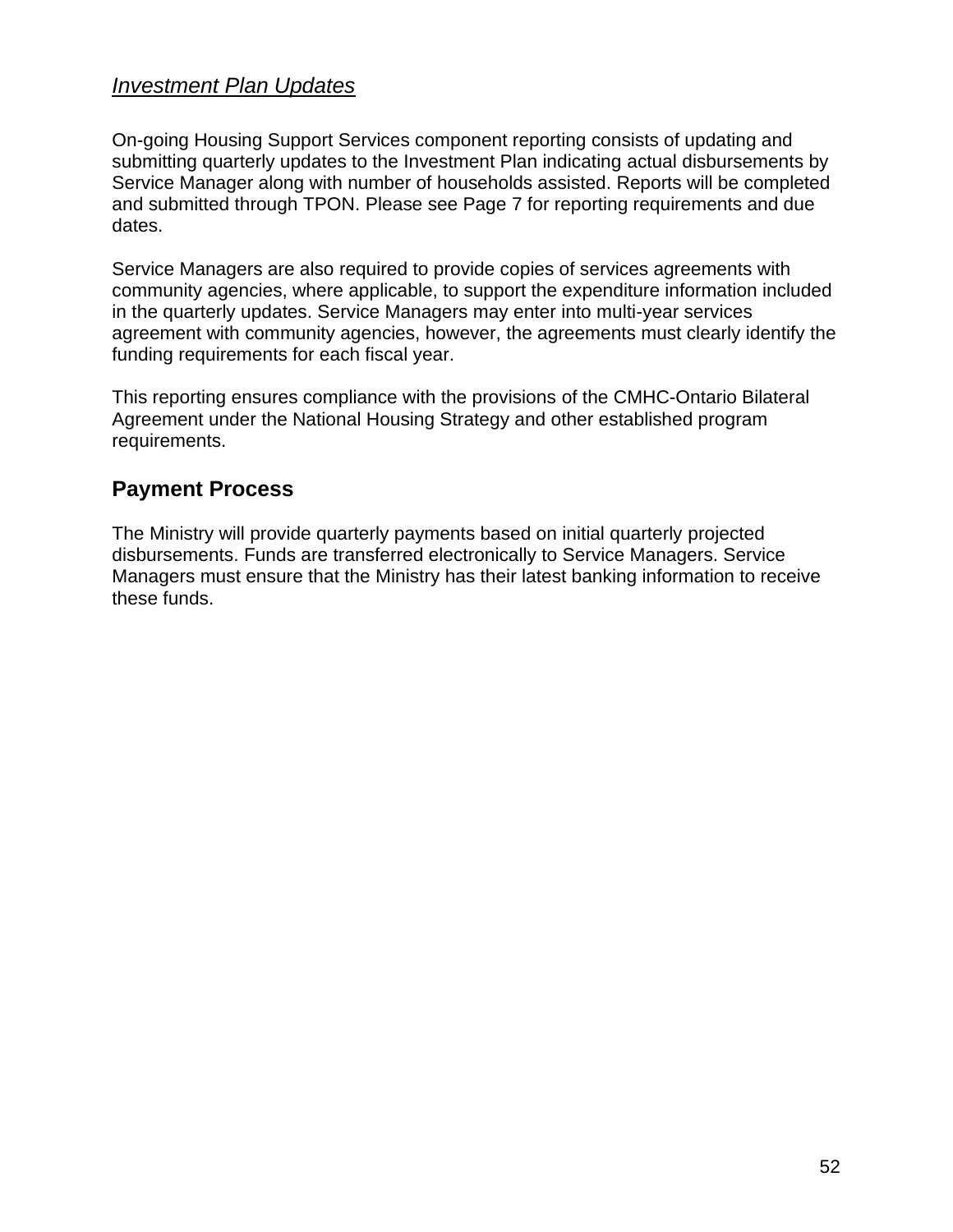*Investment Plan Updates*

On-going Housing Support Services component reporting consists of updating and submitting quarterly updates to the Investment Plan indicating actual disbursements by Service Manager along with number of households assisted. Reports will be completed and submitted through TPON. Please see Page 7 for reporting requirements and due dates.

Service Managers are also required to provide copies of services agreements with community agencies, where applicable, to support the expenditure information included in the quarterly updates. Service Managers may enter into multi-year services agreement with community agencies, however, the agreements must clearly identify the funding requirements for each fiscal year.

This reporting ensures compliance with the provisions of the CMHC-Ontario Bilateral Agreement under the National Housing Strategy and other established program requirements.

## Payment Process

The Ministry will provide quarterly payments based on initial quarterly projected disbursements. Funds are transferred electronically to Service Managers. Service Managers must ensure that the Ministry has their latest banking information to receive these funds.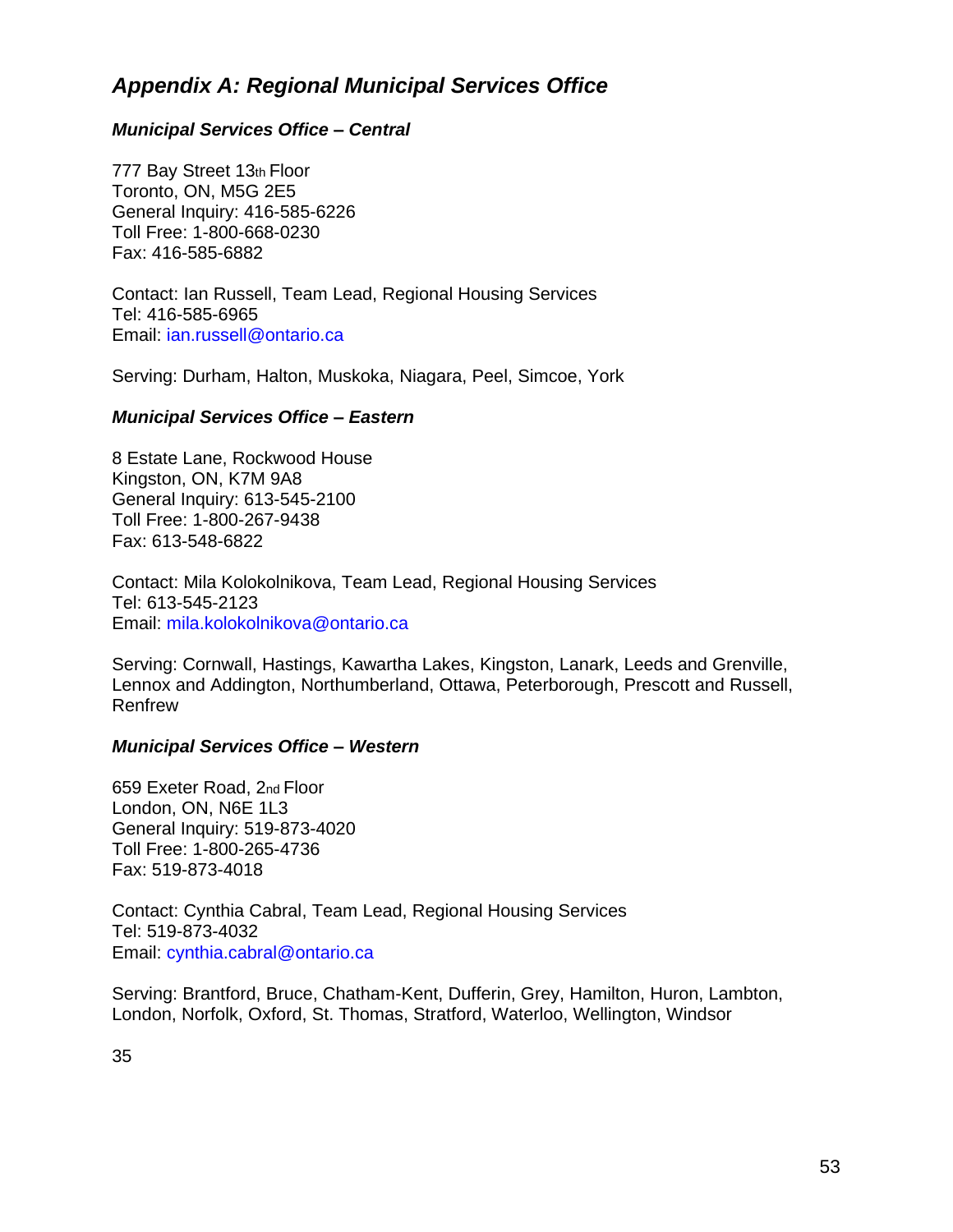## *Appendix A: Regional Municipal Services Office*

### *Municipal Services Office – Central*

777 Bay Street 13th Floor
Toronto, ON, M5G 2E5
General Inquiry: 416-585-6226
Toll Free: 1-800-668-0230
Fax: 416-585-6882

Contact: Ian Russell, Team Lead, Regional Housing Services
Tel: 416-585-6965
Email: ian.russell@ontario.ca

Serving: Durham, Halton, Muskoka, Niagara, Peel, Simcoe, York

### *Municipal Services Office – Eastern*

8 Estate Lane, Rockwood House
Kingston, ON, K7M 9A8
General Inquiry: 613-545-2100
Toll Free: 1-800-267-9438
Fax: 613-548-6822

Contact: Mila Kolokolnikova, Team Lead, Regional Housing Services
Tel: 613-545-2123
Email: mila.kolokolnikova@ontario.ca

Serving: Cornwall, Hastings, Kawartha Lakes, Kingston, Lanark, Leeds and Grenville, Lennox and Addington, Northumberland, Ottawa, Peterborough, Prescott and Russell, Renfrew

### *Municipal Services Office – Western*

659 Exeter Road, 2nd Floor
London, ON, N6E 1L3
General Inquiry: 519-873-4020
Toll Free: 1-800-265-4736
Fax: 519-873-4018

Contact: Cynthia Cabral, Team Lead, Regional Housing Services
Tel: 519-873-4032
Email: cynthia.cabral@ontario.ca

Serving: Brantford, Bruce, Chatham-Kent, Dufferin, Grey, Hamilton, Huron, Lambton, London, Norfolk, Oxford, St. Thomas, Stratford, Waterloo, Wellington, Windsor

35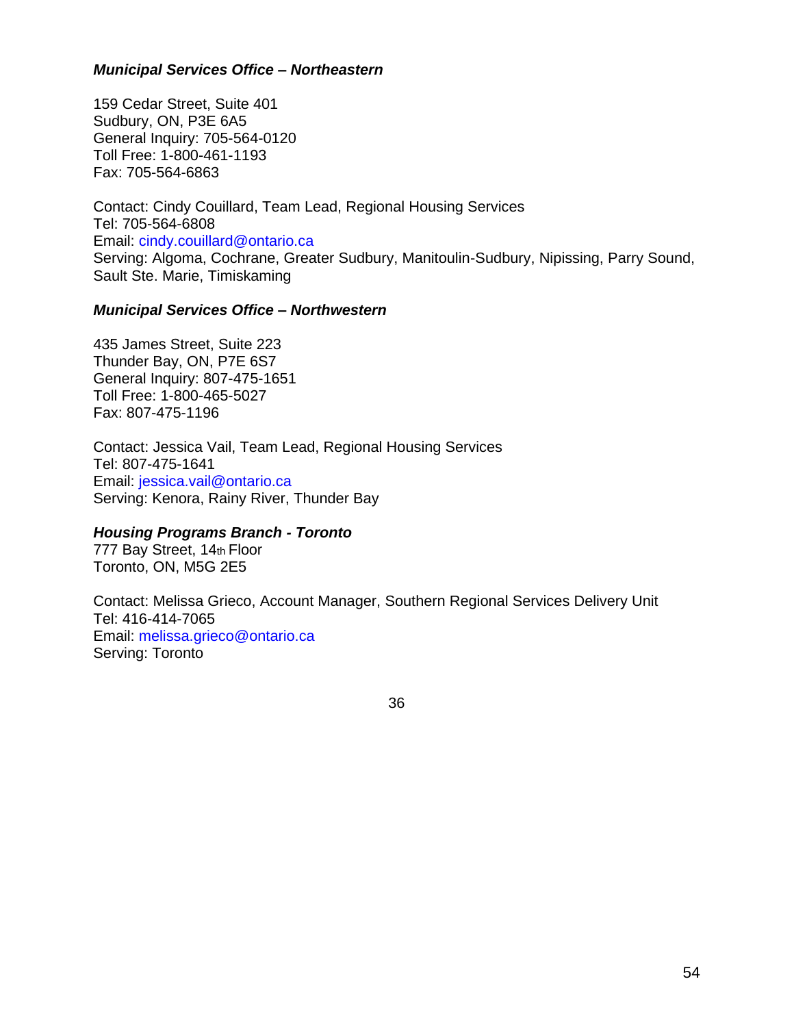***Municipal Services Office – Northeastern***

159 Cedar Street, Suite 401
Sudbury, ON, P3E 6A5
General Inquiry: 705-564-0120
Toll Free: 1-800-461-1193
Fax: 705-564-6863

Contact: Cindy Couillard, Team Lead, Regional Housing Services
Tel: 705-564-6808
Email: cindy.couillard@ontario.ca
Serving: Algoma, Cochrane, Greater Sudbury, Manitoulin-Sudbury, Nipissing, Parry Sound, Sault Ste. Marie, Timiskaming

***Municipal Services Office – Northwestern***

435 James Street, Suite 223
Thunder Bay, ON, P7E 6S7
General Inquiry: 807-475-1651
Toll Free: 1-800-465-5027
Fax: 807-475-1196

Contact: Jessica Vail, Team Lead, Regional Housing Services
Tel: 807-475-1641
Email: jessica.vail@ontario.ca
Serving: Kenora, Rainy River, Thunder Bay

***Housing Programs Branch - Toronto***

777 Bay Street, 14th Floor
Toronto, ON, M5G 2E5

Contact: Melissa Grieco, Account Manager, Southern Regional Services Delivery Unit
Tel: 416-414-7065
Email: melissa.grieco@ontario.ca
Serving: Toronto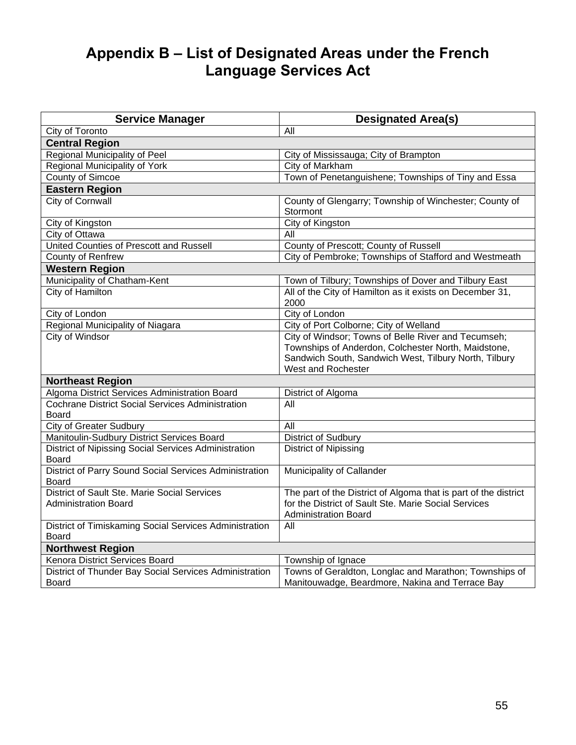# Appendix B – List of Designated Areas under the French Language Services Act

| Service Manager | Designated Area(s) |
|---|---|
| City of Toronto | All |
| **Central Region** | |
| Regional Municipality of Peel | City of Mississauga; City of Brampton |
| Regional Municipality of York | City of Markham |
| County of Simcoe | Town of Penetanguishene; Townships of Tiny and Essa |
| **Eastern Region** | |
| City of Cornwall | County of Glengarry; Township of Winchester; County of Stormont |
| City of Kingston | City of Kingston |
| City of Ottawa | All |
| United Counties of Prescott and Russell | County of Prescott; County of Russell |
| County of Renfrew | City of Pembroke; Townships of Stafford and Westmeath |
| **Western Region** | |
| Municipality of Chatham-Kent | Town of Tilbury; Townships of Dover and Tilbury East |
| City of Hamilton | All of the City of Hamilton as it exists on December 31, 2000 |
| City of London | City of London |
| Regional Municipality of Niagara | City of Port Colborne; City of Welland |
| City of Windsor | City of Windsor; Towns of Belle River and Tecumseh; Townships of Anderdon, Colchester North, Maidstone, Sandwich South, Sandwich West, Tilbury North, Tilbury West and Rochester |
| **Northeast Region** | |
| Algoma District Services Administration Board | District of Algoma |
| Cochrane District Social Services Administration Board | All |
| City of Greater Sudbury | All |
| Manitoulin-Sudbury District Services Board | District of Sudbury |
| District of Nipissing Social Services Administration Board | District of Nipissing |
| District of Parry Sound Social Services Administration Board | Municipality of Callander |
| District of Sault Ste. Marie Social Services Administration Board | The part of the District of Algoma that is part of the district for the District of Sault Ste. Marie Social Services Administration Board |
| District of Timiskaming Social Services Administration Board | All |
| **Northwest Region** | |
| Kenora District Services Board | Township of Ignace |
| District of Thunder Bay Social Services Administration Board | Towns of Geraldton, Longlac and Marathon; Townships of Manitouwadge, Beardmore, Nakina and Terrace Bay |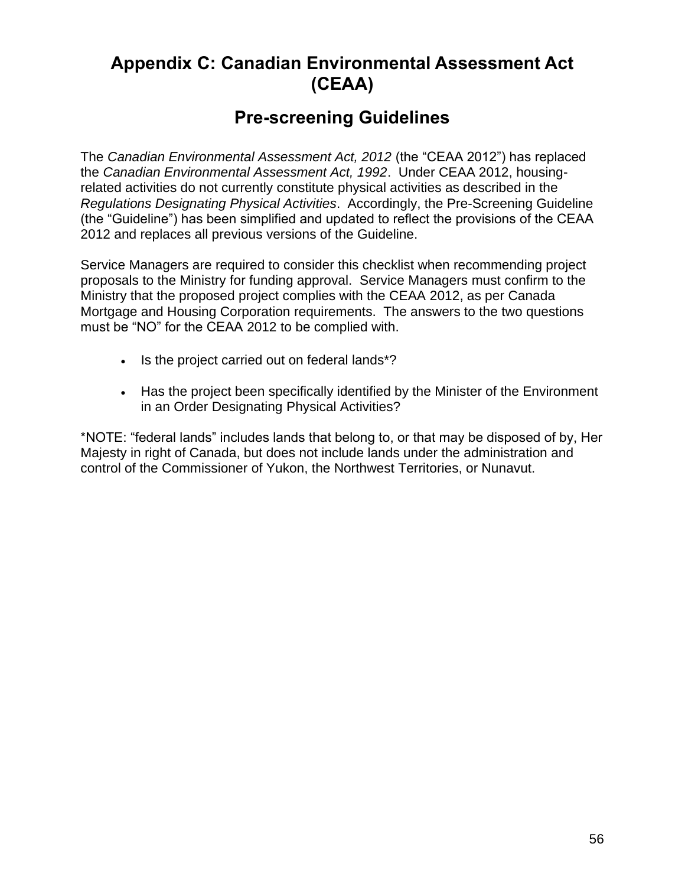# Appendix C: Canadian Environmental Assessment Act (CEAA)

## Pre-screening Guidelines

The *Canadian Environmental Assessment Act, 2012* (the "CEAA 2012") has replaced the *Canadian Environmental Assessment Act, 1992*. Under CEAA 2012, housing-related activities do not currently constitute physical activities as described in the *Regulations Designating Physical Activities*. Accordingly, the Pre-Screening Guideline (the "Guideline") has been simplified and updated to reflect the provisions of the CEAA 2012 and replaces all previous versions of the Guideline.

Service Managers are required to consider this checklist when recommending project proposals to the Ministry for funding approval. Service Managers must confirm to the Ministry that the proposed project complies with the CEAA 2012, as per Canada Mortgage and Housing Corporation requirements. The answers to the two questions must be "NO" for the CEAA 2012 to be complied with.

- Is the project carried out on federal lands*?
- Has the project been specifically identified by the Minister of the Environment in an Order Designating Physical Activities?

*NOTE: "federal lands" includes lands that belong to, or that may be disposed of by, Her Majesty in right of Canada, but does not include lands under the administration and control of the Commissioner of Yukon, the Northwest Territories, or Nunavut.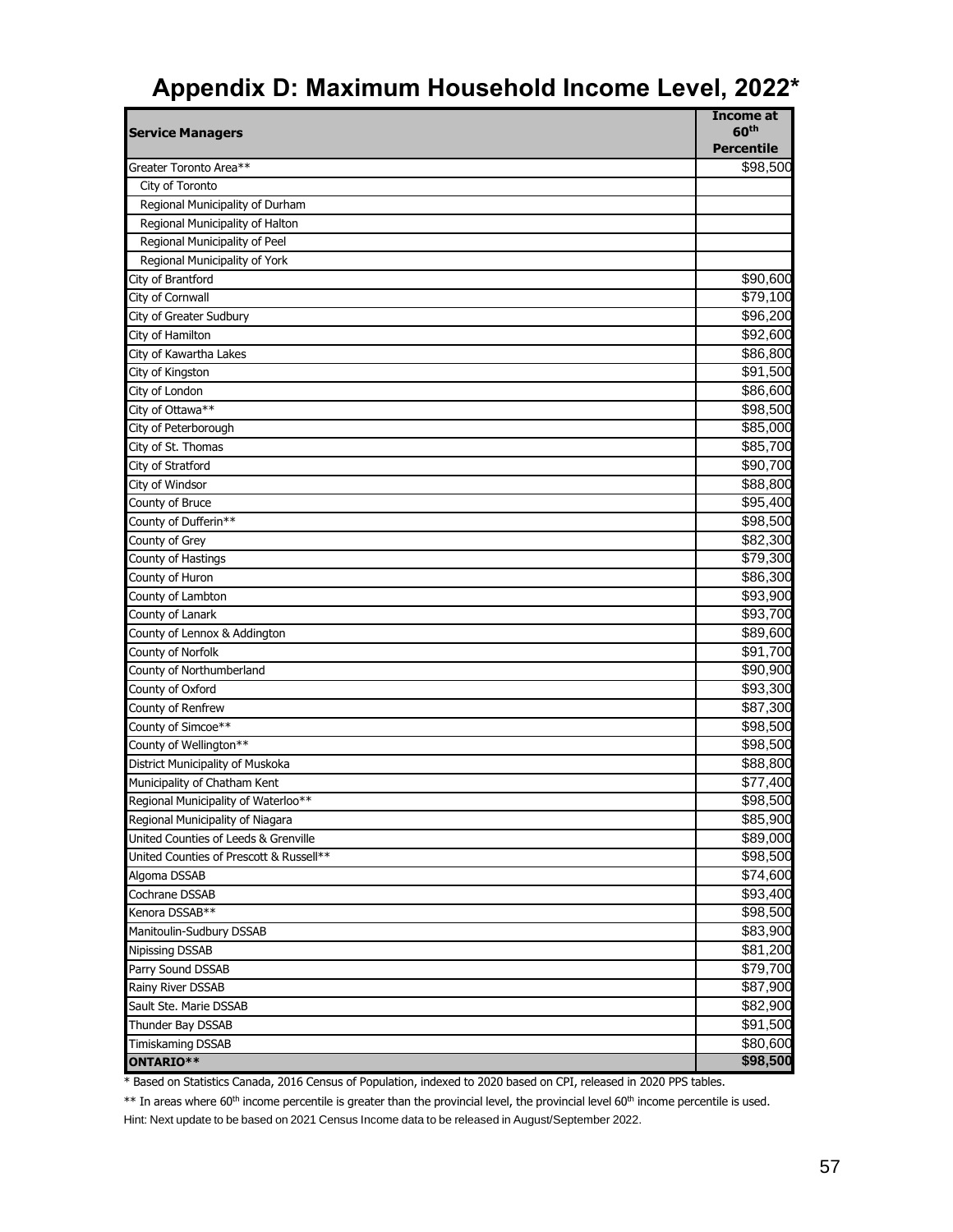# Appendix D: Maximum Household Income Level, 2022*

| Service Managers | Income at 60th Percentile |
|---|---|
| Greater Toronto Area** | $98,500 |
| City of Toronto | |
| Regional Municipality of Durham | |
| Regional Municipality of Halton | |
| Regional Municipality of Peel | |
| Regional Municipality of York | |
| City of Brantford | $90,600 |
| City of Cornwall | $79,100 |
| City of Greater Sudbury | $96,200 |
| City of Hamilton | $92,600 |
| City of Kawartha Lakes | $86,800 |
| City of Kingston | $91,500 |
| City of London | $86,600 |
| City of Ottawa** | $98,500 |
| City of Peterborough | $85,000 |
| City of St. Thomas | $85,700 |
| City of Stratford | $90,700 |
| City of Windsor | $88,800 |
| County of Bruce | $95,400 |
| County of Dufferin** | $98,500 |
| County of Grey | $82,300 |
| County of Hastings | $79,300 |
| County of Huron | $86,300 |
| County of Lambton | $93,900 |
| County of Lanark | $93,700 |
| County of Lennox & Addington | $89,600 |
| County of Norfolk | $91,700 |
| County of Northumberland | $90,900 |
| County of Oxford | $93,300 |
| County of Renfrew | $87,300 |
| County of Simcoe** | $98,500 |
| County of Wellington** | $98,500 |
| District Municipality of Muskoka | $88,800 |
| Municipality of Chatham Kent | $77,400 |
| Regional Municipality of Waterloo** | $98,500 |
| Regional Municipality of Niagara | $85,900 |
| United Counties of Leeds & Grenville | $89,000 |
| United Counties of Prescott & Russell** | $98,500 |
| Algoma DSSAB | $74,600 |
| Cochrane DSSAB | $93,400 |
| Kenora DSSAB** | $98,500 |
| Manitoulin-Sudbury DSSAB | $83,900 |
| Nipissing DSSAB | $81,200 |
| Parry Sound DSSAB | $79,700 |
| Rainy River DSSAB | $87,900 |
| Sault Ste. Marie DSSAB | $82,900 |
| Thunder Bay DSSAB | $91,500 |
| Timiskaming DSSAB | $80,600 |
| **ONTARIO**** | **$98,500** |

* Based on Statistics Canada, 2016 Census of Population, indexed to 2020 based on CPI, released in 2020 PPS tables.

** In areas where 60th income percentile is greater than the provincial level, the provincial level 60th income percentile is used.

Hint: Next update to be based on 2021 Census Income data to be released in August/September 2022.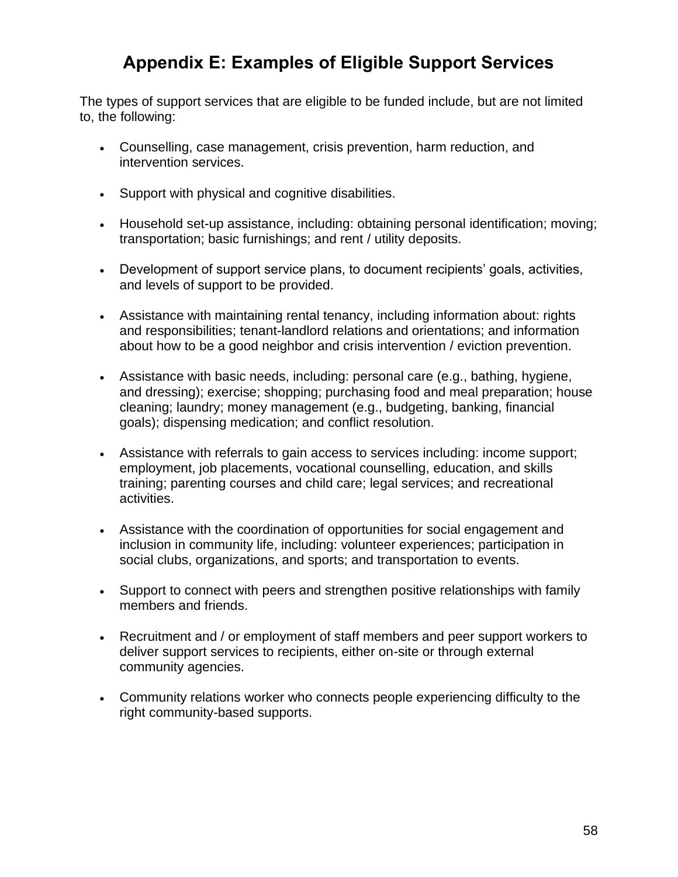# Appendix E: Examples of Eligible Support Services

The types of support services that are eligible to be funded include, but are not limited to, the following:

- Counselling, case management, crisis prevention, harm reduction, and intervention services.
- Support with physical and cognitive disabilities.
- Household set-up assistance, including: obtaining personal identification; moving; transportation; basic furnishings; and rent / utility deposits.
- Development of support service plans, to document recipients' goals, activities, and levels of support to be provided.
- Assistance with maintaining rental tenancy, including information about: rights and responsibilities; tenant-landlord relations and orientations; and information about how to be a good neighbor and crisis intervention / eviction prevention.
- Assistance with basic needs, including: personal care (e.g., bathing, hygiene, and dressing); exercise; shopping; purchasing food and meal preparation; house cleaning; laundry; money management (e.g., budgeting, banking, financial goals); dispensing medication; and conflict resolution.
- Assistance with referrals to gain access to services including: income support; employment, job placements, vocational counselling, education, and skills training; parenting courses and child care; legal services; and recreational activities.
- Assistance with the coordination of opportunities for social engagement and inclusion in community life, including: volunteer experiences; participation in social clubs, organizations, and sports; and transportation to events.
- Support to connect with peers and strengthen positive relationships with family members and friends.
- Recruitment and / or employment of staff members and peer support workers to deliver support services to recipients, either on-site or through external community agencies.
- Community relations worker who connects people experiencing difficulty to the right community-based supports.